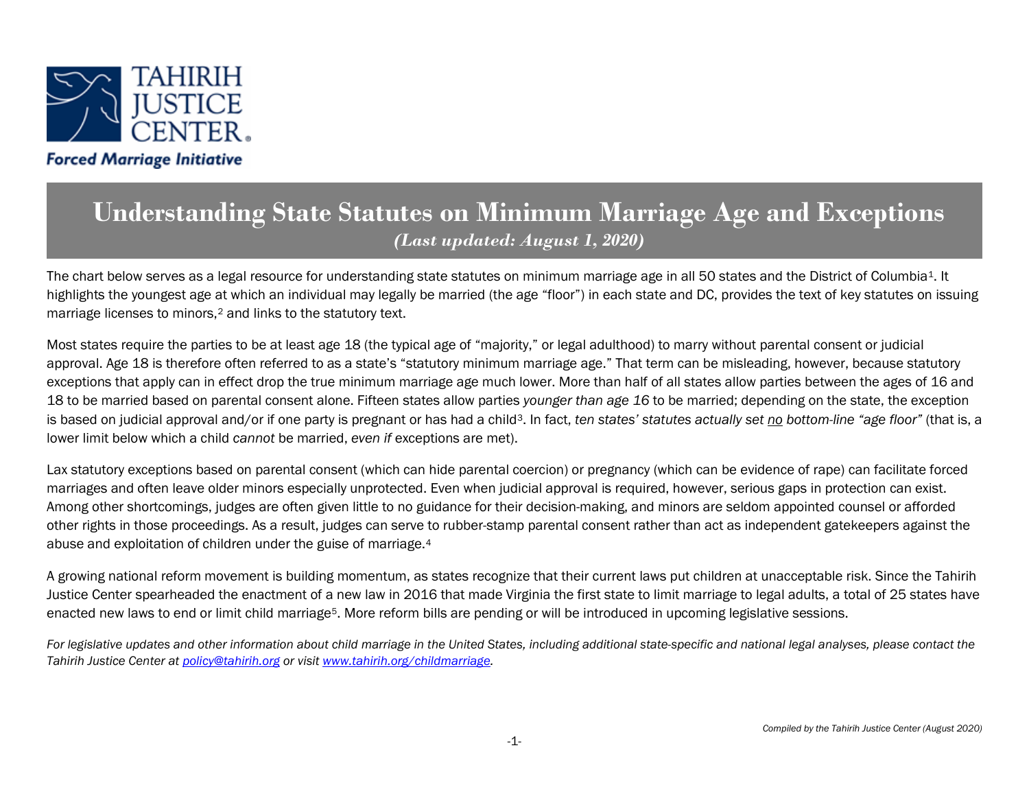TAHIRIH JUSTICE CENTER

**Forced Marriage Initiative**

# Understanding State Statutes on Minimum Marriage Age and Exceptions

***(Last updated: August 1, 2020)***

The chart below serves as a legal resource for understanding state statutes on minimum marriage age in all 50 states and the District of Columbia[1]. It highlights the youngest age at which an individual may legally be married (the age "floor") in each state and DC, provides the text of key statutes on issuing marriage licenses to minors,[2] and links to the statutory text.

Most states require the parties to be at least age 18 (the typical age of "majority," or legal adulthood) to marry without parental consent or judicial approval. Age 18 is therefore often referred to as a state's "statutory minimum marriage age." That term can be misleading, however, because statutory exceptions that apply can in effect drop the true minimum marriage age much lower. More than half of all states allow parties between the ages of 16 and 18 to be married based on parental consent alone. Fifteen states allow parties *younger than age 16* to be married; depending on the state, the exception is based on judicial approval and/or if one party is pregnant or has had a child[3]. In fact, *ten states' statutes actually set no bottom-line "age floor"* (that is, a lower limit below which a child *cannot* be married, *even if* exceptions are met).

Lax statutory exceptions based on parental consent (which can hide parental coercion) or pregnancy (which can be evidence of rape) can facilitate forced marriages and often leave older minors especially unprotected. Even when judicial approval is required, however, serious gaps in protection can exist. Among other shortcomings, judges are often given little to no guidance for their decision-making, and minors are seldom appointed counsel or afforded other rights in those proceedings. As a result, judges can serve to rubber-stamp parental consent rather than act as independent gatekeepers against the abuse and exploitation of children under the guise of marriage.[4]

A growing national reform movement is building momentum, as states recognize that their current laws put children at unacceptable risk. Since the Tahirih Justice Center spearheaded the enactment of a new law in 2016 that made Virginia the first state to limit marriage to legal adults, a total of 25 states have enacted new laws to end or limit child marriage[5]. More reform bills are pending or will be introduced in upcoming legislative sessions.

*For legislative updates and other information about child marriage in the United States, including additional state-specific and national legal analyses, please contact the Tahirih Justice Center at [policy@tahirih.org](mailto:policy@tahirih.org) or visit [www.tahirih.org/childmarriage](http://www.tahirih.org/childmarriage).*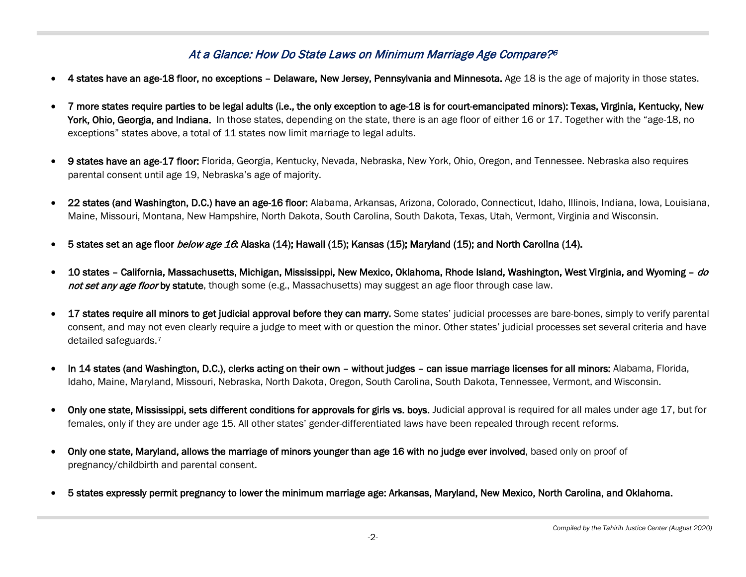## *At a Glance: How Do State Laws on Minimum Marriage Age Compare?*[6]

- **4 states have an age-18 floor, no exceptions – Delaware, New Jersey, Pennsylvania and Minnesota.** Age 18 is the age of majority in those states.

- **7 more states require parties to be legal adults (i.e., the only exception to age-18 is for court-emancipated minors): Texas, Virginia, Kentucky, New York, Ohio, Georgia, and Indiana.** In those states, depending on the state, there is an age floor of either 16 or 17. Together with the "age-18, no exceptions" states above, a total of 11 states now limit marriage to legal adults.

- **9 states have an age-17 floor:** Florida, Georgia, Kentucky, Nevada, Nebraska, New York, Ohio, Oregon, and Tennessee. Nebraska also requires parental consent until age 19, Nebraska's age of majority.

- **22 states (and Washington, D.C.) have an age-16 floor:** Alabama, Arkansas, Arizona, Colorado, Connecticut, Idaho, Illinois, Indiana, Iowa, Louisiana, Maine, Missouri, Montana, New Hampshire, North Dakota, South Carolina, South Dakota, Texas, Utah, Vermont, Virginia and Wisconsin.

- **5 states set an age floor *below age 16*: Alaska (14); Hawaii (15); Kansas (15); Maryland (15); and North Carolina (14).**

- **10 states – California, Massachusetts, Michigan, Mississippi, New Mexico, Oklahoma, Rhode Island, Washington, West Virginia, and Wyoming – *do not set any age floor* by statute**, though some (e.g., Massachusetts) may suggest an age floor through case law.

- **17 states require all minors to get judicial approval before they can marry.** Some states' judicial processes are bare-bones, simply to verify parental consent, and may not even clearly require a judge to meet with or question the minor. Other states' judicial processes set several criteria and have detailed safeguards.[7]

- **In 14 states (and Washington, D.C.), clerks acting on their own – without judges – can issue marriage licenses for all minors:** Alabama, Florida, Idaho, Maine, Maryland, Missouri, Nebraska, North Dakota, Oregon, South Carolina, South Dakota, Tennessee, Vermont, and Wisconsin.

- **Only one state, Mississippi, sets different conditions for approvals for girls vs. boys.** Judicial approval is required for all males under age 17, but for females, only if they are under age 15. All other states' gender-differentiated laws have been repealed through recent reforms.

- **Only one state, Maryland, allows the marriage of minors younger than age 16 with no judge ever involved**, based only on proof of pregnancy/childbirth and parental consent.

- **5 states expressly permit pregnancy to lower the minimum marriage age: Arkansas, Maryland, New Mexico, North Carolina, and Oklahoma.**

*Compiled by the Tahirih Justice Center (August 2020)*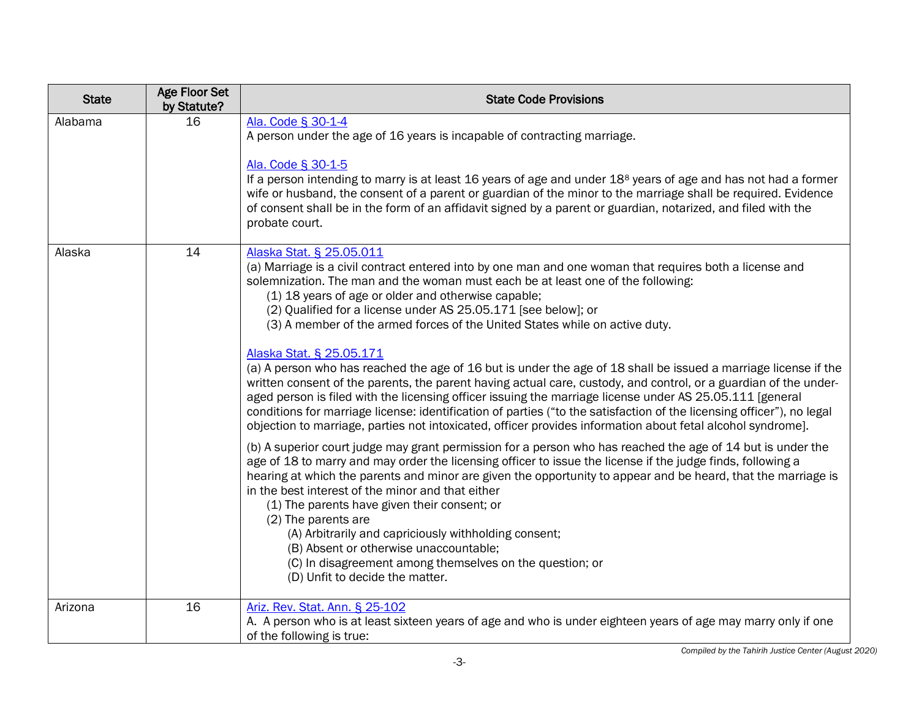| State | Age Floor Set by Statute? | State Code Provisions |
| --- | --- | --- |
| Alabama | 16 | [Ala. Code § 30-1-4](#)<br>A person under the age of 16 years is incapable of contracting marriage.<br><br>[Ala. Code § 30-1-5](#)<br>If a person intending to marry is at least 16 years of age and under 18[8] years of age and has not had a former wife or husband, the consent of a parent or guardian of the minor to the marriage shall be required. Evidence of consent shall be in the form of an affidavit signed by a parent or guardian, notarized, and filed with the probate court. |
| Alaska | 14 | [Alaska Stat. § 25.05.011](#)<br>(a) Marriage is a civil contract entered into by one man and one woman that requires both a license and solemnization. The man and the woman must each be at least one of the following:<br>(1) 18 years of age or older and otherwise capable;<br>(2) Qualified for a license under AS 25.05.171 [see below]; or<br>(3) A member of the armed forces of the United States while on active duty.<br><br>[Alaska Stat. § 25.05.171](#)<br>(a) A person who has reached the age of 16 but is under the age of 18 shall be issued a marriage license if the written consent of the parents, the parent having actual care, custody, and control, or a guardian of the under-aged person is filed with the licensing officer issuing the marriage license under AS 25.05.111 [general conditions for marriage license: identification of parties ("to the satisfaction of the licensing officer"), no legal objection to marriage, parties not intoxicated, officer provides information about fetal alcohol syndrome].<br><br>(b) A superior court judge may grant permission for a person who has reached the age of 14 but is under the age of 18 to marry and may order the licensing officer to issue the license if the judge finds, following a hearing at which the parents and minor are given the opportunity to appear and be heard, that the marriage is in the best interest of the minor and that either<br>(1) The parents have given their consent; or<br>(2) The parents are<br>(A) Arbitrarily and capriciously withholding consent;<br>(B) Absent or otherwise unaccountable;<br>(C) In disagreement among themselves on the question; or<br>(D) Unfit to decide the matter. |
| Arizona | 16 | [Ariz. Rev. Stat. Ann. § 25-102](#)<br>A. A person who is at least sixteen years of age and who is under eighteen years of age may marry only if one of the following is true: |

*Compiled by the Tahirih Justice Center (August 2020)*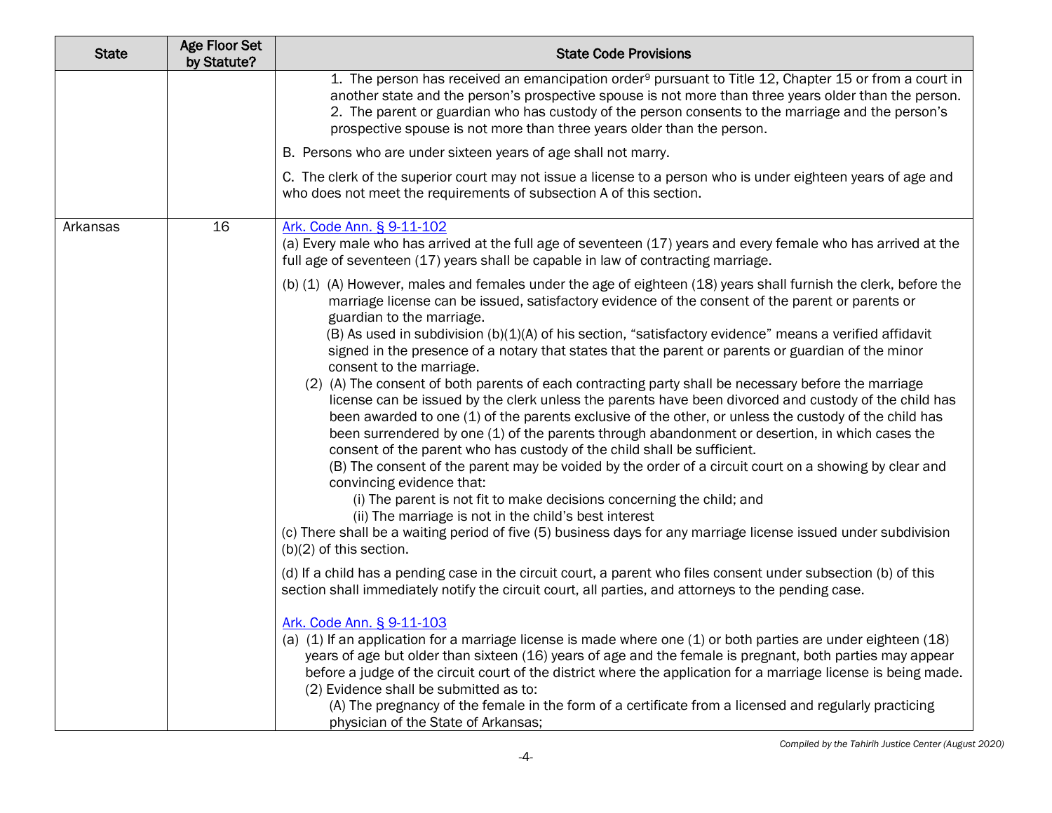| State | Age Floor Set by Statute? | State Code Provisions |
|---|---|---|
| | | 1. The person has received an emancipation order[9] pursuant to Title 12, Chapter 15 or from a court in another state and the person's prospective spouse is not more than three years older than the person.<br>2. The parent or guardian who has custody of the person consents to the marriage and the person's prospective spouse is not more than three years older than the person.<br><br>B. Persons who are under sixteen years of age shall not marry.<br><br>C. The clerk of the superior court may not issue a license to a person who is under eighteen years of age and who does not meet the requirements of subsection A of this section. |
| Arkansas | 16 | [Ark. Code Ann. § 9-11-102](#)<br>(a) Every male who has arrived at the full age of seventeen (17) years and every female who has arrived at the full age of seventeen (17) years shall be capable in law of contracting marriage.<br><br>(b) (1) (A) However, males and females under the age of eighteen (18) years shall furnish the clerk, before the marriage license can be issued, satisfactory evidence of the consent of the parent or parents or guardian to the marriage.<br>(B) As used in subdivision (b)(1)(A) of his section, "satisfactory evidence" means a verified affidavit signed in the presence of a notary that states that the parent or parents or guardian of the minor consent to the marriage.<br>(2) (A) The consent of both parents of each contracting party shall be necessary before the marriage license can be issued by the clerk unless the parents have been divorced and custody of the child has been awarded to one (1) of the parents exclusive of the other, or unless the custody of the child has been surrendered by one (1) of the parents through abandonment or desertion, in which cases the consent of the parent who has custody of the child shall be sufficient.<br>(B) The consent of the parent may be voided by the order of a circuit court on a showing by clear and convincing evidence that:<br>(i) The parent is not fit to make decisions concerning the child; and<br>(ii) The marriage is not in the child's best interest<br>(c) There shall be a waiting period of five (5) business days for any marriage license issued under subdivision (b)(2) of this section.<br><br>(d) If a child has a pending case in the circuit court, a parent who files consent under subsection (b) of this section shall immediately notify the circuit court, all parties, and attorneys to the pending case.<br><br>[Ark. Code Ann. § 9-11-103](#)<br>(a) (1) If an application for a marriage license is made where one (1) or both parties are under eighteen (18) years of age but older than sixteen (16) years of age and the female is pregnant, both parties may appear before a judge of the circuit court of the district where the application for a marriage license is being made.<br>(2) Evidence shall be submitted as to:<br>(A) The pregnancy of the female in the form of a certificate from a licensed and regularly practicing physician of the State of Arkansas; |

*Compiled by the Tahirih Justice Center (August 2020)*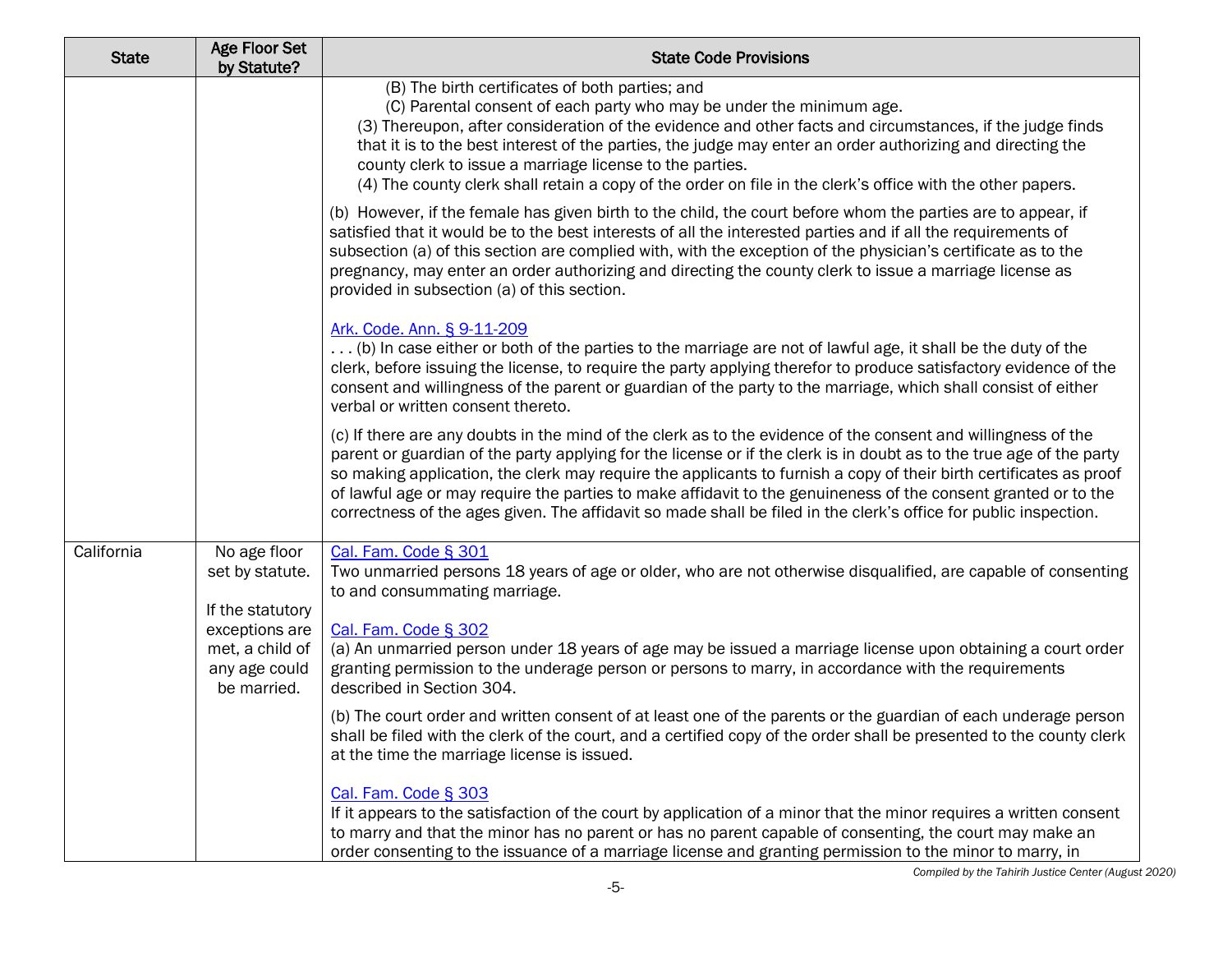| State | Age Floor Set by Statute? | State Code Provisions |
| --- | --- | --- |
| | | (B) The birth certificates of both parties; and<br>(C) Parental consent of each party who may be under the minimum age.<br>(3) Thereupon, after consideration of the evidence and other facts and circumstances, if the judge finds that it is to the best interest of the parties, the judge may enter an order authorizing and directing the county clerk to issue a marriage license to the parties.<br>(4) The county clerk shall retain a copy of the order on file in the clerk's office with the other papers.<br><br>(b) However, if the female has given birth to the child, the court before whom the parties are to appear, if satisfied that it would be to the best interests of all the interested parties and if all the requirements of subsection (a) of this section are complied with, with the exception of the physician's certificate as to the pregnancy, may enter an order authorizing and directing the county clerk to issue a marriage license as provided in subsection (a) of this section.<br><br>Ark. Code. Ann. § 9-11-209<br>. . . (b) In case either or both of the parties to the marriage are not of lawful age, it shall be the duty of the clerk, before issuing the license, to require the party applying therefor to produce satisfactory evidence of the consent and willingness of the parent or guardian of the party to the marriage, which shall consist of either verbal or written consent thereto.<br><br>(c) If there are any doubts in the mind of the clerk as to the evidence of the consent and willingness of the parent or guardian of the party applying for the license or if the clerk is in doubt as to the true age of the party so making application, the clerk may require the applicants to furnish a copy of their birth certificates as proof of lawful age or may require the parties to make affidavit to the genuineness of the consent granted or to the correctness of the ages given. The affidavit so made shall be filed in the clerk's office for public inspection. |
| California | No age floor set by statute.<br><br>If the statutory exceptions are met, a child of any age could be married. | Cal. Fam. Code § 301<br>Two unmarried persons 18 years of age or older, who are not otherwise disqualified, are capable of consenting to and consummating marriage.<br><br>Cal. Fam. Code § 302<br>(a) An unmarried person under 18 years of age may be issued a marriage license upon obtaining a court order granting permission to the underage person or persons to marry, in accordance with the requirements described in Section 304.<br><br>(b) The court order and written consent of at least one of the parents or the guardian of each underage person shall be filed with the clerk of the court, and a certified copy of the order shall be presented to the county clerk at the time the marriage license is issued.<br><br>Cal. Fam. Code § 303<br>If it appears to the satisfaction of the court by application of a minor that the minor requires a written consent to marry and that the minor has no parent or has no parent capable of consenting, the court may make an order consenting to the issuance of a marriage license and granting permission to the minor to marry, in |

*Compiled by the Tahirih Justice Center (August 2020)*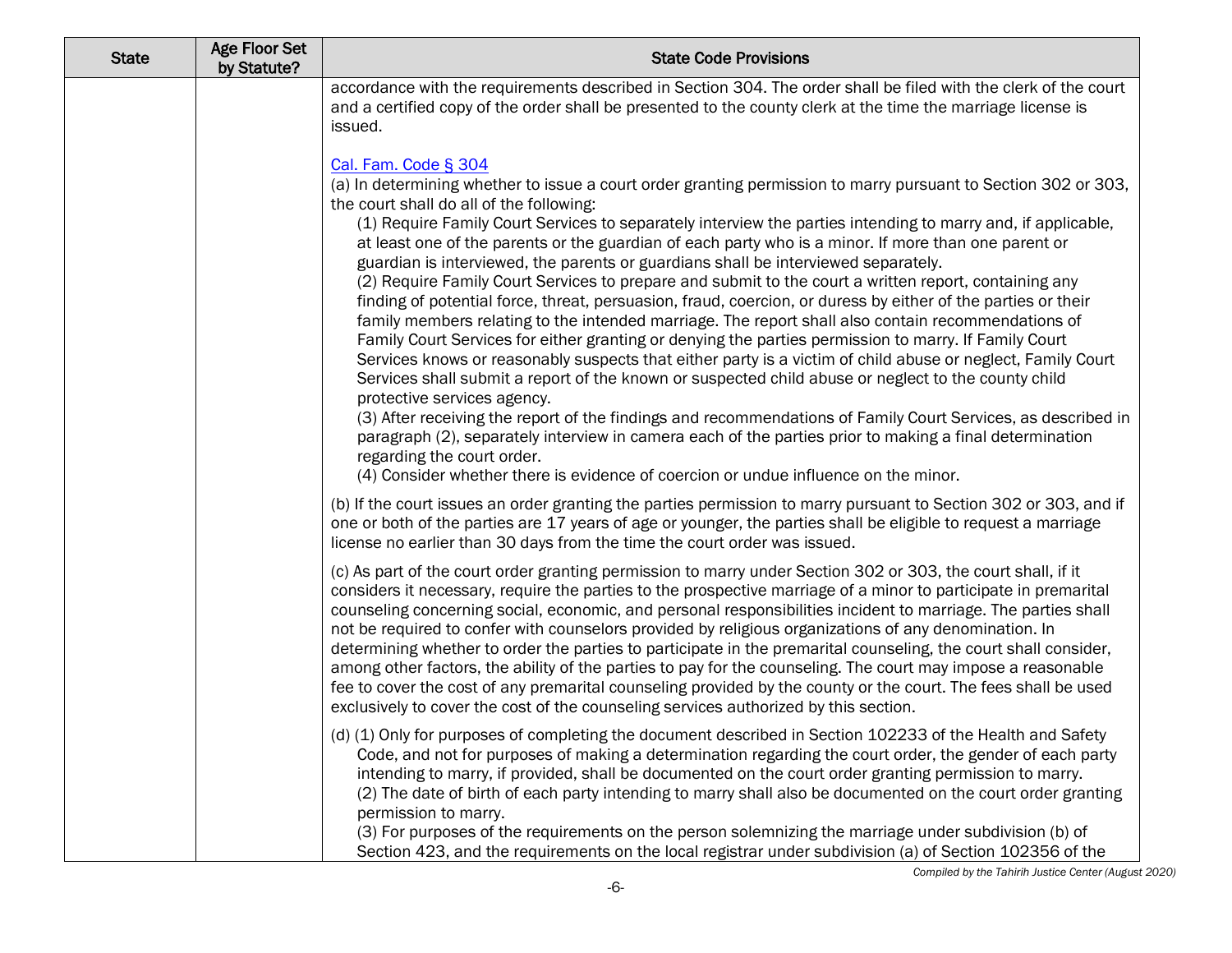| State | Age Floor Set by Statute? | State Code Provisions |
| --- | --- | --- |
| | | accordance with the requirements described in Section 304. The order shall be filed with the clerk of the court and a certified copy of the order shall be presented to the county clerk at the time the marriage license is issued.<br><br>Cal. Fam. Code § 304<br>(a) In determining whether to issue a court order granting permission to marry pursuant to Section 302 or 303, the court shall do all of the following:<br>(1) Require Family Court Services to separately interview the parties intending to marry and, if applicable, at least one of the parents or the guardian of each party who is a minor. If more than one parent or guardian is interviewed, the parents or guardians shall be interviewed separately.<br>(2) Require Family Court Services to prepare and submit to the court a written report, containing any finding of potential force, threat, persuasion, fraud, coercion, or duress by either of the parties or their family members relating to the intended marriage. The report shall also contain recommendations of Family Court Services for either granting or denying the parties permission to marry. If Family Court Services knows or reasonably suspects that either party is a victim of child abuse or neglect, Family Court Services shall submit a report of the known or suspected child abuse or neglect to the county child protective services agency.<br>(3) After receiving the report of the findings and recommendations of Family Court Services, as described in paragraph (2), separately interview in camera each of the parties prior to making a final determination regarding the court order.<br>(4) Consider whether there is evidence of coercion or undue influence on the minor.<br><br>(b) If the court issues an order granting the parties permission to marry pursuant to Section 302 or 303, and if one or both of the parties are 17 years of age or younger, the parties shall be eligible to request a marriage license no earlier than 30 days from the time the court order was issued.<br><br>(c) As part of the court order granting permission to marry under Section 302 or 303, the court shall, if it considers it necessary, require the parties to the prospective marriage of a minor to participate in premarital counseling concerning social, economic, and personal responsibilities incident to marriage. The parties shall not be required to confer with counselors provided by religious organizations of any denomination. In determining whether to order the parties to participate in the premarital counseling, the court shall consider, among other factors, the ability of the parties to pay for the counseling. The court may impose a reasonable fee to cover the cost of any premarital counseling provided by the county or the court. The fees shall be used exclusively to cover the cost of the counseling services authorized by this section.<br><br>(d) (1) Only for purposes of completing the document described in Section 102233 of the Health and Safety Code, and not for purposes of making a determination regarding the court order, the gender of each party intending to marry, if provided, shall be documented on the court order granting permission to marry.<br>(2) The date of birth of each party intending to marry shall also be documented on the court order granting permission to marry.<br>(3) For purposes of the requirements on the person solemnizing the marriage under subdivision (b) of Section 423, and the requirements on the local registrar under subdivision (a) of Section 102356 of the |

*Compiled by the Tahirih Justice Center (August 2020)*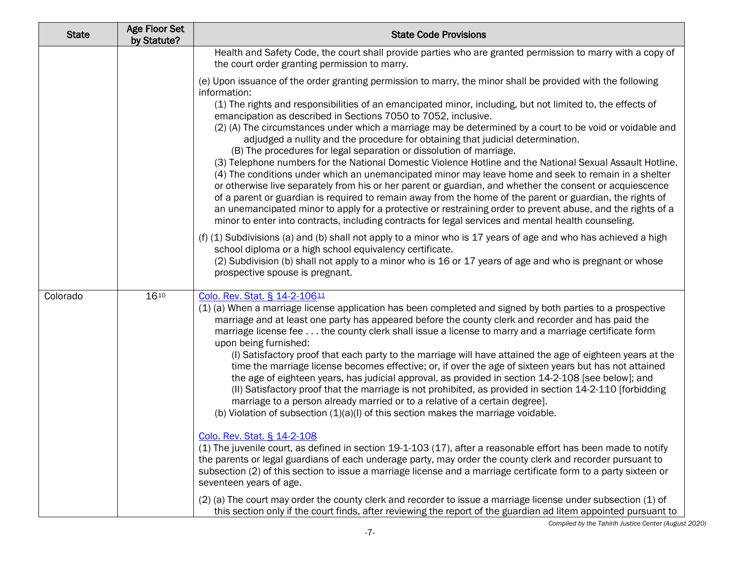| State | Age Floor Set by Statute? | State Code Provisions |
|---|---|---|
| | | Health and Safety Code, the court shall provide parties who are granted permission to marry with a copy of the court order granting permission to marry.<br><br>(e) Upon issuance of the order granting permission to marry, the minor shall be provided with the following information:<br>(1) The rights and responsibilities of an emancipated minor, including, but not limited to, the effects of emancipation as described in Sections 7050 to 7052, inclusive.<br>(2) (A) The circumstances under which a marriage may be determined by a court to be void or voidable and adjudged a nullity and the procedure for obtaining that judicial determination.<br>(B) The procedures for legal separation or dissolution of marriage.<br>(3) Telephone numbers for the National Domestic Violence Hotline and the National Sexual Assault Hotline.<br>(4) The conditions under which an unemancipated minor may leave home and seek to remain in a shelter or otherwise live separately from his or her parent or guardian, and whether the consent or acquiescence of a parent or guardian is required to remain away from the home of the parent or guardian, the rights of an unemancipated minor to apply for a protective or restraining order to prevent abuse, and the rights of a minor to enter into contracts, including contracts for legal services and mental health counseling.<br><br>(f) (1) Subdivisions (a) and (b) shall not apply to a minor who is 17 years of age and who has achieved a high school diploma or a high school equivalency certificate.<br>(2) Subdivision (b) shall not apply to a minor who is 16 or 17 years of age and who is pregnant or whose prospective spouse is pregnant. |
| Colorado | 16[10] | Colo. Rev. Stat. § 14-2-106[11]<br>(1) (a) When a marriage license application has been completed and signed by both parties to a prospective marriage and at least one party has appeared before the county clerk and recorder and has paid the marriage license fee . . . the county clerk shall issue a license to marry and a marriage certificate form upon being furnished:<br>(I) Satisfactory proof that each party to the marriage will have attained the age of eighteen years at the time the marriage license becomes effective; or, if over the age of sixteen years but has not attained the age of eighteen years, has judicial approval, as provided in section 14-2-108 [see below]; and<br>(II) Satisfactory proof that the marriage is not prohibited, as provided in section 14-2-110 [forbidding marriage to a person already married or to a relative of a certain degree].<br>(b) Violation of subsection (1)(a)(I) of this section makes the marriage voidable.<br><br>Colo. Rev. Stat. § 14-2-108<br>(1) The juvenile court, as defined in section 19-1-103 (17), after a reasonable effort has been made to notify the parents or legal guardians of each underage party, may order the county clerk and recorder pursuant to subsection (2) of this section to issue a marriage license and a marriage certificate form to a party sixteen or seventeen years of age.<br><br>(2) (a) The court may order the county clerk and recorder to issue a marriage license under subsection (1) of this section only if the court finds, after reviewing the report of the guardian ad litem appointed pursuant to |

*Compiled by the Tahirih Justice Center (August 2020)*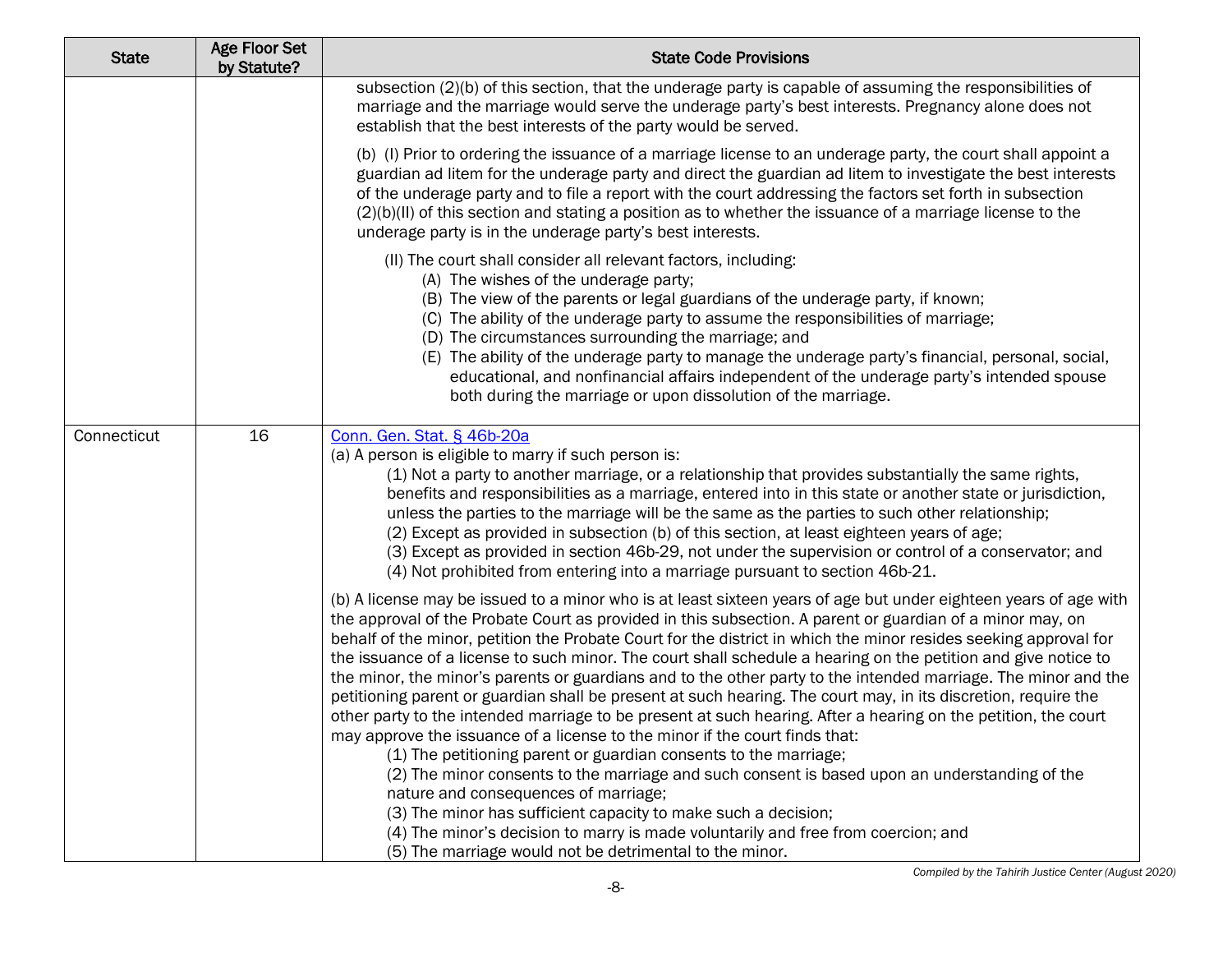| State | Age Floor Set by Statute? | State Code Provisions |
|---|---|---|
| | | subsection (2)(b) of this section, that the underage party is capable of assuming the responsibilities of marriage and the marriage would serve the underage party's best interests. Pregnancy alone does not establish that the best interests of the party would be served.<br><br>(b) (I) Prior to ordering the issuance of a marriage license to an underage party, the court shall appoint a guardian ad litem for the underage party and direct the guardian ad litem to investigate the best interests of the underage party and to file a report with the court addressing the factors set forth in subsection (2)(b)(II) of this section and stating a position as to whether the issuance of a marriage license to the underage party is in the underage party's best interests.<br><br>(II) The court shall consider all relevant factors, including:<br>(A) The wishes of the underage party;<br>(B) The view of the parents or legal guardians of the underage party, if known;<br>(C) The ability of the underage party to assume the responsibilities of marriage;<br>(D) The circumstances surrounding the marriage; and<br>(E) The ability of the underage party to manage the underage party's financial, personal, social, educational, and nonfinancial affairs independent of the underage party's intended spouse both during the marriage or upon dissolution of the marriage. |
| Connecticut | 16 | Conn. Gen. Stat. § 46b-20a<br>(a) A person is eligible to marry if such person is:<br>(1) Not a party to another marriage, or a relationship that provides substantially the same rights, benefits and responsibilities as a marriage, entered into in this state or another state or jurisdiction, unless the parties to the marriage will be the same as the parties to such other relationship;<br>(2) Except as provided in subsection (b) of this section, at least eighteen years of age;<br>(3) Except as provided in section 46b-29, not under the supervision or control of a conservator; and<br>(4) Not prohibited from entering into a marriage pursuant to section 46b-21.<br><br>(b) A license may be issued to a minor who is at least sixteen years of age but under eighteen years of age with the approval of the Probate Court as provided in this subsection. A parent or guardian of a minor may, on behalf of the minor, petition the Probate Court for the district in which the minor resides seeking approval for the issuance of a license to such minor. The court shall schedule a hearing on the petition and give notice to the minor, the minor's parents or guardians and to the other party to the intended marriage. The minor and the petitioning parent or guardian shall be present at such hearing. The court may, in its discretion, require the other party to the intended marriage to be present at such hearing. After a hearing on the petition, the court may approve the issuance of a license to the minor if the court finds that:<br>(1) The petitioning parent or guardian consents to the marriage;<br>(2) The minor consents to the marriage and such consent is based upon an understanding of the nature and consequences of marriage;<br>(3) The minor has sufficient capacity to make such a decision;<br>(4) The minor's decision to marry is made voluntarily and free from coercion; and<br>(5) The marriage would not be detrimental to the minor. |

*Compiled by the Tahirih Justice Center (August 2020)*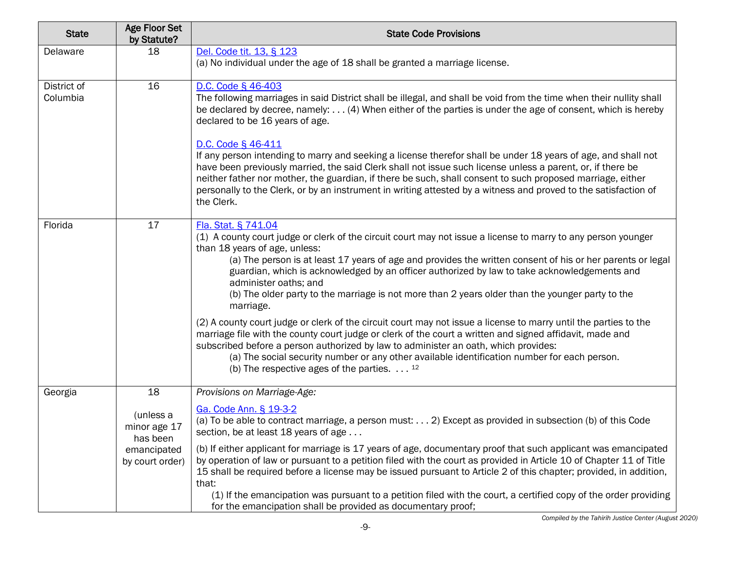| State | Age Floor Set by Statute? | State Code Provisions |
|---|---|---|
| Delaware | 18 | [Del. Code tit. 13, § 123](#)<br>(a) No individual under the age of 18 shall be granted a marriage license. |
| District of Columbia | 16 | [D.C. Code § 46-403](#)<br>The following marriages in said District shall be illegal, and shall be void from the time when their nullity shall be declared by decree, namely: . . . (4) When either of the parties is under the age of consent, which is hereby declared to be 16 years of age.<br><br>[D.C. Code § 46-411](#)<br>If any person intending to marry and seeking a license therefor shall be under 18 years of age, and shall not have been previously married, the said Clerk shall not issue such license unless a parent, or, if there be neither father nor mother, the guardian, if there be such, shall consent to such proposed marriage, either personally to the Clerk, or by an instrument in writing attested by a witness and proved to the satisfaction of the Clerk. |
| Florida | 17 | [Fla. Stat. § 741.04](#)<br>(1) A county court judge or clerk of the circuit court may not issue a license to marry to any person younger than 18 years of age, unless:<br>(a) The person is at least 17 years of age and provides the written consent of his or her parents or legal guardian, which is acknowledged by an officer authorized by law to take acknowledgements and administer oaths; and<br>(b) The older party to the marriage is not more than 2 years older than the younger party to the marriage.<br><br>(2) A county court judge or clerk of the circuit court may not issue a license to marry until the parties to the marriage file with the county court judge or clerk of the court a written and signed affidavit, made and subscribed before a person authorized by law to administer an oath, which provides:<br>(a) The social security number or any other available identification number for each person.<br>(b) The respective ages of the parties. . . . [12] |
| Georgia | 18<br><br>(unless a minor age 17 has been emancipated by court order) | *Provisions on Marriage-Age:*<br><br>[Ga. Code Ann. § 19-3-2](#)<br>(a) To be able to contract marriage, a person must: . . . 2) Except as provided in subsection (b) of this Code section, be at least 18 years of age . . .<br><br>(b) If either applicant for marriage is 17 years of age, documentary proof that such applicant was emancipated by operation of law or pursuant to a petition filed with the court as provided in Article 10 of Chapter 11 of Title 15 shall be required before a license may be issued pursuant to Article 2 of this chapter; provided, in addition, that:<br>(1) If the emancipation was pursuant to a petition filed with the court, a certified copy of the order providing for the emancipation shall be provided as documentary proof; |

*Compiled by the Tahirih Justice Center (August 2020)*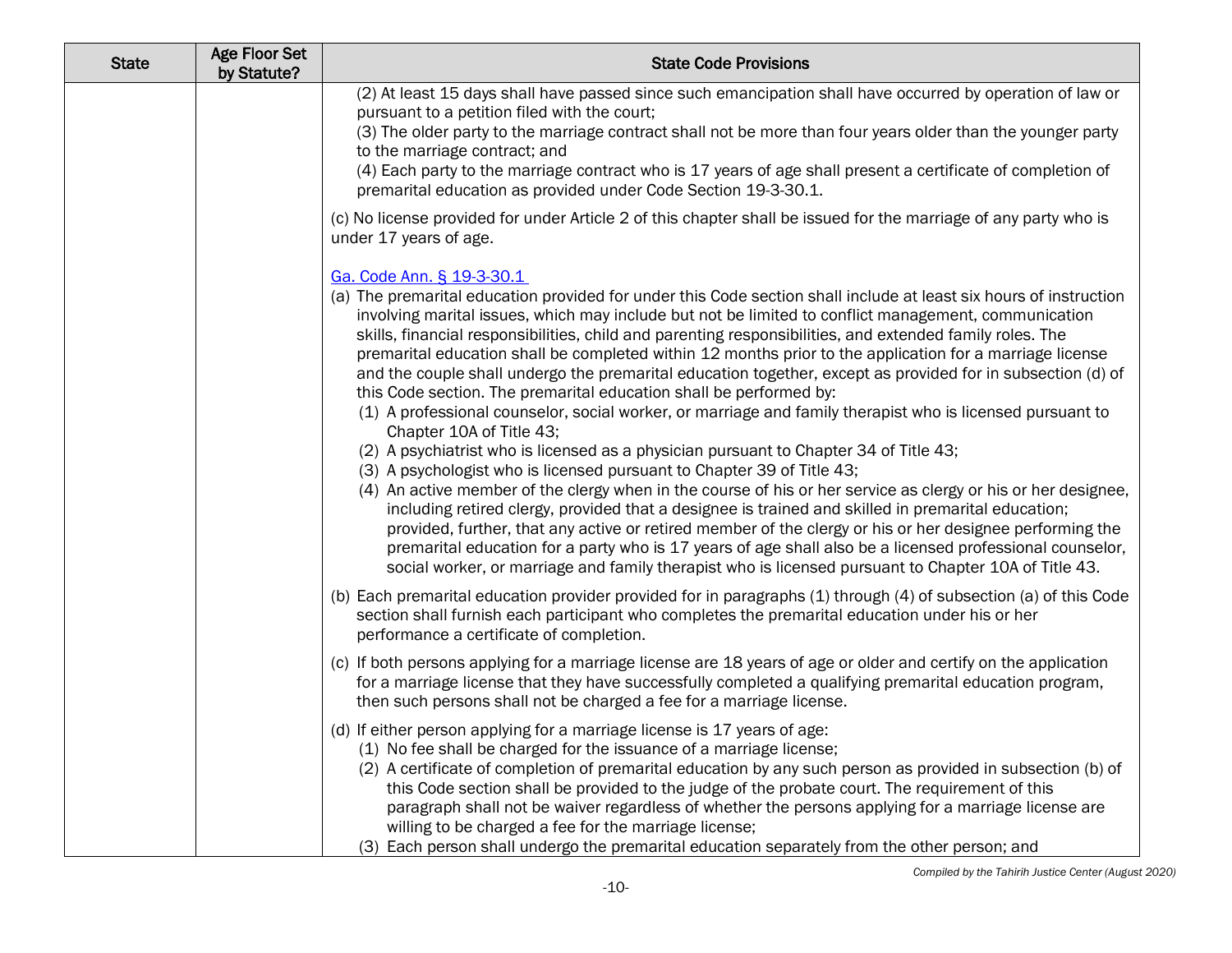| State | Age Floor Set by Statute? | State Code Provisions |
| --- | --- | --- |
| | | (2) At least 15 days shall have passed since such emancipation shall have occurred by operation of law or pursuant to a petition filed with the court;<br>(3) The older party to the marriage contract shall not be more than four years older than the younger party to the marriage contract; and<br>(4) Each party to the marriage contract who is 17 years of age shall present a certificate of completion of premarital education as provided under Code Section 19-3-30.1.<br><br>(c) No license provided for under Article 2 of this chapter shall be issued for the marriage of any party who is under 17 years of age.<br><br>Ga. Code Ann. § 19-3-30.1<br>(a) The premarital education provided for under this Code section shall include at least six hours of instruction involving marital issues, which may include but not be limited to conflict management, communication skills, financial responsibilities, child and parenting responsibilities, and extended family roles. The premarital education shall be completed within 12 months prior to the application for a marriage license and the couple shall undergo the premarital education together, except as provided for in subsection (d) of this Code section. The premarital education shall be performed by:<br>(1) A professional counselor, social worker, or marriage and family therapist who is licensed pursuant to Chapter 10A of Title 43;<br>(2) A psychiatrist who is licensed as a physician pursuant to Chapter 34 of Title 43;<br>(3) A psychologist who is licensed pursuant to Chapter 39 of Title 43;<br>(4) An active member of the clergy when in the course of his or her service as clergy or his or her designee, including retired clergy, provided that a designee is trained and skilled in premarital education; provided, further, that any active or retired member of the clergy or his or her designee performing the premarital education for a party who is 17 years of age shall also be a licensed professional counselor, social worker, or marriage and family therapist who is licensed pursuant to Chapter 10A of Title 43.<br><br>(b) Each premarital education provider provided for in paragraphs (1) through (4) of subsection (a) of this Code section shall furnish each participant who completes the premarital education under his or her performance a certificate of completion.<br><br>(c) If both persons applying for a marriage license are 18 years of age or older and certify on the application for a marriage license that they have successfully completed a qualifying premarital education program, then such persons shall not be charged a fee for a marriage license.<br><br>(d) If either person applying for a marriage license is 17 years of age:<br>(1) No fee shall be charged for the issuance of a marriage license;<br>(2) A certificate of completion of premarital education by any such person as provided in subsection (b) of this Code section shall be provided to the judge of the probate court. The requirement of this paragraph shall not be waiver regardless of whether the persons applying for a marriage license are willing to be charged a fee for the marriage license;<br>(3) Each person shall undergo the premarital education separately from the other person; and |

*Compiled by the Tahirih Justice Center (August 2020)*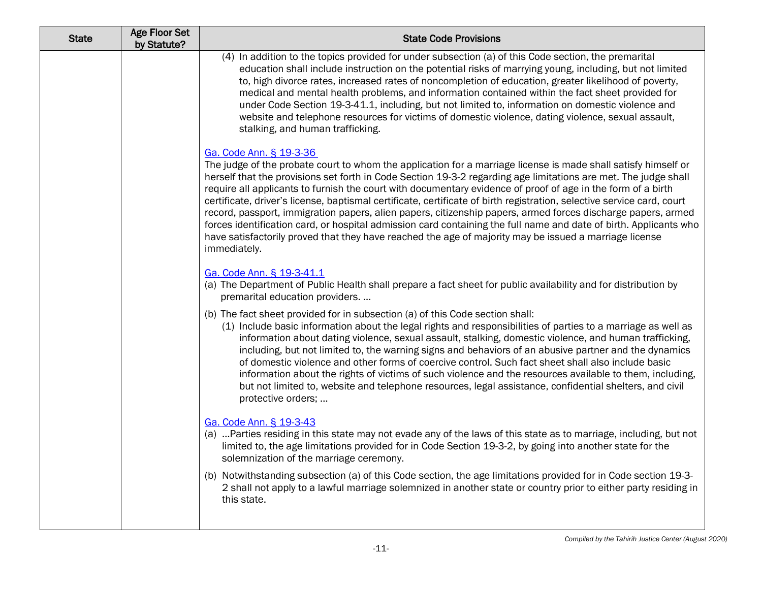| State | Age Floor Set by Statute? | State Code Provisions |
|---|---|---|
| | | (4) In addition to the topics provided for under subsection (a) of this Code section, the premarital education shall include instruction on the potential risks of marrying young, including, but not limited to, high divorce rates, increased rates of noncompletion of education, greater likelihood of poverty, medical and mental health problems, and information contained within the fact sheet provided for under Code Section 19-3-41.1, including, but not limited to, information on domestic violence and website and telephone resources for victims of domestic violence, dating violence, sexual assault, stalking, and human trafficking.<br><br>Ga. Code Ann. § 19-3-36<br>The judge of the probate court to whom the application for a marriage license is made shall satisfy himself or herself that the provisions set forth in Code Section 19-3-2 regarding age limitations are met. The judge shall require all applicants to furnish the court with documentary evidence of proof of age in the form of a birth certificate, driver's license, baptismal certificate, certificate of birth registration, selective service card, court record, passport, immigration papers, alien papers, citizenship papers, armed forces discharge papers, armed forces identification card, or hospital admission card containing the full name and date of birth. Applicants who have satisfactorily proved that they have reached the age of majority may be issued a marriage license immediately.<br><br>Ga. Code Ann. § 19-3-41.1<br>(a) The Department of Public Health shall prepare a fact sheet for public availability and for distribution by premarital education providers. …<br>(b) The fact sheet provided for in subsection (a) of this Code section shall:<br>(1) Include basic information about the legal rights and responsibilities of parties to a marriage as well as information about dating violence, sexual assault, stalking, domestic violence, and human trafficking, including, but not limited to, the warning signs and behaviors of an abusive partner and the dynamics of domestic violence and other forms of coercive control. Such fact sheet shall also include basic information about the rights of victims of such violence and the resources available to them, including, but not limited to, website and telephone resources, legal assistance, confidential shelters, and civil protective orders; …<br><br>Ga. Code Ann. § 19-3-43<br>(a) …Parties residing in this state may not evade any of the laws of this state as to marriage, including, but not limited to, the age limitations provided for in Code Section 19-3-2, by going into another state for the solemnization of the marriage ceremony.<br>(b) Notwithstanding subsection (a) of this Code section, the age limitations provided for in Code section 19-3-2 shall not apply to a lawful marriage solemnized in another state or country prior to either party residing in this state. |

*Compiled by the Tahirih Justice Center (August 2020)*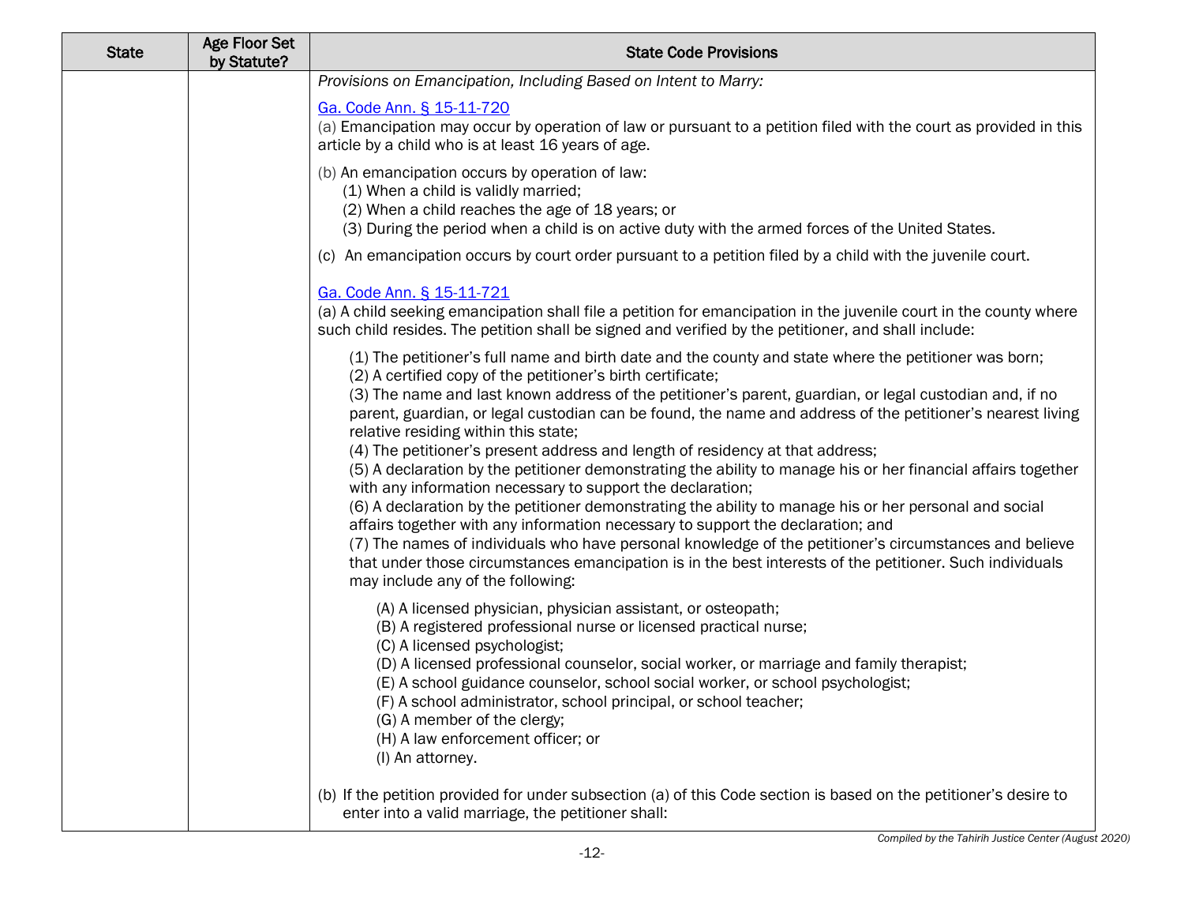| State | Age Floor Set by Statute? | State Code Provisions |
| --- | --- | --- |
| | | *Provisions on Emancipation, Including Based on Intent to Marry:*<br><br>Ga. Code Ann. § 15-11-720<br>(a) Emancipation may occur by operation of law or pursuant to a petition filed with the court as provided in this article by a child who is at least 16 years of age.<br><br>(b) An emancipation occurs by operation of law:<br>(1) When a child is validly married;<br>(2) When a child reaches the age of 18 years; or<br>(3) During the period when a child is on active duty with the armed forces of the United States.<br><br>(c) An emancipation occurs by court order pursuant to a petition filed by a child with the juvenile court.<br><br>Ga. Code Ann. § 15-11-721<br>(a) A child seeking emancipation shall file a petition for emancipation in the juvenile court in the county where such child resides. The petition shall be signed and verified by the petitioner, and shall include:<br><br>(1) The petitioner's full name and birth date and the county and state where the petitioner was born;<br>(2) A certified copy of the petitioner's birth certificate;<br>(3) The name and last known address of the petitioner's parent, guardian, or legal custodian and, if no parent, guardian, or legal custodian can be found, the name and address of the petitioner's nearest living relative residing within this state;<br>(4) The petitioner's present address and length of residency at that address;<br>(5) A declaration by the petitioner demonstrating the ability to manage his or her financial affairs together with any information necessary to support the declaration;<br>(6) A declaration by the petitioner demonstrating the ability to manage his or her personal and social affairs together with any information necessary to support the declaration; and<br>(7) The names of individuals who have personal knowledge of the petitioner's circumstances and believe that under those circumstances emancipation is in the best interests of the petitioner. Such individuals may include any of the following:<br><br>(A) A licensed physician, physician assistant, or osteopath;<br>(B) A registered professional nurse or licensed practical nurse;<br>(C) A licensed psychologist;<br>(D) A licensed professional counselor, social worker, or marriage and family therapist;<br>(E) A school guidance counselor, school social worker, or school psychologist;<br>(F) A school administrator, school principal, or school teacher;<br>(G) A member of the clergy;<br>(H) A law enforcement officer; or<br>(I) An attorney.<br><br>(b) If the petition provided for under subsection (a) of this Code section is based on the petitioner's desire to enter into a valid marriage, the petitioner shall: |

*Compiled by the Tahirih Justice Center (August 2020)*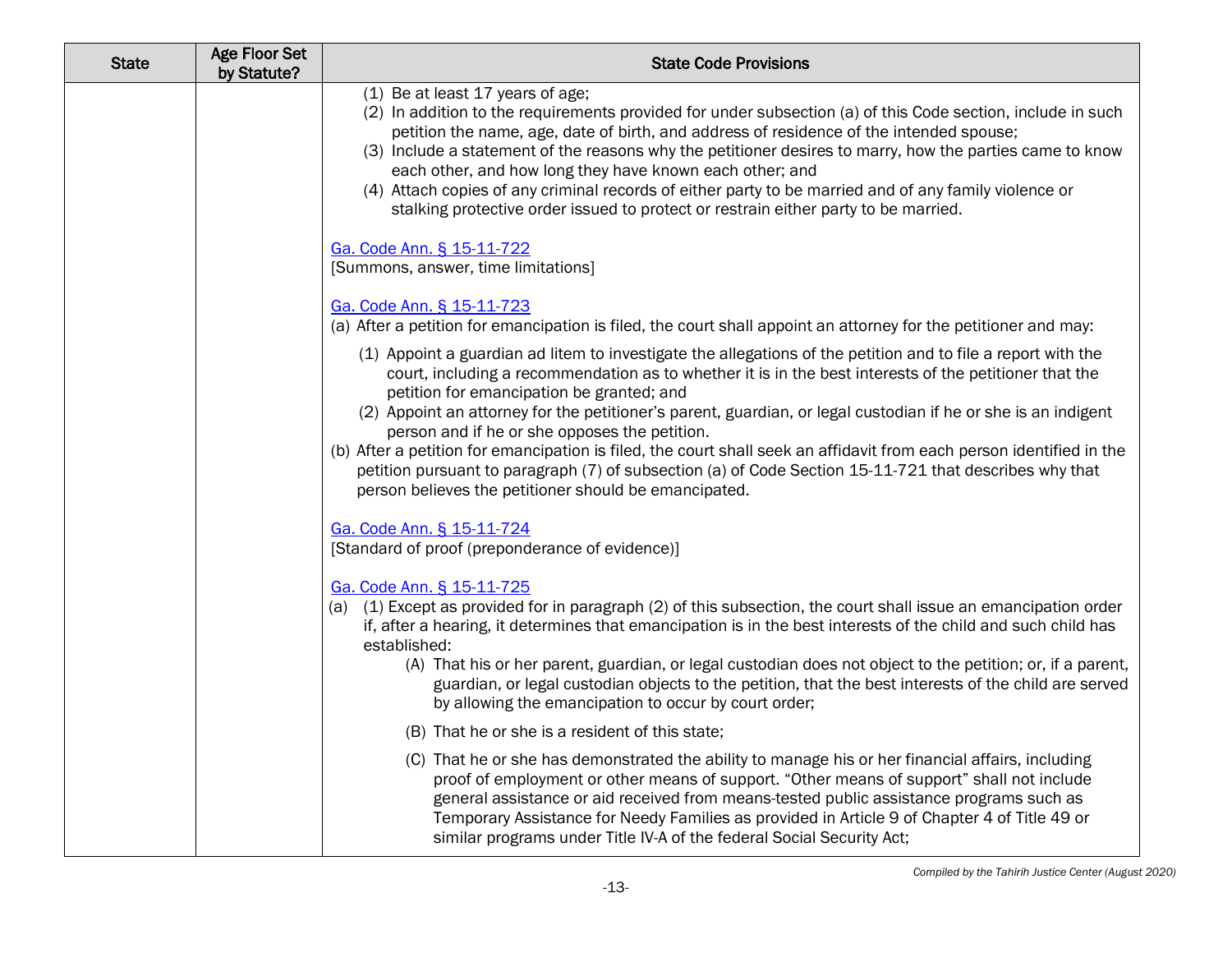| State | Age Floor Set by Statute? | State Code Provisions |
|---|---|---|
| | | (1) Be at least 17 years of age;<br>(2) In addition to the requirements provided for under subsection (a) of this Code section, include in such petition the name, age, date of birth, and address of residence of the intended spouse;<br>(3) Include a statement of the reasons why the petitioner desires to marry, how the parties came to know each other, and how long they have known each other; and<br>(4) Attach copies of any criminal records of either party to be married and of any family violence or stalking protective order issued to protect or restrain either party to be married.<br><br>Ga. Code Ann. § 15-11-722<br>[Summons, answer, time limitations]<br><br>Ga. Code Ann. § 15-11-723<br>(a) After a petition for emancipation is filed, the court shall appoint an attorney for the petitioner and may:<br>(1) Appoint a guardian ad litem to investigate the allegations of the petition and to file a report with the court, including a recommendation as to whether it is in the best interests of the petitioner that the petition for emancipation be granted; and<br>(2) Appoint an attorney for the petitioner's parent, guardian, or legal custodian if he or she is an indigent person and if he or she opposes the petition.<br>(b) After a petition for emancipation is filed, the court shall seek an affidavit from each person identified in the petition pursuant to paragraph (7) of subsection (a) of Code Section 15-11-721 that describes why that person believes the petitioner should be emancipated.<br><br>Ga. Code Ann. § 15-11-724<br>[Standard of proof (preponderance of evidence)]<br><br>Ga. Code Ann. § 15-11-725<br>(a) (1) Except as provided for in paragraph (2) of this subsection, the court shall issue an emancipation order if, after a hearing, it determines that emancipation is in the best interests of the child and such child has established:<br>(A) That his or her parent, guardian, or legal custodian does not object to the petition; or, if a parent, guardian, or legal custodian objects to the petition, that the best interests of the child are served by allowing the emancipation to occur by court order;<br>(B) That he or she is a resident of this state;<br>(C) That he or she has demonstrated the ability to manage his or her financial affairs, including proof of employment or other means of support. "Other means of support" shall not include general assistance or aid received from means-tested public assistance programs such as Temporary Assistance for Needy Families as provided in Article 9 of Chapter 4 of Title 49 or similar programs under Title IV-A of the federal Social Security Act; |

*Compiled by the Tahirih Justice Center (August 2020)*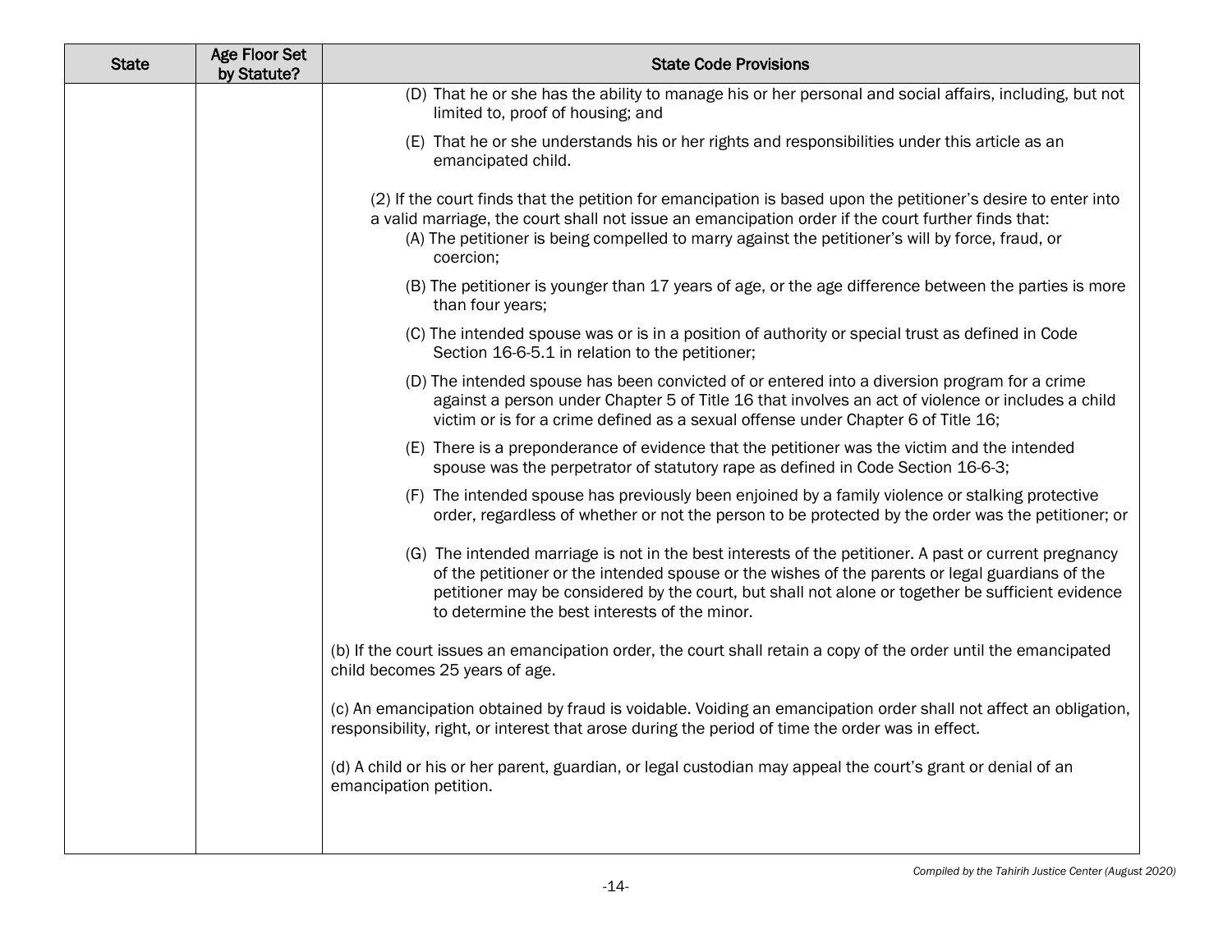| State | Age Floor Set by Statute? | State Code Provisions |
| --- | --- | --- |
| | | (D) That he or she has the ability to manage his or her personal and social affairs, including, but not limited to, proof of housing; and<br><br>(E) That he or she understands his or her rights and responsibilities under this article as an emancipated child.<br><br>(2) If the court finds that the petition for emancipation is based upon the petitioner's desire to enter into a valid marriage, the court shall not issue an emancipation order if the court further finds that:<br>(A) The petitioner is being compelled to marry against the petitioner's will by force, fraud, or coercion;<br><br>(B) The petitioner is younger than 17 years of age, or the age difference between the parties is more than four years;<br><br>(C) The intended spouse was or is in a position of authority or special trust as defined in Code Section 16-6-5.1 in relation to the petitioner;<br><br>(D) The intended spouse has been convicted of or entered into a diversion program for a crime against a person under Chapter 5 of Title 16 that involves an act of violence or includes a child victim or is for a crime defined as a sexual offense under Chapter 6 of Title 16;<br><br>(E) There is a preponderance of evidence that the petitioner was the victim and the intended spouse was the perpetrator of statutory rape as defined in Code Section 16-6-3;<br><br>(F) The intended spouse has previously been enjoined by a family violence or stalking protective order, regardless of whether or not the person to be protected by the order was the petitioner; or<br><br>(G) The intended marriage is not in the best interests of the petitioner. A past or current pregnancy of the petitioner or the intended spouse or the wishes of the parents or legal guardians of the petitioner may be considered by the court, but shall not alone or together be sufficient evidence to determine the best interests of the minor.<br><br>(b) If the court issues an emancipation order, the court shall retain a copy of the order until the emancipated child becomes 25 years of age.<br><br>(c) An emancipation obtained by fraud is voidable. Voiding an emancipation order shall not affect an obligation, responsibility, right, or interest that arose during the period of time the order was in effect.<br><br>(d) A child or his or her parent, guardian, or legal custodian may appeal the court's grant or denial of an emancipation petition. |

*Compiled by the Tahirih Justice Center (August 2020)*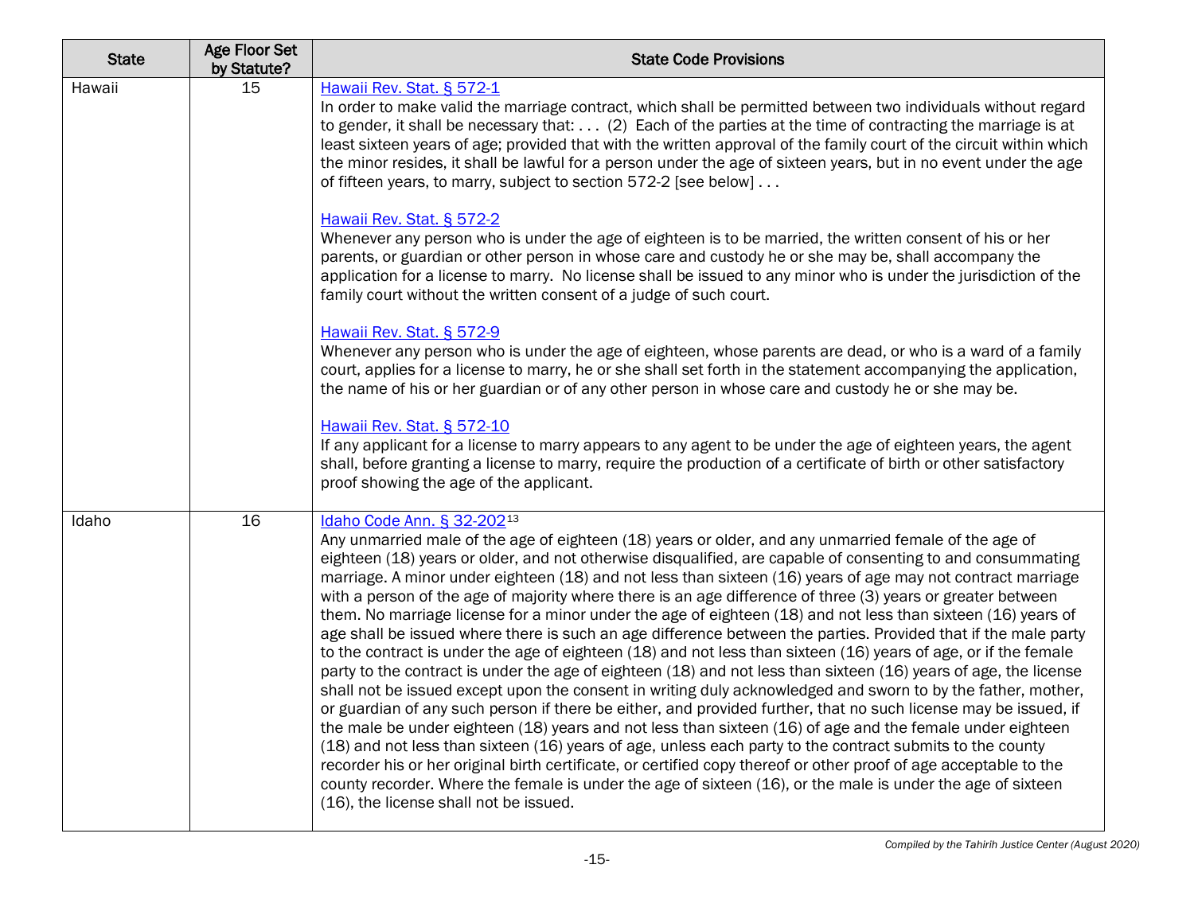| State | Age Floor Set by Statute? | State Code Provisions |
| --- | --- | --- |
| Hawaii | 15 | Hawaii Rev. Stat. § 572-1<br>In order to make valid the marriage contract, which shall be permitted between two individuals without regard to gender, it shall be necessary that: . . . (2) Each of the parties at the time of contracting the marriage is at least sixteen years of age; provided that with the written approval of the family court of the circuit within which the minor resides, it shall be lawful for a person under the age of sixteen years, but in no event under the age of fifteen years, to marry, subject to section 572-2 [see below] . . .<br><br>Hawaii Rev. Stat. § 572-2<br>Whenever any person who is under the age of eighteen is to be married, the written consent of his or her parents, or guardian or other person in whose care and custody he or she may be, shall accompany the application for a license to marry. No license shall be issued to any minor who is under the jurisdiction of the family court without the written consent of a judge of such court.<br><br>Hawaii Rev. Stat. § 572-9<br>Whenever any person who is under the age of eighteen, whose parents are dead, or who is a ward of a family court, applies for a license to marry, he or she shall set forth in the statement accompanying the application, the name of his or her guardian or of any other person in whose care and custody he or she may be.<br><br>Hawaii Rev. Stat. § 572-10<br>If any applicant for a license to marry appears to any agent to be under the age of eighteen years, the agent shall, before granting a license to marry, require the production of a certificate of birth or other satisfactory proof showing the age of the applicant. |
| Idaho | 16 | Idaho Code Ann. § 32-202[13]<br>Any unmarried male of the age of eighteen (18) years or older, and any unmarried female of the age of eighteen (18) years or older, and not otherwise disqualified, are capable of consenting to and consummating marriage. A minor under eighteen (18) and not less than sixteen (16) years of age may not contract marriage with a person of the age of majority where there is an age difference of three (3) years or greater between them. No marriage license for a minor under the age of eighteen (18) and not less than sixteen (16) years of age shall be issued where there is such an age difference between the parties. Provided that if the male party to the contract is under the age of eighteen (18) and not less than sixteen (16) years of age, or if the female party to the contract is under the age of eighteen (18) and not less than sixteen (16) years of age, the license shall not be issued except upon the consent in writing duly acknowledged and sworn to by the father, mother, or guardian of any such person if there be either, and provided further, that no such license may be issued, if the male be under eighteen (18) years and not less than sixteen (16) of age and the female under eighteen (18) and not less than sixteen (16) years of age, unless each party to the contract submits to the county recorder his or her original birth certificate, or certified copy thereof or other proof of age acceptable to the county recorder. Where the female is under the age of sixteen (16), or the male is under the age of sixteen (16), the license shall not be issued. |

*Compiled by the Tahirih Justice Center (August 2020)*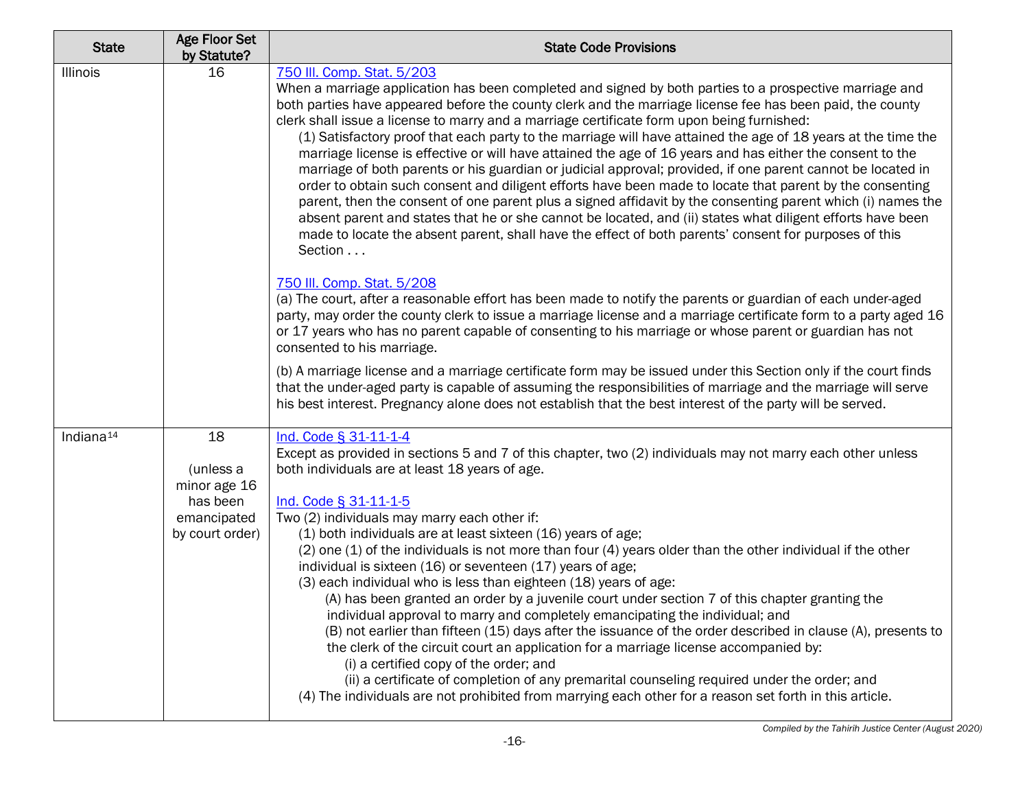| State | Age Floor Set by Statute? | State Code Provisions |
| --- | --- | --- |
| Illinois | 16 | [750 Ill. Comp. Stat. 5/203](#)<br>When a marriage application has been completed and signed by both parties to a prospective marriage and both parties have appeared before the county clerk and the marriage license fee has been paid, the county clerk shall issue a license to marry and a marriage certificate form upon being furnished:<br>(1) Satisfactory proof that each party to the marriage will have attained the age of 18 years at the time the marriage license is effective or will have attained the age of 16 years and has either the consent to the marriage of both parents or his guardian or judicial approval; provided, if one parent cannot be located in order to obtain such consent and diligent efforts have been made to locate that parent by the consenting parent, then the consent of one parent plus a signed affidavit by the consenting parent which (i) names the absent parent and states that he or she cannot be located, and (ii) states what diligent efforts have been made to locate the absent parent, shall have the effect of both parents' consent for purposes of this Section . . .<br><br>[750 Ill. Comp. Stat. 5/208](#)<br>(a) The court, after a reasonable effort has been made to notify the parents or guardian of each under-aged party, may order the county clerk to issue a marriage license and a marriage certificate form to a party aged 16 or 17 years who has no parent capable of consenting to his marriage or whose parent or guardian has not consented to his marriage.<br><br>(b) A marriage license and a marriage certificate form may be issued under this Section only if the court finds that the under-aged party is capable of assuming the responsibilities of marriage and the marriage will serve his best interest. Pregnancy alone does not establish that the best interest of the party will be served. |
| Indiana[14] | 18<br><br>(unless a minor age 16 has been emancipated by court order) | [Ind. Code § 31-11-1-4](#)<br>Except as provided in sections 5 and 7 of this chapter, two (2) individuals may not marry each other unless both individuals are at least 18 years of age.<br><br>[Ind. Code § 31-11-1-5](#)<br>Two (2) individuals may marry each other if:<br>(1) both individuals are at least sixteen (16) years of age;<br>(2) one (1) of the individuals is not more than four (4) years older than the other individual if the other individual is sixteen (16) or seventeen (17) years of age;<br>(3) each individual who is less than eighteen (18) years of age:<br>(A) has been granted an order by a juvenile court under section 7 of this chapter granting the individual approval to marry and completely emancipating the individual; and<br>(B) not earlier than fifteen (15) days after the issuance of the order described in clause (A), presents to the clerk of the circuit court an application for a marriage license accompanied by:<br>(i) a certified copy of the order; and<br>(ii) a certificate of completion of any premarital counseling required under the order; and<br>(4) The individuals are not prohibited from marrying each other for a reason set forth in this article. |

*Compiled by the Tahirih Justice Center (August 2020)*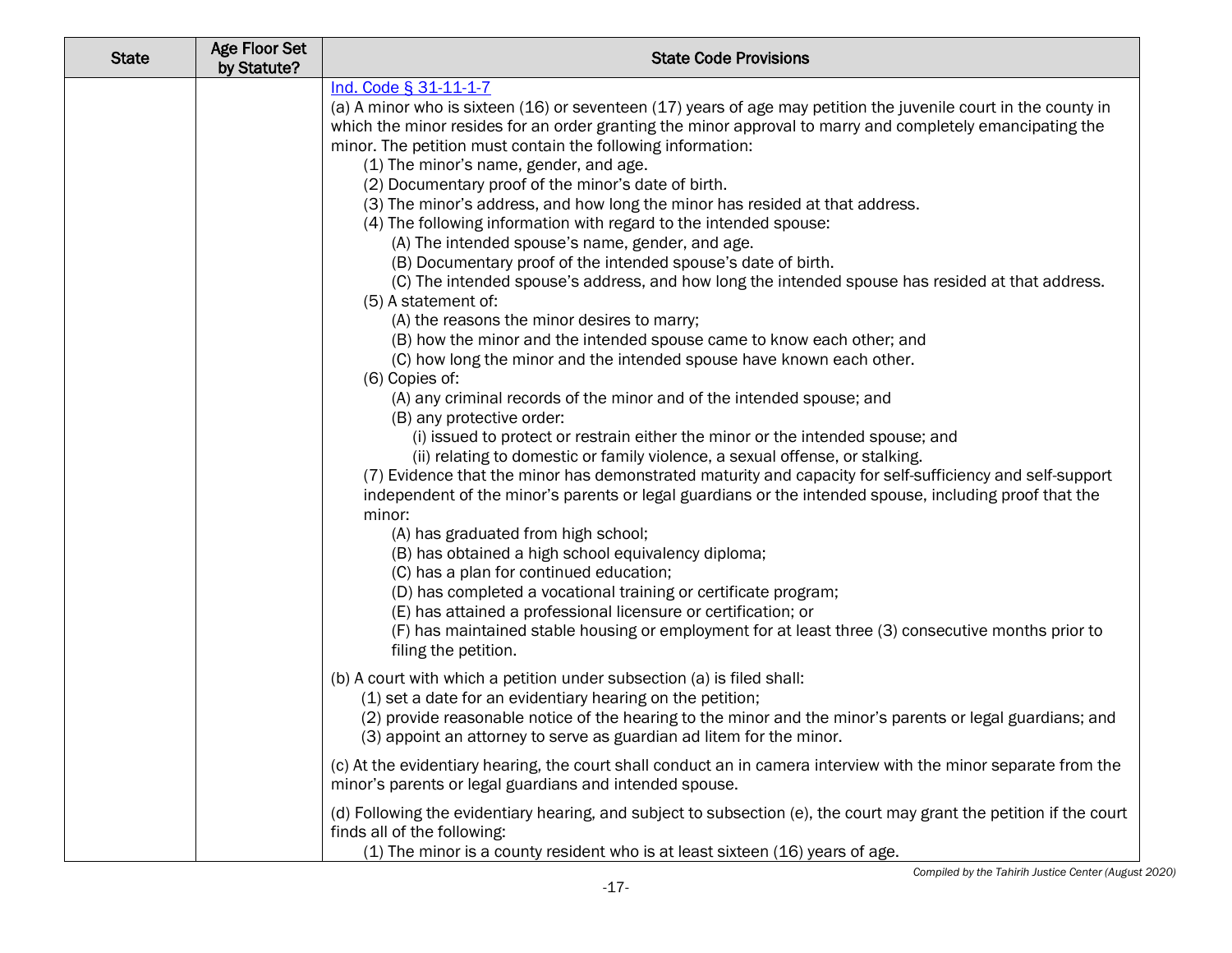| State | Age Floor Set by Statute? | State Code Provisions |
| --- | --- | --- |
| | | Ind. Code § 31-11-1-7<br>(a) A minor who is sixteen (16) or seventeen (17) years of age may petition the juvenile court in the county in which the minor resides for an order granting the minor approval to marry and completely emancipating the minor. The petition must contain the following information:<br>(1) The minor's name, gender, and age.<br>(2) Documentary proof of the minor's date of birth.<br>(3) The minor's address, and how long the minor has resided at that address.<br>(4) The following information with regard to the intended spouse:<br>(A) The intended spouse's name, gender, and age.<br>(B) Documentary proof of the intended spouse's date of birth.<br>(C) The intended spouse's address, and how long the intended spouse has resided at that address.<br>(5) A statement of:<br>(A) the reasons the minor desires to marry;<br>(B) how the minor and the intended spouse came to know each other; and<br>(C) how long the minor and the intended spouse have known each other.<br>(6) Copies of:<br>(A) any criminal records of the minor and of the intended spouse; and<br>(B) any protective order:<br>(i) issued to protect or restrain either the minor or the intended spouse; and<br>(ii) relating to domestic or family violence, a sexual offense, or stalking.<br>(7) Evidence that the minor has demonstrated maturity and capacity for self-sufficiency and self-support independent of the minor's parents or legal guardians or the intended spouse, including proof that the minor:<br>(A) has graduated from high school;<br>(B) has obtained a high school equivalency diploma;<br>(C) has a plan for continued education;<br>(D) has completed a vocational training or certificate program;<br>(E) has attained a professional licensure or certification; or<br>(F) has maintained stable housing or employment for at least three (3) consecutive months prior to filing the petition.<br><br>(b) A court with which a petition under subsection (a) is filed shall:<br>(1) set a date for an evidentiary hearing on the petition;<br>(2) provide reasonable notice of the hearing to the minor and the minor's parents or legal guardians; and<br>(3) appoint an attorney to serve as guardian ad litem for the minor.<br><br>(c) At the evidentiary hearing, the court shall conduct an in camera interview with the minor separate from the minor's parents or legal guardians and intended spouse.<br><br>(d) Following the evidentiary hearing, and subject to subsection (e), the court may grant the petition if the court finds all of the following:<br>(1) The minor is a county resident who is at least sixteen (16) years of age. |

*Compiled by the Tahirih Justice Center (August 2020)*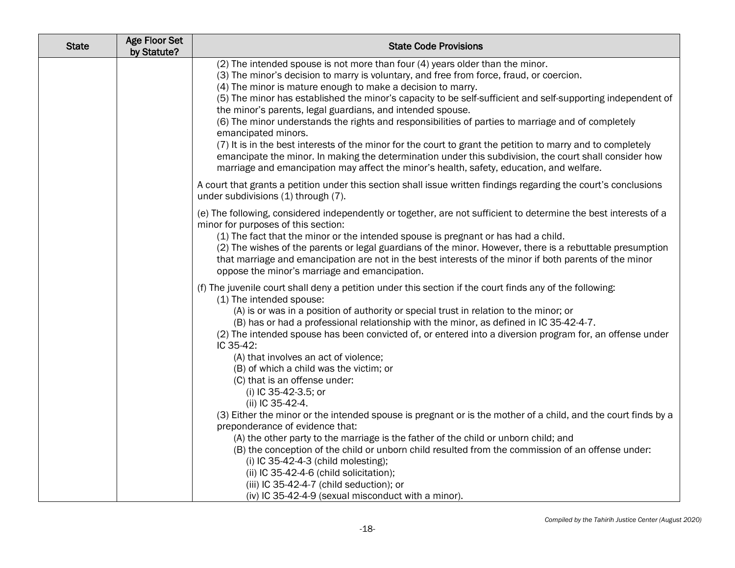| State | Age Floor Set by Statute? | State Code Provisions |
|---|---|---|
| | | (2) The intended spouse is not more than four (4) years older than the minor.<br>(3) The minor's decision to marry is voluntary, and free from force, fraud, or coercion.<br>(4) The minor is mature enough to make a decision to marry.<br>(5) The minor has established the minor's capacity to be self-sufficient and self-supporting independent of the minor's parents, legal guardians, and intended spouse.<br>(6) The minor understands the rights and responsibilities of parties to marriage and of completely emancipated minors.<br>(7) It is in the best interests of the minor for the court to grant the petition to marry and to completely emancipate the minor. In making the determination under this subdivision, the court shall consider how marriage and emancipation may affect the minor's health, safety, education, and welfare.<br><br>A court that grants a petition under this section shall issue written findings regarding the court's conclusions under subdivisions (1) through (7).<br><br>(e) The following, considered independently or together, are not sufficient to determine the best interests of a minor for purposes of this section:<br>(1) The fact that the minor or the intended spouse is pregnant or has had a child.<br>(2) The wishes of the parents or legal guardians of the minor. However, there is a rebuttable presumption that marriage and emancipation are not in the best interests of the minor if both parents of the minor oppose the minor's marriage and emancipation.<br><br>(f) The juvenile court shall deny a petition under this section if the court finds any of the following:<br>(1) The intended spouse:<br>(A) is or was in a position of authority or special trust in relation to the minor; or<br>(B) has or had a professional relationship with the minor, as defined in IC 35-42-4-7.<br>(2) The intended spouse has been convicted of, or entered into a diversion program for, an offense under IC 35-42:<br>(A) that involves an act of violence;<br>(B) of which a child was the victim; or<br>(C) that is an offense under:<br>(i) IC 35-42-3.5; or<br>(ii) IC 35-42-4.<br>(3) Either the minor or the intended spouse is pregnant or is the mother of a child, and the court finds by a preponderance of evidence that:<br>(A) the other party to the marriage is the father of the child or unborn child; and<br>(B) the conception of the child or unborn child resulted from the commission of an offense under:<br>(i) IC 35-42-4-3 (child molesting);<br>(ii) IC 35-42-4-6 (child solicitation);<br>(iii) IC 35-42-4-7 (child seduction); or<br>(iv) IC 35-42-4-9 (sexual misconduct with a minor). |

*Compiled by the Tahirih Justice Center (August 2020)*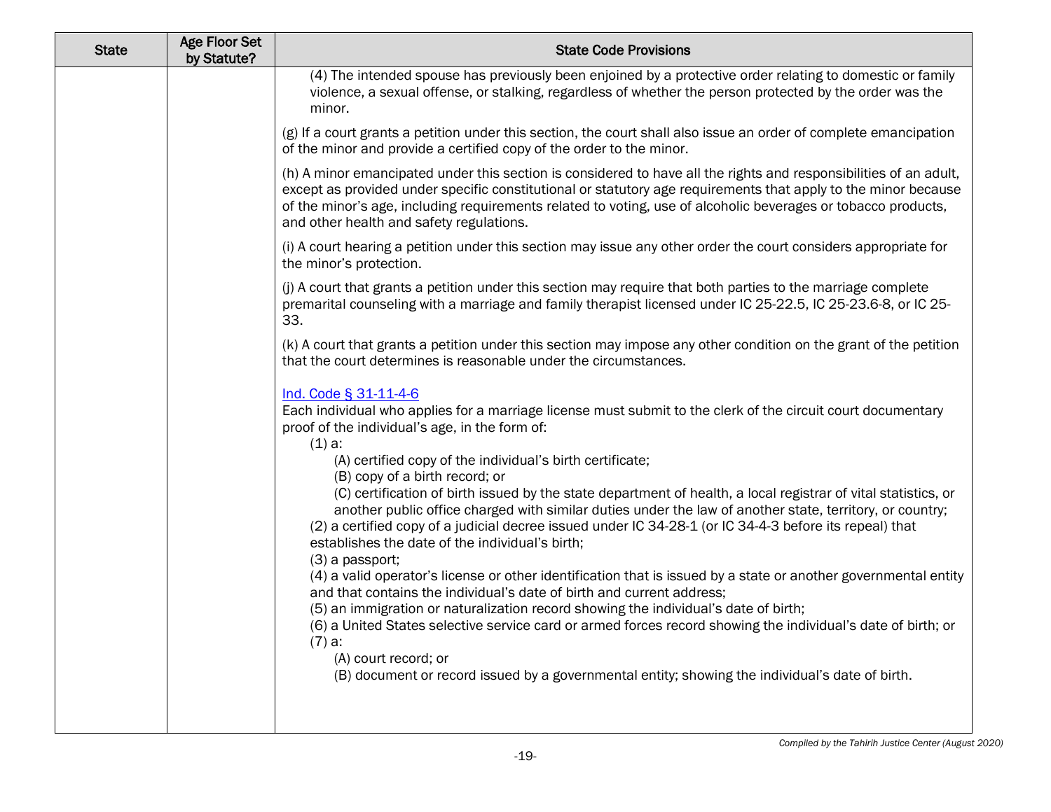| State | Age Floor Set by Statute? | State Code Provisions |
| --- | --- | --- |
| | | (4) The intended spouse has previously been enjoined by a protective order relating to domestic or family violence, a sexual offense, or stalking, regardless of whether the person protected by the order was the minor.<br><br>(g) If a court grants a petition under this section, the court shall also issue an order of complete emancipation of the minor and provide a certified copy of the order to the minor.<br><br>(h) A minor emancipated under this section is considered to have all the rights and responsibilities of an adult, except as provided under specific constitutional or statutory age requirements that apply to the minor because of the minor's age, including requirements related to voting, use of alcoholic beverages or tobacco products, and other health and safety regulations.<br><br>(i) A court hearing a petition under this section may issue any other order the court considers appropriate for the minor's protection.<br><br>(j) A court that grants a petition under this section may require that both parties to the marriage complete premarital counseling with a marriage and family therapist licensed under IC 25-22.5, IC 25-23.6-8, or IC 25-33.<br><br>(k) A court that grants a petition under this section may impose any other condition on the grant of the petition that the court determines is reasonable under the circumstances.<br><br>Ind. Code § 31-11-4-6<br>Each individual who applies for a marriage license must submit to the clerk of the circuit court documentary proof of the individual's age, in the form of:<br>(1) a:<br>(A) certified copy of the individual's birth certificate;<br>(B) copy of a birth record; or<br>(C) certification of birth issued by the state department of health, a local registrar of vital statistics, or another public office charged with similar duties under the law of another state, territory, or country;<br>(2) a certified copy of a judicial decree issued under IC 34-28-1 (or IC 34-4-3 before its repeal) that establishes the date of the individual's birth;<br>(3) a passport;<br>(4) a valid operator's license or other identification that is issued by a state or another governmental entity and that contains the individual's date of birth and current address;<br>(5) an immigration or naturalization record showing the individual's date of birth;<br>(6) a United States selective service card or armed forces record showing the individual's date of birth; or<br>(7) a:<br>(A) court record; or<br>(B) document or record issued by a governmental entity; showing the individual's date of birth. |

*Compiled by the Tahirih Justice Center (August 2020)*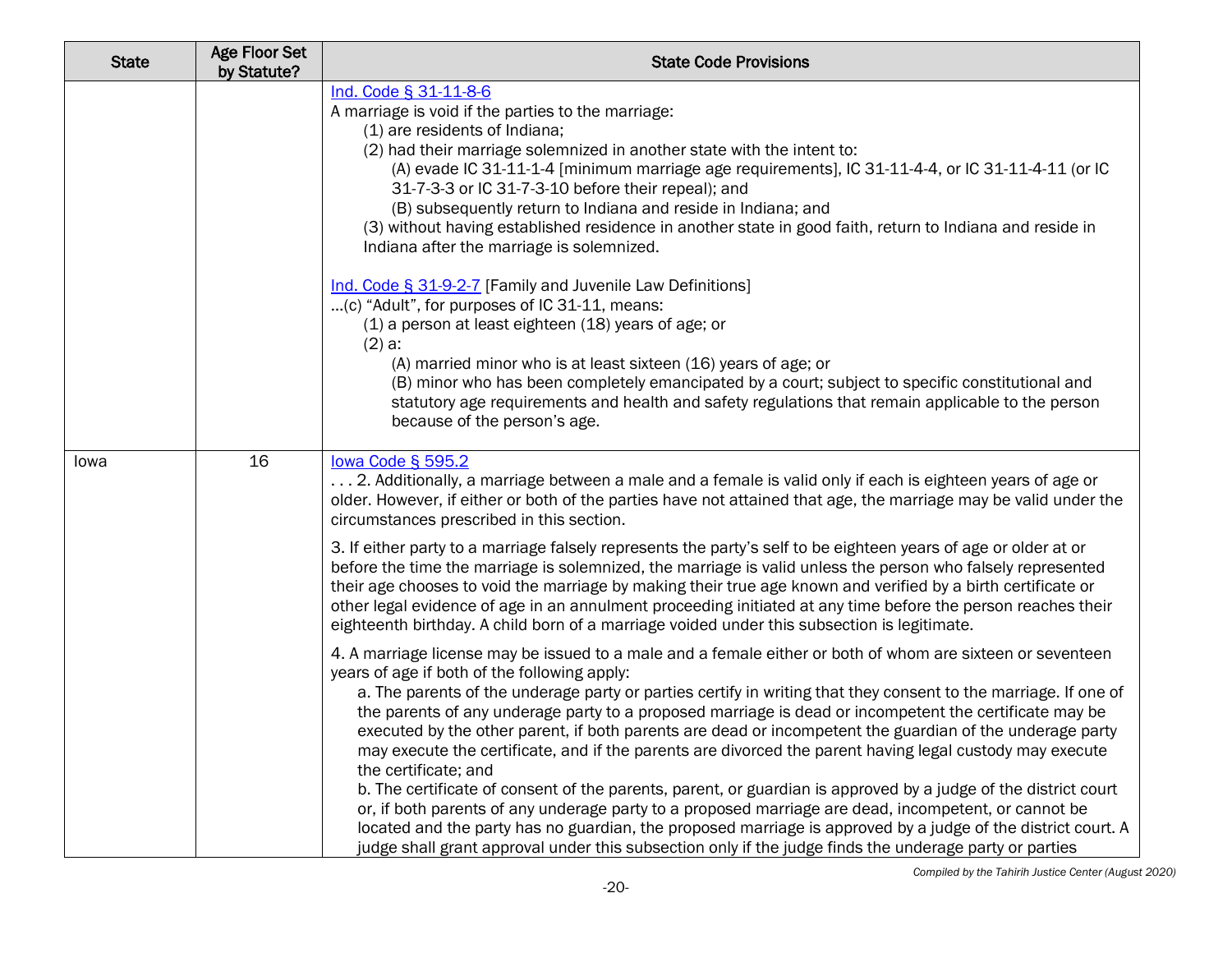| State | Age Floor Set by Statute? | State Code Provisions |
| --- | --- | --- |
| | | Ind. Code § 31-11-8-6<br>A marriage is void if the parties to the marriage:<br>(1) are residents of Indiana;<br>(2) had their marriage solemnized in another state with the intent to:<br>(A) evade IC 31-11-1-4 [minimum marriage age requirements], IC 31-11-4-4, or IC 31-11-4-11 (or IC 31-7-3-3 or IC 31-7-3-10 before their repeal); and<br>(B) subsequently return to Indiana and reside in Indiana; and<br>(3) without having established residence in another state in good faith, return to Indiana and reside in Indiana after the marriage is solemnized.<br><br>Ind. Code § 31-9-2-7 [Family and Juvenile Law Definitions]<br>…(c) "Adult", for purposes of IC 31-11, means:<br>(1) a person at least eighteen (18) years of age; or<br>(2) a:<br>(A) married minor who is at least sixteen (16) years of age; or<br>(B) minor who has been completely emancipated by a court; subject to specific constitutional and statutory age requirements and health and safety regulations that remain applicable to the person because of the person's age. |
| Iowa | 16 | Iowa Code § 595.2<br>. . . 2. Additionally, a marriage between a male and a female is valid only if each is eighteen years of age or older. However, if either or both of the parties have not attained that age, the marriage may be valid under the circumstances prescribed in this section.<br><br>3. If either party to a marriage falsely represents the party's self to be eighteen years of age or older at or before the time the marriage is solemnized, the marriage is valid unless the person who falsely represented their age chooses to void the marriage by making their true age known and verified by a birth certificate or other legal evidence of age in an annulment proceeding initiated at any time before the person reaches their eighteenth birthday. A child born of a marriage voided under this subsection is legitimate.<br><br>4. A marriage license may be issued to a male and a female either or both of whom are sixteen or seventeen years of age if both of the following apply:<br>a. The parents of the underage party or parties certify in writing that they consent to the marriage. If one of the parents of any underage party to a proposed marriage is dead or incompetent the certificate may be executed by the other parent, if both parents are dead or incompetent the guardian of the underage party may execute the certificate, and if the parents are divorced the parent having legal custody may execute the certificate; and<br>b. The certificate of consent of the parents, parent, or guardian is approved by a judge of the district court or, if both parents of any underage party to a proposed marriage are dead, incompetent, or cannot be located and the party has no guardian, the proposed marriage is approved by a judge of the district court. A judge shall grant approval under this subsection only if the judge finds the underage party or parties |

*Compiled by the Tahirih Justice Center (August 2020)*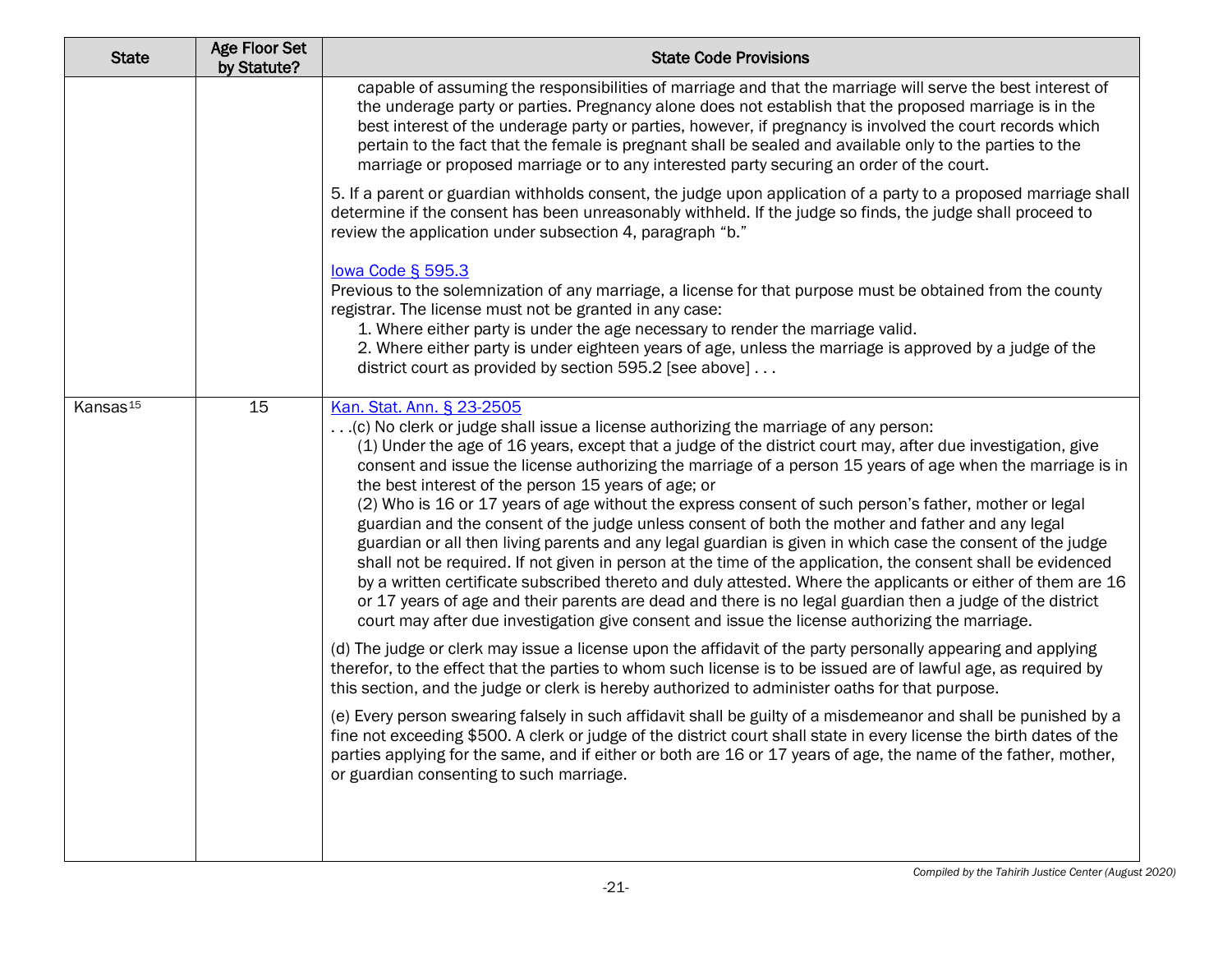| State | Age Floor Set by Statute? | State Code Provisions |
|---|---|---|
| | | capable of assuming the responsibilities of marriage and that the marriage will serve the best interest of the underage party or parties. Pregnancy alone does not establish that the proposed marriage is in the best interest of the underage party or parties, however, if pregnancy is involved the court records which pertain to the fact that the female is pregnant shall be sealed and available only to the parties to the marriage or proposed marriage or to any interested party securing an order of the court.<br><br>5. If a parent or guardian withholds consent, the judge upon application of a party to a proposed marriage shall determine if the consent has been unreasonably withheld. If the judge so finds, the judge shall proceed to review the application under subsection 4, paragraph "b."<br><br>Iowa Code § 595.3<br>Previous to the solemnization of any marriage, a license for that purpose must be obtained from the county registrar. The license must not be granted in any case:<br>1. Where either party is under the age necessary to render the marriage valid.<br>2. Where either party is under eighteen years of age, unless the marriage is approved by a judge of the district court as provided by section 595.2 [see above] . . . |
| Kansas[15] | 15 | Kan. Stat. Ann. § 23-2505<br>. . .(c) No clerk or judge shall issue a license authorizing the marriage of any person:<br>(1) Under the age of 16 years, except that a judge of the district court may, after due investigation, give consent and issue the license authorizing the marriage of a person 15 years of age when the marriage is in the best interest of the person 15 years of age; or<br>(2) Who is 16 or 17 years of age without the express consent of such person's father, mother or legal guardian and the consent of the judge unless consent of both the mother and father and any legal guardian or all then living parents and any legal guardian is given in which case the consent of the judge shall not be required. If not given in person at the time of the application, the consent shall be evidenced by a written certificate subscribed thereto and duly attested. Where the applicants or either of them are 16 or 17 years of age and their parents are dead and there is no legal guardian then a judge of the district court may after due investigation give consent and issue the license authorizing the marriage.<br><br>(d) The judge or clerk may issue a license upon the affidavit of the party personally appearing and applying therefor, to the effect that the parties to whom such license is to be issued are of lawful age, as required by this section, and the judge or clerk is hereby authorized to administer oaths for that purpose.<br><br>(e) Every person swearing falsely in such affidavit shall be guilty of a misdemeanor and shall be punished by a fine not exceeding $500. A clerk or judge of the district court shall state in every license the birth dates of the parties applying for the same, and if either or both are 16 or 17 years of age, the name of the father, mother, or guardian consenting to such marriage. |

*Compiled by the Tahirih Justice Center (August 2020)*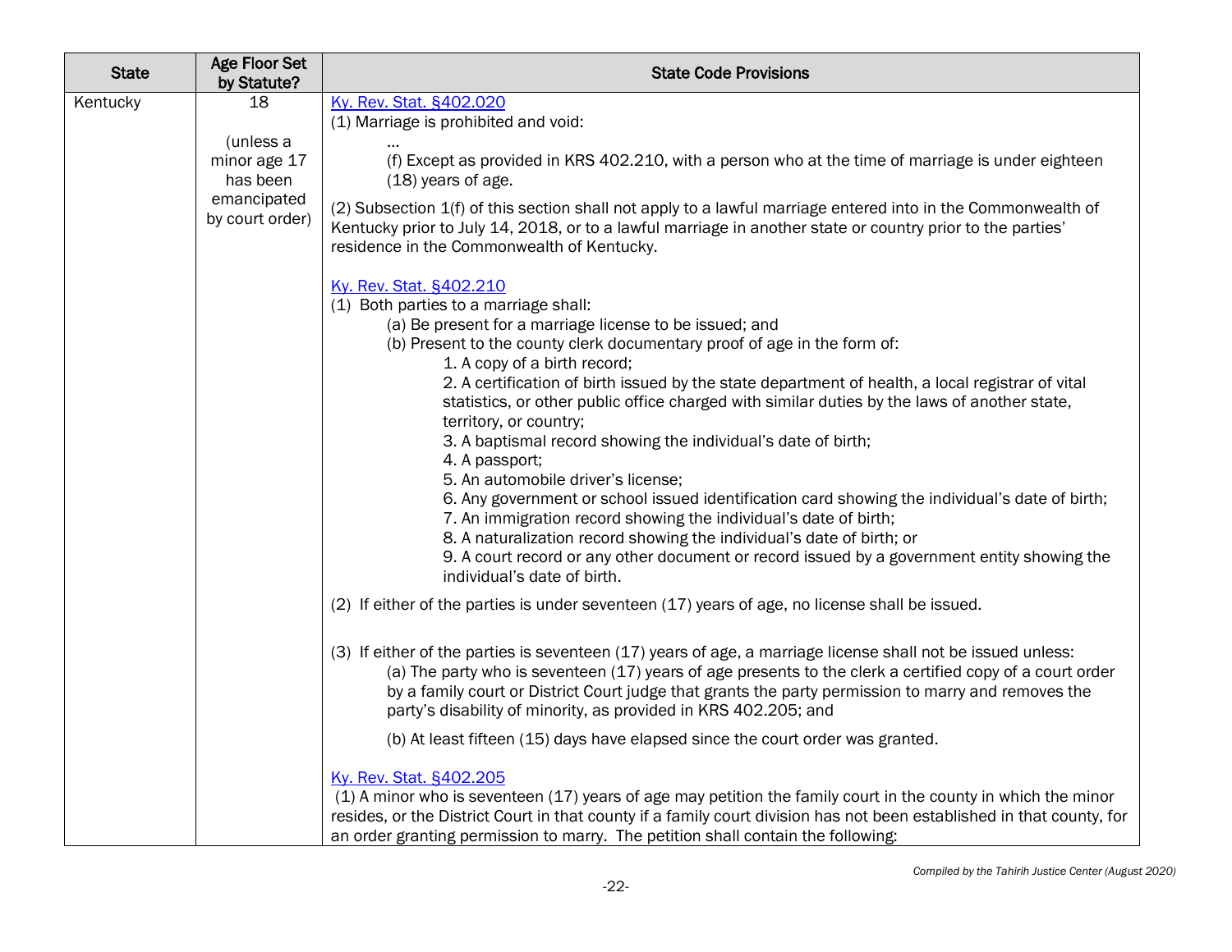| State | Age Floor Set by Statute? | State Code Provisions |
|---|---|---|
| Kentucky | 18<br><br>(unless a minor age 17 has been emancipated by court order) | Ky. Rev. Stat. §402.020<br>(1) Marriage is prohibited and void:<br>…<br>(f) Except as provided in KRS 402.210, with a person who at the time of marriage is under eighteen (18) years of age.<br><br>(2) Subsection 1(f) of this section shall not apply to a lawful marriage entered into in the Commonwealth of Kentucky prior to July 14, 2018, or to a lawful marriage in another state or country prior to the parties' residence in the Commonwealth of Kentucky.<br><br>Ky. Rev. Stat. §402.210<br>(1) Both parties to a marriage shall:<br>(a) Be present for a marriage license to be issued; and<br>(b) Present to the county clerk documentary proof of age in the form of:<br>1. A copy of a birth record;<br>2. A certification of birth issued by the state department of health, a local registrar of vital statistics, or other public office charged with similar duties by the laws of another state, territory, or country;<br>3. A baptismal record showing the individual's date of birth;<br>4. A passport;<br>5. An automobile driver's license;<br>6. Any government or school issued identification card showing the individual's date of birth;<br>7. An immigration record showing the individual's date of birth;<br>8. A naturalization record showing the individual's date of birth; or<br>9. A court record or any other document or record issued by a government entity showing the individual's date of birth.<br><br>(2) If either of the parties is under seventeen (17) years of age, no license shall be issued.<br><br>(3) If either of the parties is seventeen (17) years of age, a marriage license shall not be issued unless:<br>(a) The party who is seventeen (17) years of age presents to the clerk a certified copy of a court order by a family court or District Court judge that grants the party permission to marry and removes the party's disability of minority, as provided in KRS 402.205; and<br><br>(b) At least fifteen (15) days have elapsed since the court order was granted.<br><br>Ky. Rev. Stat. §402.205<br>(1) A minor who is seventeen (17) years of age may petition the family court in the county in which the minor resides, or the District Court in that county if a family court division has not been established in that county, for an order granting permission to marry. The petition shall contain the following: |

*Compiled by the Tahirih Justice Center (August 2020)*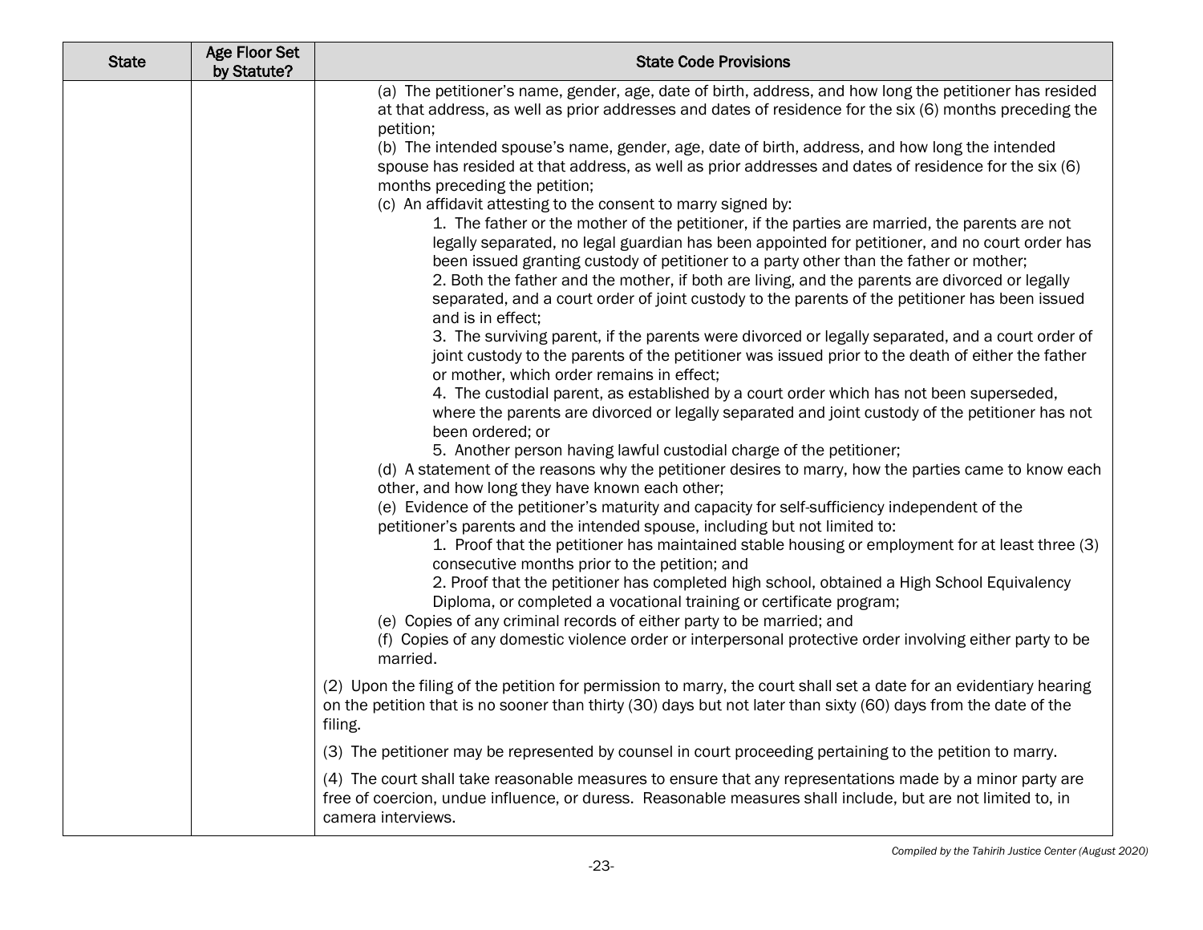| State | Age Floor Set by Statute? | State Code Provisions |
|---|---|---|
| | | (a) The petitioner's name, gender, age, date of birth, address, and how long the petitioner has resided at that address, as well as prior addresses and dates of residence for the six (6) months preceding the petition;<br>(b) The intended spouse's name, gender, age, date of birth, address, and how long the intended spouse has resided at that address, as well as prior addresses and dates of residence for the six (6) months preceding the petition;<br>(c) An affidavit attesting to the consent to marry signed by:<br>1. The father or the mother of the petitioner, if the parties are married, the parents are not legally separated, no legal guardian has been appointed for petitioner, and no court order has been issued granting custody of petitioner to a party other than the father or mother;<br>2. Both the father and the mother, if both are living, and the parents are divorced or legally separated, and a court order of joint custody to the parents of the petitioner has been issued and is in effect;<br>3. The surviving parent, if the parents were divorced or legally separated, and a court order of joint custody to the parents of the petitioner was issued prior to the death of either the father or mother, which order remains in effect;<br>4. The custodial parent, as established by a court order which has not been superseded, where the parents are divorced or legally separated and joint custody of the petitioner has not been ordered; or<br>5. Another person having lawful custodial charge of the petitioner;<br>(d) A statement of the reasons why the petitioner desires to marry, how the parties came to know each other, and how long they have known each other;<br>(e) Evidence of the petitioner's maturity and capacity for self-sufficiency independent of the petitioner's parents and the intended spouse, including but not limited to:<br>1. Proof that the petitioner has maintained stable housing or employment for at least three (3) consecutive months prior to the petition; and<br>2. Proof that the petitioner has completed high school, obtained a High School Equivalency Diploma, or completed a vocational training or certificate program;<br>(e) Copies of any criminal records of either party to be married; and<br>(f) Copies of any domestic violence order or interpersonal protective order involving either party to be married.<br><br>(2) Upon the filing of the petition for permission to marry, the court shall set a date for an evidentiary hearing on the petition that is no sooner than thirty (30) days but not later than sixty (60) days from the date of the filing.<br><br>(3) The petitioner may be represented by counsel in court proceeding pertaining to the petition to marry.<br><br>(4) The court shall take reasonable measures to ensure that any representations made by a minor party are free of coercion, undue influence, or duress. Reasonable measures shall include, but are not limited to, in camera interviews. |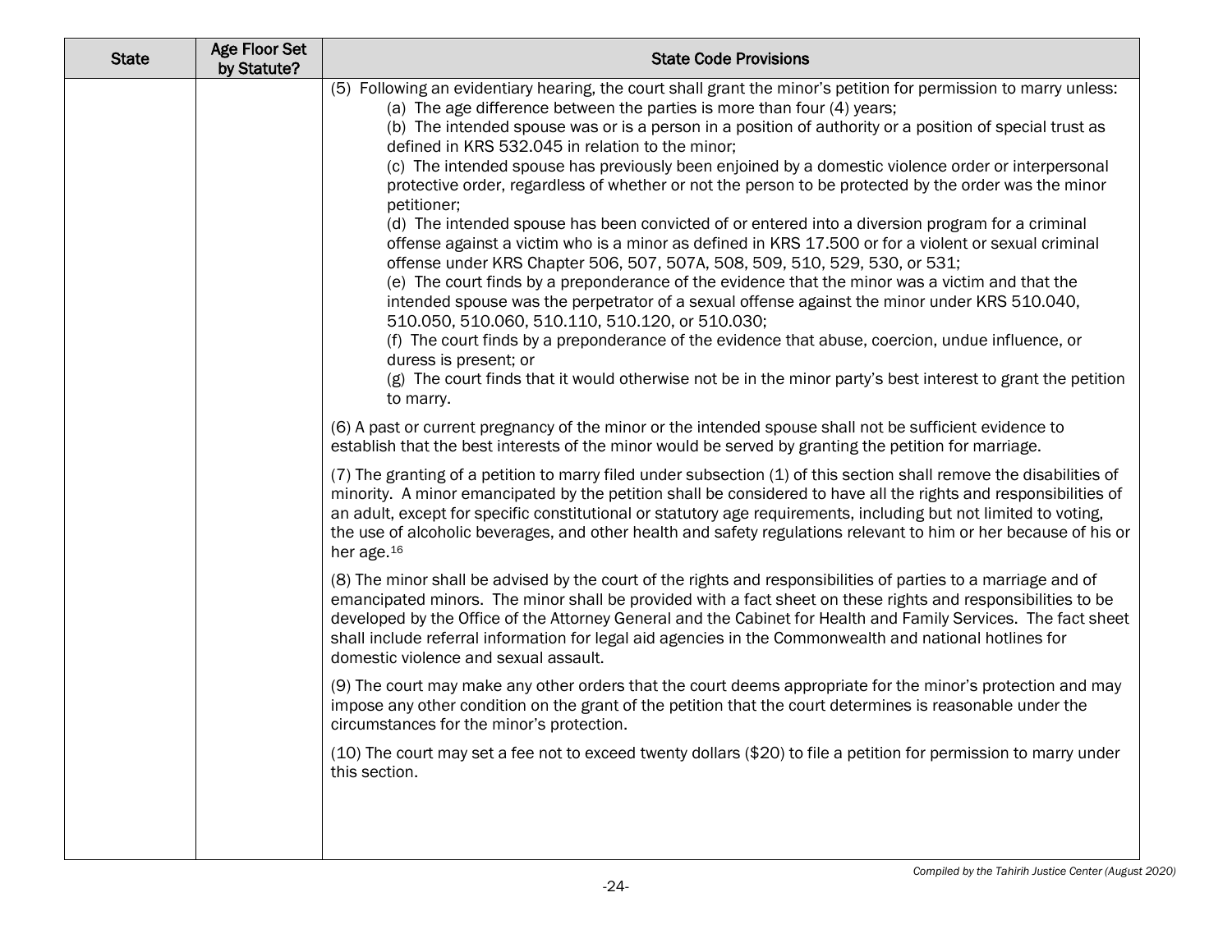| State | Age Floor Set by Statute? | State Code Provisions |
|---|---|---|
| | | (5) Following an evidentiary hearing, the court shall grant the minor's petition for permission to marry unless:<br>(a) The age difference between the parties is more than four (4) years;<br>(b) The intended spouse was or is a person in a position of authority or a position of special trust as defined in KRS 532.045 in relation to the minor;<br>(c) The intended spouse has previously been enjoined by a domestic violence order or interpersonal protective order, regardless of whether or not the person to be protected by the order was the minor petitioner;<br>(d) The intended spouse has been convicted of or entered into a diversion program for a criminal offense against a victim who is a minor as defined in KRS 17.500 or for a violent or sexual criminal offense under KRS Chapter 506, 507, 507A, 508, 509, 510, 529, 530, or 531;<br>(e) The court finds by a preponderance of the evidence that the minor was a victim and that the intended spouse was the perpetrator of a sexual offense against the minor under KRS 510.040, 510.050, 510.060, 510.110, 510.120, or 510.030;<br>(f) The court finds by a preponderance of the evidence that abuse, coercion, undue influence, or duress is present; or<br>(g) The court finds that it would otherwise not be in the minor party's best interest to grant the petition to marry.<br><br>(6) A past or current pregnancy of the minor or the intended spouse shall not be sufficient evidence to establish that the best interests of the minor would be served by granting the petition for marriage.<br><br>(7) The granting of a petition to marry filed under subsection (1) of this section shall remove the disabilities of minority. A minor emancipated by the petition shall be considered to have all the rights and responsibilities of an adult, except for specific constitutional or statutory age requirements, including but not limited to voting, the use of alcoholic beverages, and other health and safety regulations relevant to him or her because of his or her age.[16]<br><br>(8) The minor shall be advised by the court of the rights and responsibilities of parties to a marriage and of emancipated minors. The minor shall be provided with a fact sheet on these rights and responsibilities to be developed by the Office of the Attorney General and the Cabinet for Health and Family Services. The fact sheet shall include referral information for legal aid agencies in the Commonwealth and national hotlines for domestic violence and sexual assault.<br><br>(9) The court may make any other orders that the court deems appropriate for the minor's protection and may impose any other condition on the grant of the petition that the court determines is reasonable under the circumstances for the minor's protection.<br><br>(10) The court may set a fee not to exceed twenty dollars ($20) to file a petition for permission to marry under this section. |

*Compiled by the Tahirih Justice Center (August 2020)*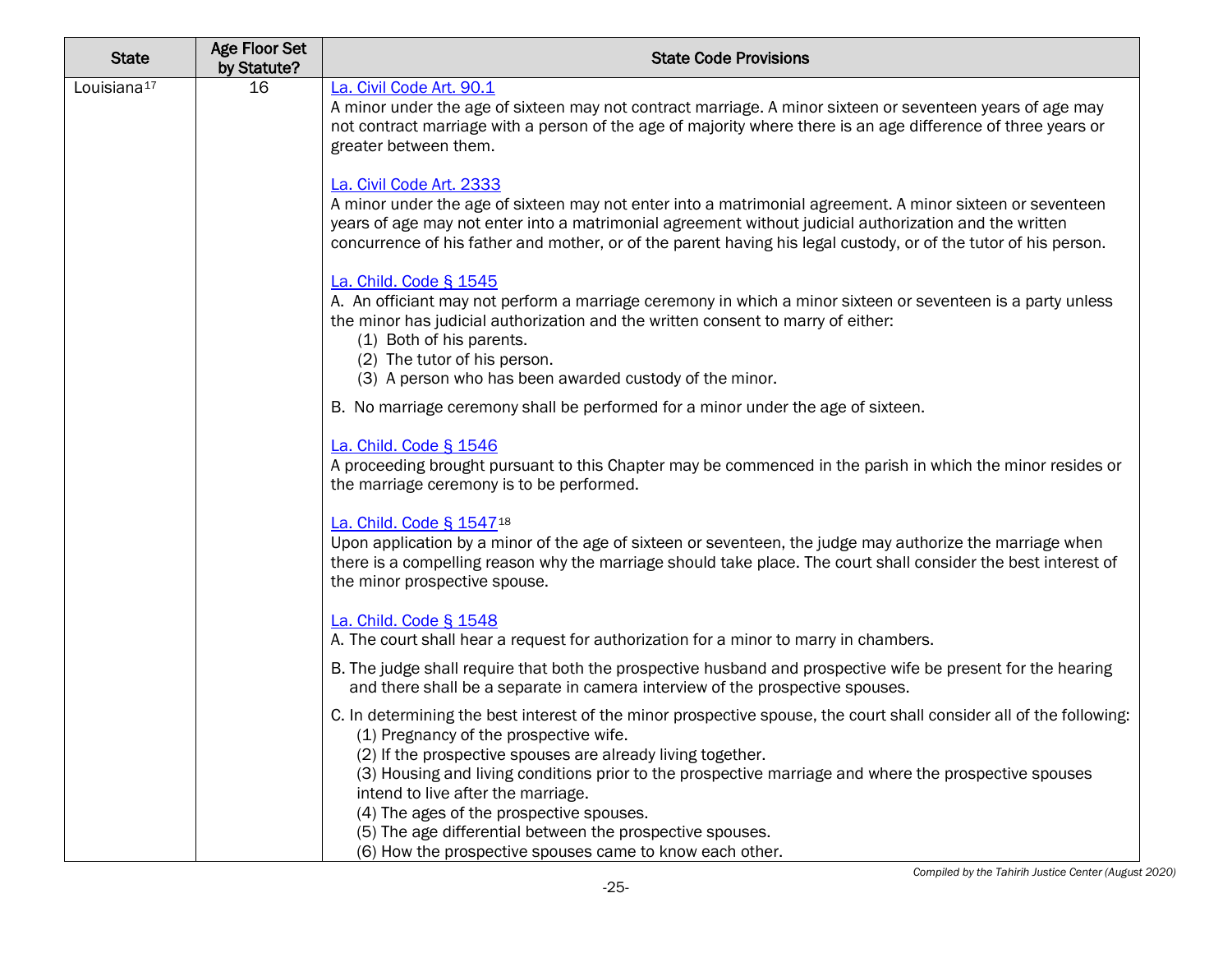| State | Age Floor Set by Statute? | State Code Provisions |
|---|---|---|
| Louisiana[17] | 16 | La. Civil Code Art. 90.1<br>A minor under the age of sixteen may not contract marriage. A minor sixteen or seventeen years of age may not contract marriage with a person of the age of majority where there is an age difference of three years or greater between them.<br><br>La. Civil Code Art. 2333<br>A minor under the age of sixteen may not enter into a matrimonial agreement. A minor sixteen or seventeen years of age may not enter into a matrimonial agreement without judicial authorization and the written concurrence of his father and mother, or of the parent having his legal custody, or of the tutor of his person.<br><br>La. Child. Code § 1545<br>A. An officiant may not perform a marriage ceremony in which a minor sixteen or seventeen is a party unless the minor has judicial authorization and the written consent to marry of either:<br>(1) Both of his parents.<br>(2) The tutor of his person.<br>(3) A person who has been awarded custody of the minor.<br><br>B. No marriage ceremony shall be performed for a minor under the age of sixteen.<br><br>La. Child. Code § 1546<br>A proceeding brought pursuant to this Chapter may be commenced in the parish in which the minor resides or the marriage ceremony is to be performed.<br><br>La. Child. Code § 1547[18]<br>Upon application by a minor of the age of sixteen or seventeen, the judge may authorize the marriage when there is a compelling reason why the marriage should take place. The court shall consider the best interest of the minor prospective spouse.<br><br>La. Child. Code § 1548<br>A. The court shall hear a request for authorization for a minor to marry in chambers.<br><br>B. The judge shall require that both the prospective husband and prospective wife be present for the hearing and there shall be a separate in camera interview of the prospective spouses.<br><br>C. In determining the best interest of the minor prospective spouse, the court shall consider all of the following:<br>(1) Pregnancy of the prospective wife.<br>(2) If the prospective spouses are already living together.<br>(3) Housing and living conditions prior to the prospective marriage and where the prospective spouses intend to live after the marriage.<br>(4) The ages of the prospective spouses.<br>(5) The age differential between the prospective spouses.<br>(6) How the prospective spouses came to know each other. |

*Compiled by the Tahirih Justice Center (August 2020)*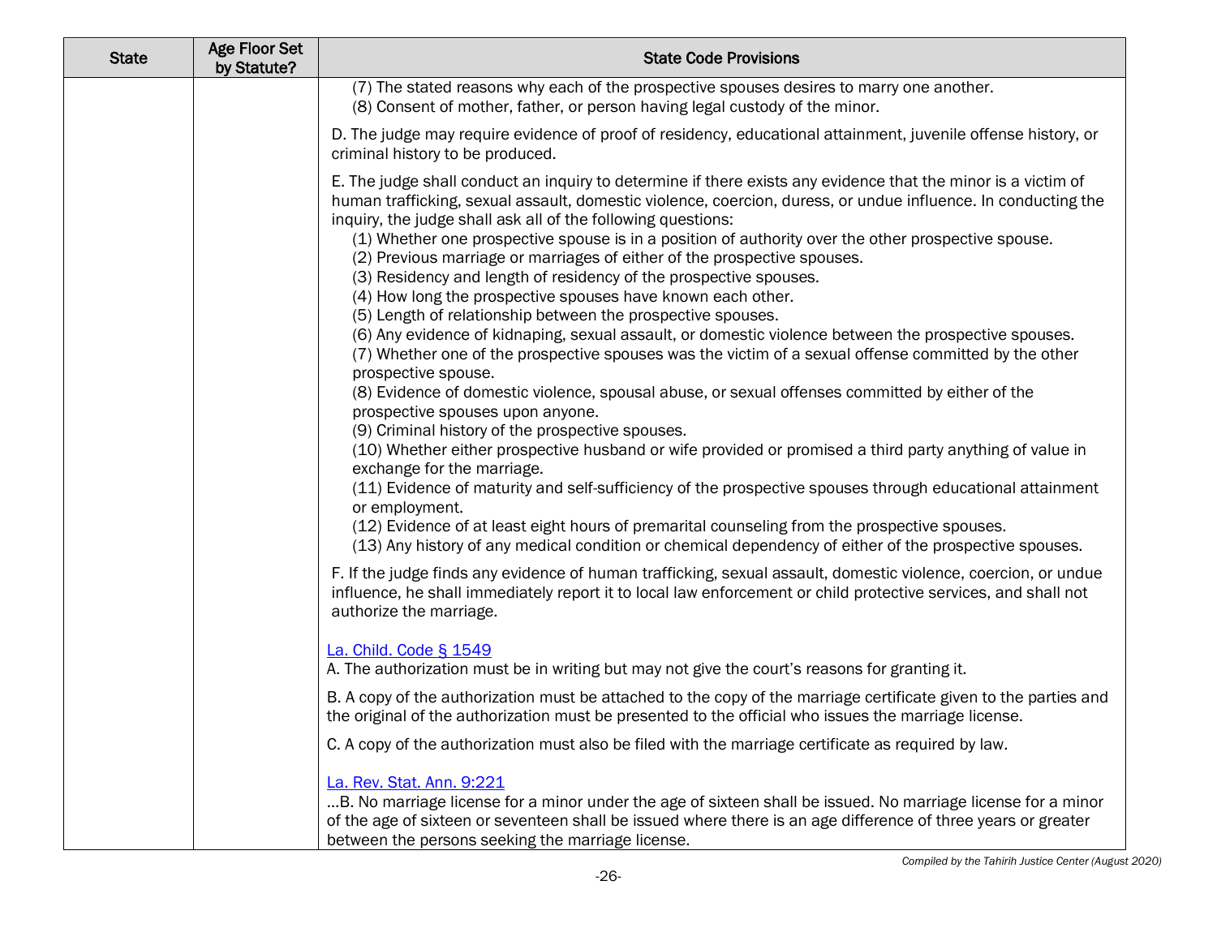| State | Age Floor Set by Statute? | State Code Provisions |
|---|---|---|
| | | (7) The stated reasons why each of the prospective spouses desires to marry one another.<br>(8) Consent of mother, father, or person having legal custody of the minor.<br><br>D. The judge may require evidence of proof of residency, educational attainment, juvenile offense history, or criminal history to be produced.<br><br>E. The judge shall conduct an inquiry to determine if there exists any evidence that the minor is a victim of human trafficking, sexual assault, domestic violence, coercion, duress, or undue influence. In conducting the inquiry, the judge shall ask all of the following questions:<br>(1) Whether one prospective spouse is in a position of authority over the other prospective spouse.<br>(2) Previous marriage or marriages of either of the prospective spouses.<br>(3) Residency and length of residency of the prospective spouses.<br>(4) How long the prospective spouses have known each other.<br>(5) Length of relationship between the prospective spouses.<br>(6) Any evidence of kidnaping, sexual assault, or domestic violence between the prospective spouses.<br>(7) Whether one of the prospective spouses was the victim of a sexual offense committed by the other prospective spouse.<br>(8) Evidence of domestic violence, spousal abuse, or sexual offenses committed by either of the prospective spouses upon anyone.<br>(9) Criminal history of the prospective spouses.<br>(10) Whether either prospective husband or wife provided or promised a third party anything of value in exchange for the marriage.<br>(11) Evidence of maturity and self-sufficiency of the prospective spouses through educational attainment or employment.<br>(12) Evidence of at least eight hours of premarital counseling from the prospective spouses.<br>(13) Any history of any medical condition or chemical dependency of either of the prospective spouses.<br><br>F. If the judge finds any evidence of human trafficking, sexual assault, domestic violence, coercion, or undue influence, he shall immediately report it to local law enforcement or child protective services, and shall not authorize the marriage.<br><br>La. Child. Code § 1549<br>A. The authorization must be in writing but may not give the court's reasons for granting it.<br><br>B. A copy of the authorization must be attached to the copy of the marriage certificate given to the parties and the original of the authorization must be presented to the official who issues the marriage license.<br><br>C. A copy of the authorization must also be filed with the marriage certificate as required by law.<br><br>La. Rev. Stat. Ann. 9:221<br>…B. No marriage license for a minor under the age of sixteen shall be issued. No marriage license for a minor of the age of sixteen or seventeen shall be issued where there is an age difference of three years or greater between the persons seeking the marriage license. |

*Compiled by the Tahirih Justice Center (August 2020)*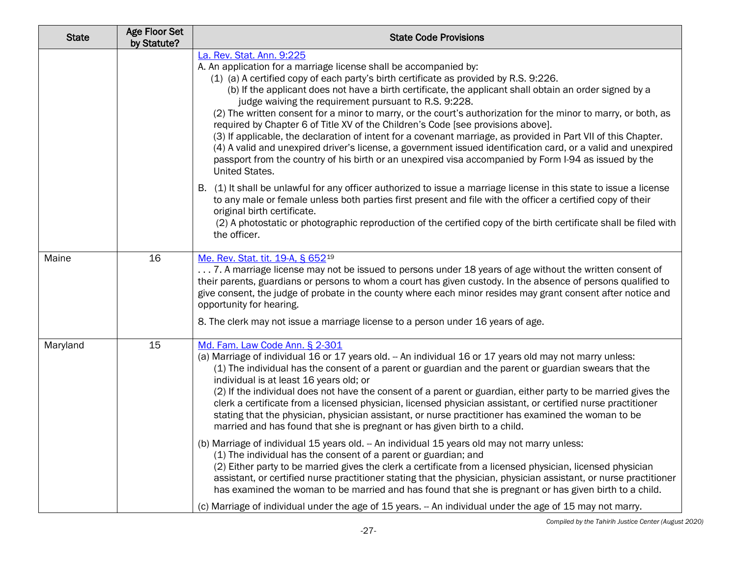| State | Age Floor Set by Statute? | State Code Provisions |
|---|---|---|
| | | La. Rev. Stat. Ann. 9:225<br>A. An application for a marriage license shall be accompanied by:<br>(1) (a) A certified copy of each party's birth certificate as provided by R.S. 9:226.<br>(b) If the applicant does not have a birth certificate, the applicant shall obtain an order signed by a judge waiving the requirement pursuant to R.S. 9:228.<br>(2) The written consent for a minor to marry, or the court's authorization for the minor to marry, or both, as required by Chapter 6 of Title XV of the Children's Code [see provisions above].<br>(3) If applicable, the declaration of intent for a covenant marriage, as provided in Part VII of this Chapter.<br>(4) A valid and unexpired driver's license, a government issued identification card, or a valid and unexpired passport from the country of his birth or an unexpired visa accompanied by Form I-94 as issued by the United States.<br><br>B. (1) It shall be unlawful for any officer authorized to issue a marriage license in this state to issue a license to any male or female unless both parties first present and file with the officer a certified copy of their original birth certificate.<br>(2) A photostatic or photographic reproduction of the certified copy of the birth certificate shall be filed with the officer. |
| Maine | 16 | Me. Rev. Stat. tit. 19-A, § 652[19]<br>. . . 7. A marriage license may not be issued to persons under 18 years of age without the written consent of their parents, guardians or persons to whom a court has given custody. In the absence of persons qualified to give consent, the judge of probate in the county where each minor resides may grant consent after notice and opportunity for hearing.<br><br>8. The clerk may not issue a marriage license to a person under 16 years of age. |
| Maryland | 15 | Md. Fam. Law Code Ann. § 2-301<br>(a) Marriage of individual 16 or 17 years old. -- An individual 16 or 17 years old may not marry unless:<br>(1) The individual has the consent of a parent or guardian and the parent or guardian swears that the individual is at least 16 years old; or<br>(2) If the individual does not have the consent of a parent or guardian, either party to be married gives the clerk a certificate from a licensed physician, licensed physician assistant, or certified nurse practitioner stating that the physician, physician assistant, or nurse practitioner has examined the woman to be married and has found that she is pregnant or has given birth to a child.<br><br>(b) Marriage of individual 15 years old. -- An individual 15 years old may not marry unless:<br>(1) The individual has the consent of a parent or guardian; and<br>(2) Either party to be married gives the clerk a certificate from a licensed physician, licensed physician assistant, or certified nurse practitioner stating that the physician, physician assistant, or nurse practitioner has examined the woman to be married and has found that she is pregnant or has given birth to a child.<br><br>(c) Marriage of individual under the age of 15 years. -- An individual under the age of 15 may not marry. |

*Compiled by the Tahirih Justice Center (August 2020)*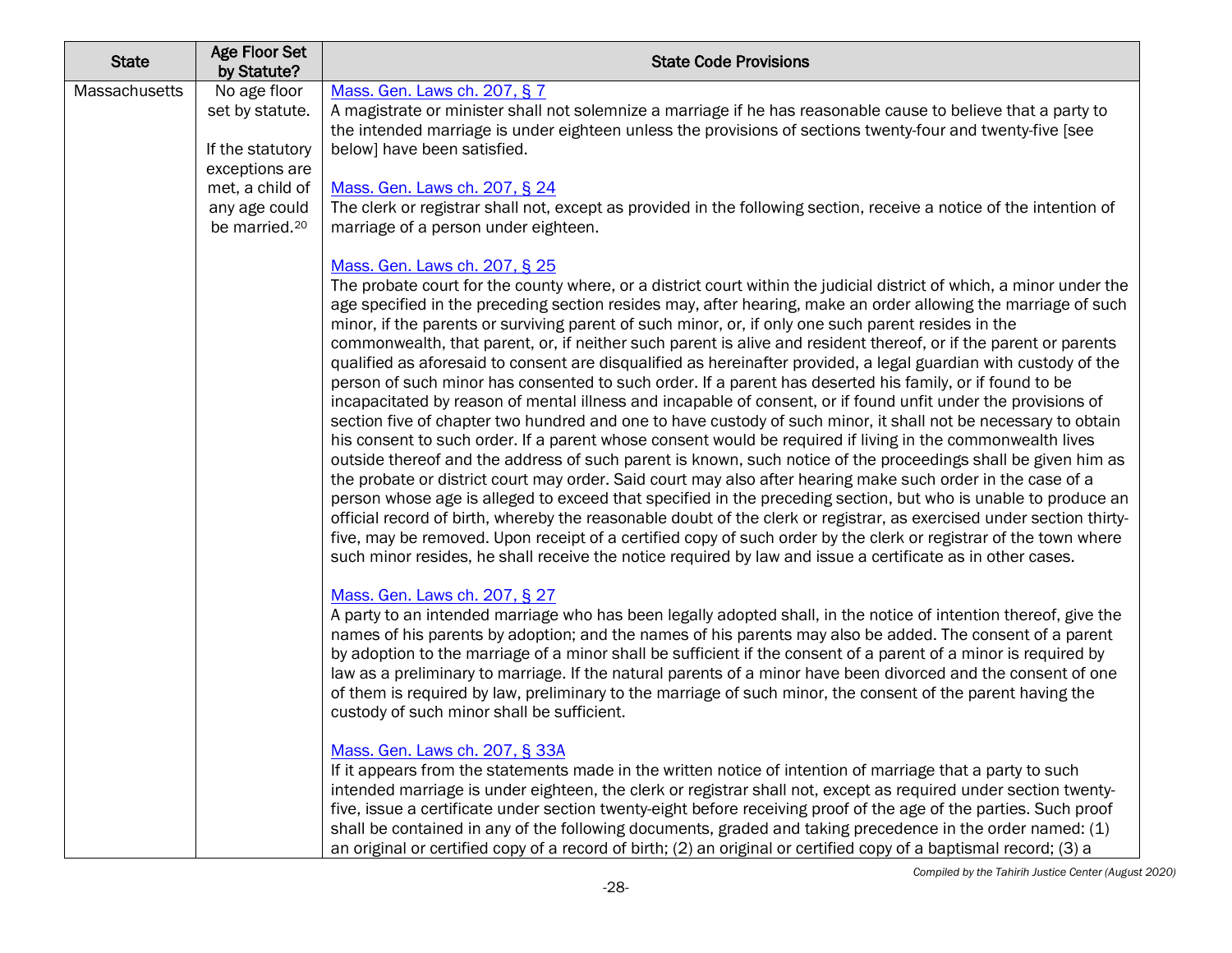| State | Age Floor Set by Statute? | State Code Provisions |
| --- | --- | --- |
| Massachusetts | No age floor set by statute.<br><br>If the statutory exceptions are met, a child of any age could be married.[20] | Mass. Gen. Laws ch. 207, § 7<br>A magistrate or minister shall not solemnize a marriage if he has reasonable cause to believe that a party to the intended marriage is under eighteen unless the provisions of sections twenty-four and twenty-five [see below] have been satisfied.<br><br>Mass. Gen. Laws ch. 207, § 24<br>The clerk or registrar shall not, except as provided in the following section, receive a notice of the intention of marriage of a person under eighteen.<br><br>Mass. Gen. Laws ch. 207, § 25<br>The probate court for the county where, or a district court within the judicial district of which, a minor under the age specified in the preceding section resides may, after hearing, make an order allowing the marriage of such minor, if the parents or surviving parent of such minor, or, if only one such parent resides in the commonwealth, that parent, or, if neither such parent is alive and resident thereof, or if the parent or parents qualified as aforesaid to consent are disqualified as hereinafter provided, a legal guardian with custody of the person of such minor has consented to such order. If a parent has deserted his family, or if found to be incapacitated by reason of mental illness and incapable of consent, or if found unfit under the provisions of section five of chapter two hundred and one to have custody of such minor, it shall not be necessary to obtain his consent to such order. If a parent whose consent would be required if living in the commonwealth lives outside thereof and the address of such parent is known, such notice of the proceedings shall be given him as the probate or district court may order. Said court may also after hearing make such order in the case of a person whose age is alleged to exceed that specified in the preceding section, but who is unable to produce an official record of birth, whereby the reasonable doubt of the clerk or registrar, as exercised under section thirty-five, may be removed. Upon receipt of a certified copy of such order by the clerk or registrar of the town where such minor resides, he shall receive the notice required by law and issue a certificate as in other cases.<br><br>Mass. Gen. Laws ch. 207, § 27<br>A party to an intended marriage who has been legally adopted shall, in the notice of intention thereof, give the names of his parents by adoption; and the names of his parents may also be added. The consent of a parent by adoption to the marriage of a minor shall be sufficient if the consent of a parent of a minor is required by law as a preliminary to marriage. If the natural parents of a minor have been divorced and the consent of one of them is required by law, preliminary to the marriage of such minor, the consent of the parent having the custody of such minor shall be sufficient.<br><br>Mass. Gen. Laws ch. 207, § 33A<br>If it appears from the statements made in the written notice of intention of marriage that a party to such intended marriage is under eighteen, the clerk or registrar shall not, except as required under section twenty-five, issue a certificate under section twenty-eight before receiving proof of the age of the parties. Such proof shall be contained in any of the following documents, graded and taking precedence in the order named: (1) an original or certified copy of a record of birth; (2) an original or certified copy of a baptismal record; (3) a |

*Compiled by the Tahirih Justice Center (August 2020)*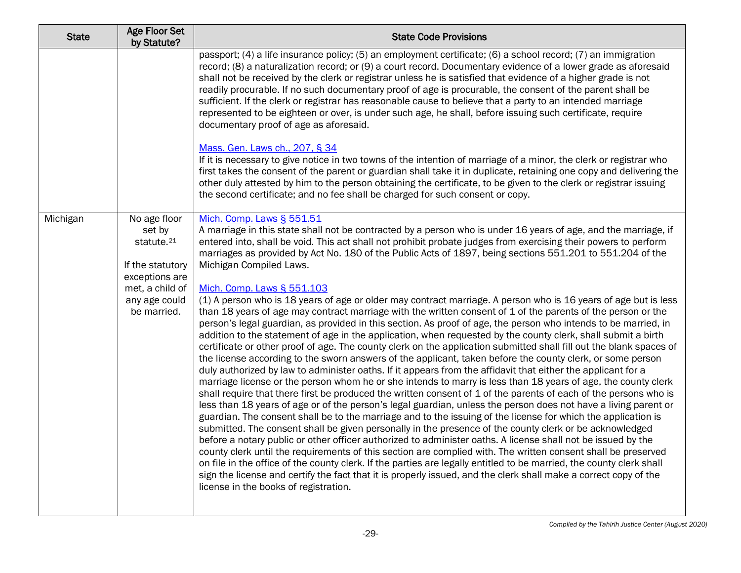| State | Age Floor Set by Statute? | State Code Provisions |
|---|---|---|
| | | passport; (4) a life insurance policy; (5) an employment certificate; (6) a school record; (7) an immigration record; (8) a naturalization record; or (9) a court record. Documentary evidence of a lower grade as aforesaid shall not be received by the clerk or registrar unless he is satisfied that evidence of a higher grade is not readily procurable. If no such documentary proof of age is procurable, the consent of the parent shall be sufficient. If the clerk or registrar has reasonable cause to believe that a party to an intended marriage represented to be eighteen or over, is under such age, he shall, before issuing such certificate, require documentary proof of age as aforesaid.<br><br>Mass. Gen. Laws ch., 207, § 34<br>If it is necessary to give notice in two towns of the intention of marriage of a minor, the clerk or registrar who first takes the consent of the parent or guardian shall take it in duplicate, retaining one copy and delivering the other duly attested by him to the person obtaining the certificate, to be given to the clerk or registrar issuing the second certificate; and no fee shall be charged for such consent or copy. |
| Michigan | No age floor set by statute.[21]<br><br>If the statutory exceptions are met, a child of any age could be married. | Mich. Comp. Laws § 551.51<br>A marriage in this state shall not be contracted by a person who is under 16 years of age, and the marriage, if entered into, shall be void. This act shall not prohibit probate judges from exercising their powers to perform marriages as provided by Act No. 180 of the Public Acts of 1897, being sections 551.201 to 551.204 of the Michigan Compiled Laws.<br><br>Mich. Comp. Laws § 551.103<br>(1) A person who is 18 years of age or older may contract marriage. A person who is 16 years of age but is less than 18 years of age may contract marriage with the written consent of 1 of the parents of the person or the person's legal guardian, as provided in this section. As proof of age, the person who intends to be married, in addition to the statement of age in the application, when requested by the county clerk, shall submit a birth certificate or other proof of age. The county clerk on the application submitted shall fill out the blank spaces of the license according to the sworn answers of the applicant, taken before the county clerk, or some person duly authorized by law to administer oaths. If it appears from the affidavit that either the applicant for a marriage license or the person whom he or she intends to marry is less than 18 years of age, the county clerk shall require that there first be produced the written consent of 1 of the parents of each of the persons who is less than 18 years of age or of the person's legal guardian, unless the person does not have a living parent or guardian. The consent shall be to the marriage and to the issuing of the license for which the application is submitted. The consent shall be given personally in the presence of the county clerk or be acknowledged before a notary public or other officer authorized to administer oaths. A license shall not be issued by the county clerk until the requirements of this section are complied with. The written consent shall be preserved on file in the office of the county clerk. If the parties are legally entitled to be married, the county clerk shall sign the license and certify the fact that it is properly issued, and the clerk shall make a correct copy of the license in the books of registration. |

*Compiled by the Tahirih Justice Center (August 2020)*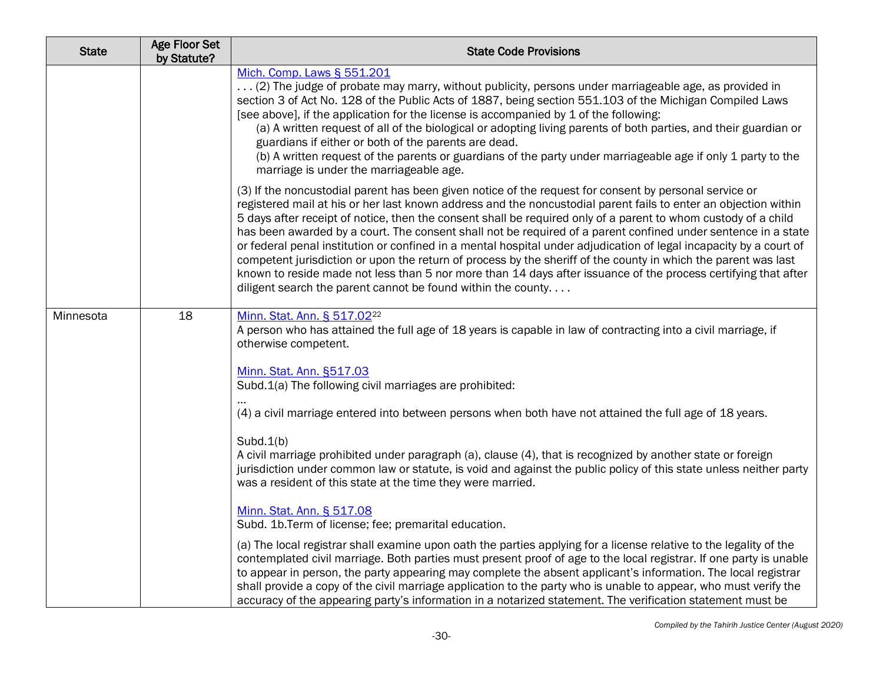| State | Age Floor Set by Statute? | State Code Provisions |
|---|---|---|
| | | Mich. Comp. Laws § 551.201<br>. . . (2) The judge of probate may marry, without publicity, persons under marriageable age, as provided in section 3 of Act No. 128 of the Public Acts of 1887, being section 551.103 of the Michigan Compiled Laws [see above], if the application for the license is accompanied by 1 of the following:<br>(a) A written request of all of the biological or adopting living parents of both parties, and their guardian or guardians if either or both of the parents are dead.<br>(b) A written request of the parents or guardians of the party under marriageable age if only 1 party to the marriage is under the marriageable age.<br><br>(3) If the noncustodial parent has been given notice of the request for consent by personal service or registered mail at his or her last known address and the noncustodial parent fails to enter an objection within 5 days after receipt of notice, then the consent shall be required only of a parent to whom custody of a child has been awarded by a court. The consent shall not be required of a parent confined under sentence in a state or federal penal institution or confined in a mental hospital under adjudication of legal incapacity by a court of competent jurisdiction or upon the return of process by the sheriff of the county in which the parent was last known to reside made not less than 5 nor more than 14 days after issuance of the process certifying that after diligent search the parent cannot be found within the county. . . . |
| Minnesota | 18 | Minn. Stat. Ann. § 517.02[22]<br>A person who has attained the full age of 18 years is capable in law of contracting into a civil marriage, if otherwise competent.<br><br>Minn. Stat. Ann. §517.03<br>Subd.1(a) The following civil marriages are prohibited:<br>...<br>(4) a civil marriage entered into between persons when both have not attained the full age of 18 years.<br><br>Subd.1(b)<br>A civil marriage prohibited under paragraph (a), clause (4), that is recognized by another state or foreign jurisdiction under common law or statute, is void and against the public policy of this state unless neither party was a resident of this state at the time they were married.<br><br>Minn. Stat. Ann. § 517.08<br>Subd. 1b.Term of license; fee; premarital education.<br><br>(a) The local registrar shall examine upon oath the parties applying for a license relative to the legality of the contemplated civil marriage. Both parties must present proof of age to the local registrar. If one party is unable to appear in person, the party appearing may complete the absent applicant's information. The local registrar shall provide a copy of the civil marriage application to the party who is unable to appear, who must verify the accuracy of the appearing party's information in a notarized statement. The verification statement must be |

*Compiled by the Tahirih Justice Center (August 2020)*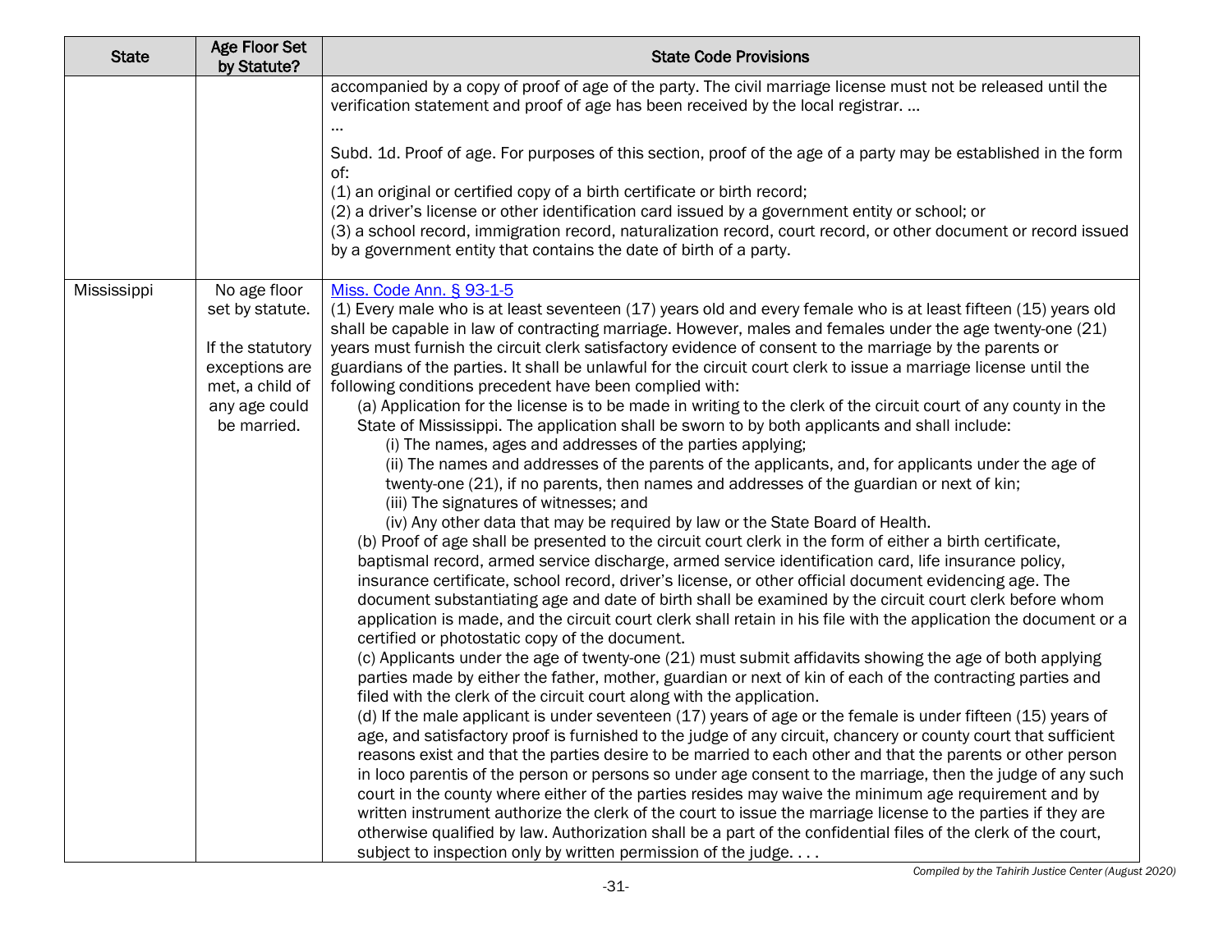| State | Age Floor Set by Statute? | State Code Provisions |
|---|---|---|
| | | accompanied by a copy of proof of age of the party. The civil marriage license must not be released until the verification statement and proof of age has been received by the local registrar. …<br>…<br>Subd. 1d. Proof of age. For purposes of this section, proof of the age of a party may be established in the form of:<br>(1) an original or certified copy of a birth certificate or birth record;<br>(2) a driver's license or other identification card issued by a government entity or school; or<br>(3) a school record, immigration record, naturalization record, court record, or other document or record issued by a government entity that contains the date of birth of a party. |
| Mississippi | No age floor set by statute.<br><br>If the statutory exceptions are met, a child of any age could be married. | [Miss. Code Ann. § 93-1-5]<br>(1) Every male who is at least seventeen (17) years old and every female who is at least fifteen (15) years old shall be capable in law of contracting marriage. However, males and females under the age twenty-one (21) years must furnish the circuit clerk satisfactory evidence of consent to the marriage by the parents or guardians of the parties. It shall be unlawful for the circuit court clerk to issue a marriage license until the following conditions precedent have been complied with:<br>(a) Application for the license is to be made in writing to the clerk of the circuit court of any county in the State of Mississippi. The application shall be sworn to by both applicants and shall include:<br>(i) The names, ages and addresses of the parties applying;<br>(ii) The names and addresses of the parents of the applicants, and, for applicants under the age of twenty-one (21), if no parents, then names and addresses of the guardian or next of kin;<br>(iii) The signatures of witnesses; and<br>(iv) Any other data that may be required by law or the State Board of Health.<br>(b) Proof of age shall be presented to the circuit court clerk in the form of either a birth certificate, baptismal record, armed service discharge, armed service identification card, life insurance policy, insurance certificate, school record, driver's license, or other official document evidencing age. The document substantiating age and date of birth shall be examined by the circuit court clerk before whom application is made, and the circuit court clerk shall retain in his file with the application the document or a certified or photostatic copy of the document.<br>(c) Applicants under the age of twenty-one (21) must submit affidavits showing the age of both applying parties made by either the father, mother, guardian or next of kin of each of the contracting parties and filed with the clerk of the circuit court along with the application.<br>(d) If the male applicant is under seventeen (17) years of age or the female is under fifteen (15) years of age, and satisfactory proof is furnished to the judge of any circuit, chancery or county court that sufficient reasons exist and that the parties desire to be married to each other and that the parents or other person in loco parentis of the person or persons so under age consent to the marriage, then the judge of any such court in the county where either of the parties resides may waive the minimum age requirement and by written instrument authorize the clerk of the court to issue the marriage license to the parties if they are otherwise qualified by law. Authorization shall be a part of the confidential files of the clerk of the court, subject to inspection only by written permission of the judge. . . . |

*Compiled by the Tahirih Justice Center (August 2020)*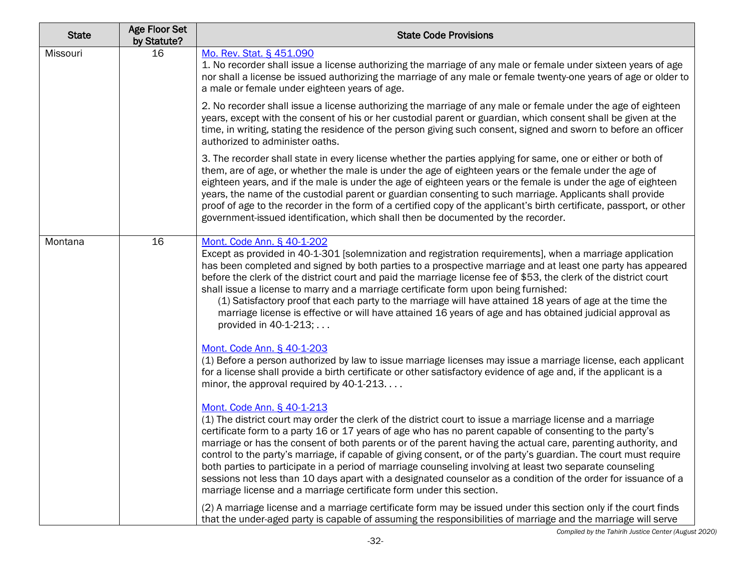| State | Age Floor Set by Statute? | State Code Provisions |
| --- | --- | --- |
| Missouri | 16 | [Mo. Rev. Stat. § 451.090](#)<br>1. No recorder shall issue a license authorizing the marriage of any male or female under sixteen years of age nor shall a license be issued authorizing the marriage of any male or female twenty-one years of age or older to a male or female under eighteen years of age.<br><br>2. No recorder shall issue a license authorizing the marriage of any male or female under the age of eighteen years, except with the consent of his or her custodial parent or guardian, which consent shall be given at the time, in writing, stating the residence of the person giving such consent, signed and sworn to before an officer authorized to administer oaths.<br><br>3. The recorder shall state in every license whether the parties applying for same, one or either or both of them, are of age, or whether the male is under the age of eighteen years or the female under the age of eighteen years, and if the male is under the age of eighteen years or the female is under the age of eighteen years, the name of the custodial parent or guardian consenting to such marriage. Applicants shall provide proof of age to the recorder in the form of a certified copy of the applicant's birth certificate, passport, or other government-issued identification, which shall then be documented by the recorder. |
| Montana | 16 | [Mont. Code Ann. § 40-1-202](#)<br>Except as provided in 40-1-301 [solemnization and registration requirements], when a marriage application has been completed and signed by both parties to a prospective marriage and at least one party has appeared before the clerk of the district court and paid the marriage license fee of $53, the clerk of the district court shall issue a license to marry and a marriage certificate form upon being furnished:<br>(1) Satisfactory proof that each party to the marriage will have attained 18 years of age at the time the marriage license is effective or will have attained 16 years of age and has obtained judicial approval as provided in 40-1-213; . . .<br><br>[Mont. Code Ann. § 40-1-203](#)<br>(1) Before a person authorized by law to issue marriage licenses may issue a marriage license, each applicant for a license shall provide a birth certificate or other satisfactory evidence of age and, if the applicant is a minor, the approval required by 40-1-213. . . .<br><br>[Mont. Code Ann. § 40-1-213](#)<br>(1) The district court may order the clerk of the district court to issue a marriage license and a marriage certificate form to a party 16 or 17 years of age who has no parent capable of consenting to the party's marriage or has the consent of both parents or of the parent having the actual care, parenting authority, and control to the party's marriage, if capable of giving consent, or of the party's guardian. The court must require both parties to participate in a period of marriage counseling involving at least two separate counseling sessions not less than 10 days apart with a designated counselor as a condition of the order for issuance of a marriage license and a marriage certificate form under this section.<br><br>(2) A marriage license and a marriage certificate form may be issued under this section only if the court finds that the under-aged party is capable of assuming the responsibilities of marriage and the marriage will serve |

*Compiled by the Tahirih Justice Center (August 2020)*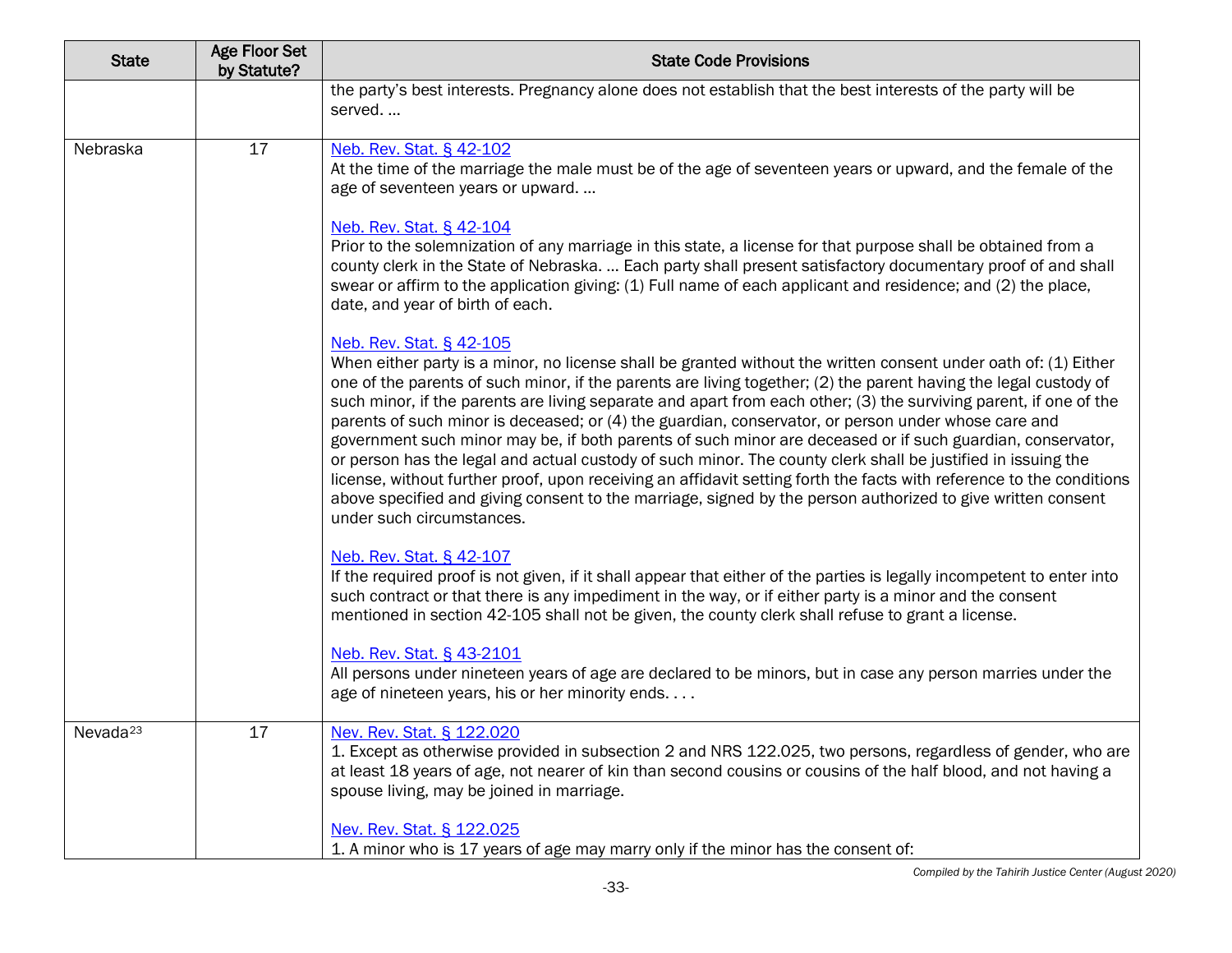| State | Age Floor Set by Statute? | State Code Provisions |
|---|---|---|
| | | the party's best interests. Pregnancy alone does not establish that the best interests of the party will be served. … |
| Nebraska | 17 | [Neb. Rev. Stat. § 42-102](#)<br>At the time of the marriage the male must be of the age of seventeen years or upward, and the female of the age of seventeen years or upward. …<br><br>[Neb. Rev. Stat. § 42-104](#)<br>Prior to the solemnization of any marriage in this state, a license for that purpose shall be obtained from a county clerk in the State of Nebraska. … Each party shall present satisfactory documentary proof of and shall swear or affirm to the application giving: (1) Full name of each applicant and residence; and (2) the place, date, and year of birth of each.<br><br>[Neb. Rev. Stat. § 42-105](#)<br>When either party is a minor, no license shall be granted without the written consent under oath of: (1) Either one of the parents of such minor, if the parents are living together; (2) the parent having the legal custody of such minor, if the parents are living separate and apart from each other; (3) the surviving parent, if one of the parents of such minor is deceased; or (4) the guardian, conservator, or person under whose care and government such minor may be, if both parents of such minor are deceased or if such guardian, conservator, or person has the legal and actual custody of such minor. The county clerk shall be justified in issuing the license, without further proof, upon receiving an affidavit setting forth the facts with reference to the conditions above specified and giving consent to the marriage, signed by the person authorized to give written consent under such circumstances.<br><br>[Neb. Rev. Stat. § 42-107](#)<br>If the required proof is not given, if it shall appear that either of the parties is legally incompetent to enter into such contract or that there is any impediment in the way, or if either party is a minor and the consent mentioned in section 42-105 shall not be given, the county clerk shall refuse to grant a license.<br><br>[Neb. Rev. Stat. § 43-2101](#)<br>All persons under nineteen years of age are declared to be minors, but in case any person marries under the age of nineteen years, his or her minority ends. . . . |
| Nevada[23] | 17 | [Nev. Rev. Stat. § 122.020](#)<br>1. Except as otherwise provided in subsection 2 and NRS 122.025, two persons, regardless of gender, who are at least 18 years of age, not nearer of kin than second cousins or cousins of the half blood, and not having a spouse living, may be joined in marriage.<br><br>[Nev. Rev. Stat. § 122.025](#)<br>1. A minor who is 17 years of age may marry only if the minor has the consent of: |

*Compiled by the Tahirih Justice Center (August 2020)*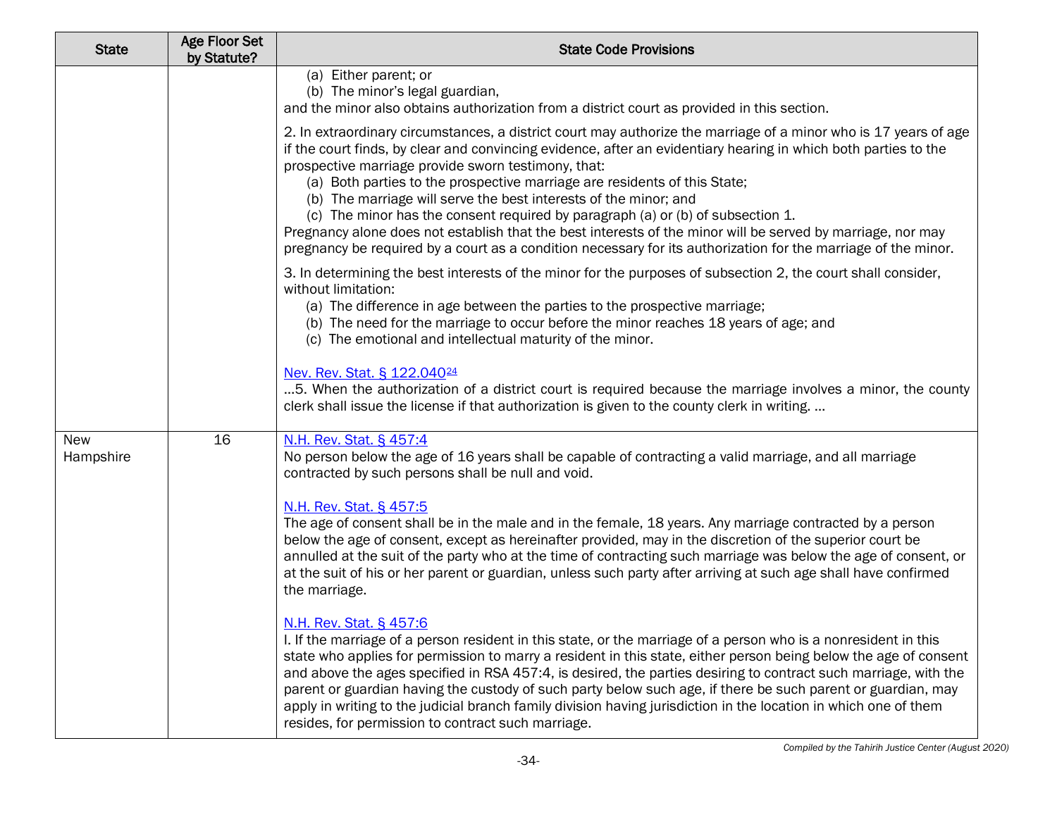| State | Age Floor Set by Statute? | State Code Provisions |
|---|---|---|
| | | (a) Either parent; or<br>(b) The minor's legal guardian,<br>and the minor also obtains authorization from a district court as provided in this section.<br><br>2. In extraordinary circumstances, a district court may authorize the marriage of a minor who is 17 years of age if the court finds, by clear and convincing evidence, after an evidentiary hearing in which both parties to the prospective marriage provide sworn testimony, that:<br>(a) Both parties to the prospective marriage are residents of this State;<br>(b) The marriage will serve the best interests of the minor; and<br>(c) The minor has the consent required by paragraph (a) or (b) of subsection 1.<br>Pregnancy alone does not establish that the best interests of the minor will be served by marriage, nor may pregnancy be required by a court as a condition necessary for its authorization for the marriage of the minor.<br><br>3. In determining the best interests of the minor for the purposes of subsection 2, the court shall consider, without limitation:<br>(a) The difference in age between the parties to the prospective marriage;<br>(b) The need for the marriage to occur before the minor reaches 18 years of age; and<br>(c) The emotional and intellectual maturity of the minor.<br><br>Nev. Rev. Stat. § 122.040[24]<br>…5. When the authorization of a district court is required because the marriage involves a minor, the county clerk shall issue the license if that authorization is given to the county clerk in writing. … |
| New Hampshire | 16 | N.H. Rev. Stat. § 457:4<br>No person below the age of 16 years shall be capable of contracting a valid marriage, and all marriage contracted by such persons shall be null and void.<br><br>N.H. Rev. Stat. § 457:5<br>The age of consent shall be in the male and in the female, 18 years. Any marriage contracted by a person below the age of consent, except as hereinafter provided, may in the discretion of the superior court be annulled at the suit of the party who at the time of contracting such marriage was below the age of consent, or at the suit of his or her parent or guardian, unless such party after arriving at such age shall have confirmed the marriage.<br><br>N.H. Rev. Stat. § 457:6<br>I. If the marriage of a person resident in this state, or the marriage of a person who is a nonresident in this state who applies for permission to marry a resident in this state, either person being below the age of consent and above the ages specified in RSA 457:4, is desired, the parties desiring to contract such marriage, with the parent or guardian having the custody of such party below such age, if there be such parent or guardian, may apply in writing to the judicial branch family division having jurisdiction in the location in which one of them resides, for permission to contract such marriage. |

*Compiled by the Tahirih Justice Center (August 2020)*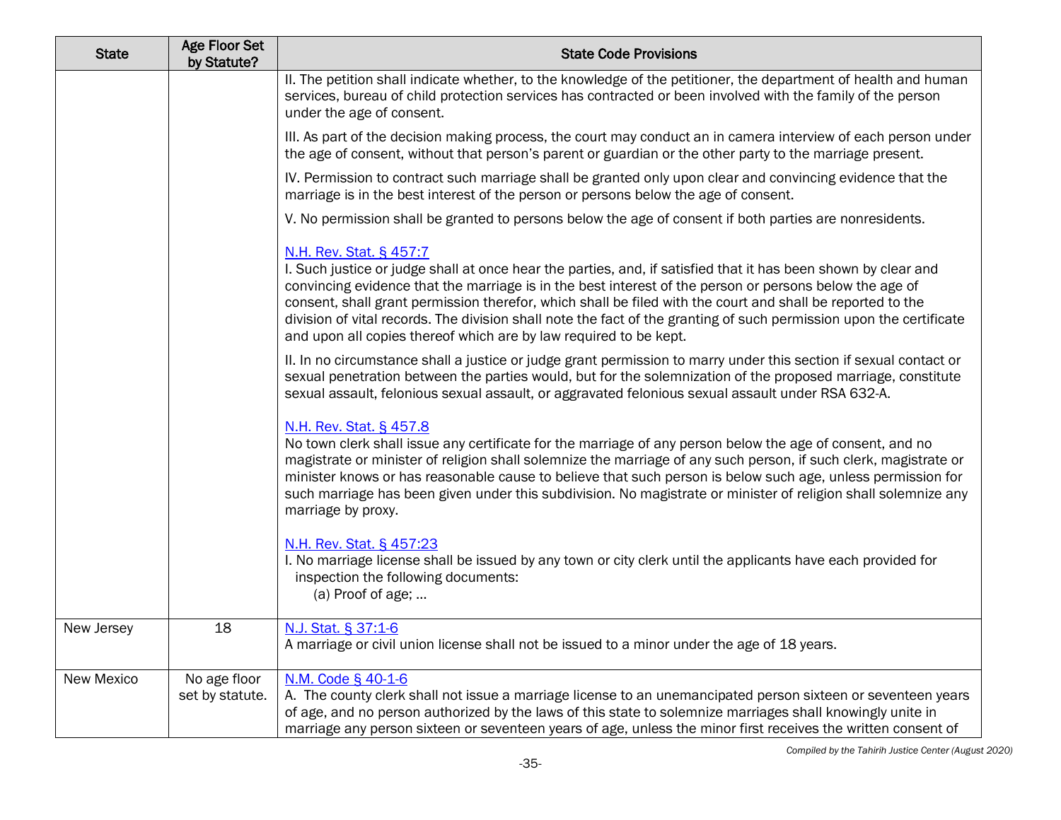| State | Age Floor Set by Statute? | State Code Provisions |
|---|---|---|
| | | II. The petition shall indicate whether, to the knowledge of the petitioner, the department of health and human services, bureau of child protection services has contracted or been involved with the family of the person under the age of consent.<br><br>III. As part of the decision making process, the court may conduct an in camera interview of each person under the age of consent, without that person's parent or guardian or the other party to the marriage present.<br><br>IV. Permission to contract such marriage shall be granted only upon clear and convincing evidence that the marriage is in the best interest of the person or persons below the age of consent.<br><br>V. No permission shall be granted to persons below the age of consent if both parties are nonresidents.<br><br>N.H. Rev. Stat. § 457:7<br>I. Such justice or judge shall at once hear the parties, and, if satisfied that it has been shown by clear and convincing evidence that the marriage is in the best interest of the person or persons below the age of consent, shall grant permission therefor, which shall be filed with the court and shall be reported to the division of vital records. The division shall note the fact of the granting of such permission upon the certificate and upon all copies thereof which are by law required to be kept.<br><br>II. In no circumstance shall a justice or judge grant permission to marry under this section if sexual contact or sexual penetration between the parties would, but for the solemnization of the proposed marriage, constitute sexual assault, felonious sexual assault, or aggravated felonious sexual assault under RSA 632-A.<br><br>N.H. Rev. Stat. § 457.8<br>No town clerk shall issue any certificate for the marriage of any person below the age of consent, and no magistrate or minister of religion shall solemnize the marriage of any such person, if such clerk, magistrate or minister knows or has reasonable cause to believe that such person is below such age, unless permission for such marriage has been given under this subdivision. No magistrate or minister of religion shall solemnize any marriage by proxy.<br><br>N.H. Rev. Stat. § 457:23<br>I. No marriage license shall be issued by any town or city clerk until the applicants have each provided for inspection the following documents:<br>(a) Proof of age; ... |
| New Jersey | 18 | N.J. Stat. § 37:1-6<br>A marriage or civil union license shall not be issued to a minor under the age of 18 years. |
| New Mexico | No age floor set by statute. | N.M. Code § 40-1-6<br>A. The county clerk shall not issue a marriage license to an unemancipated person sixteen or seventeen years of age, and no person authorized by the laws of this state to solemnize marriages shall knowingly unite in marriage any person sixteen or seventeen years of age, unless the minor first receives the written consent of |

*Compiled by the Tahirih Justice Center (August 2020)*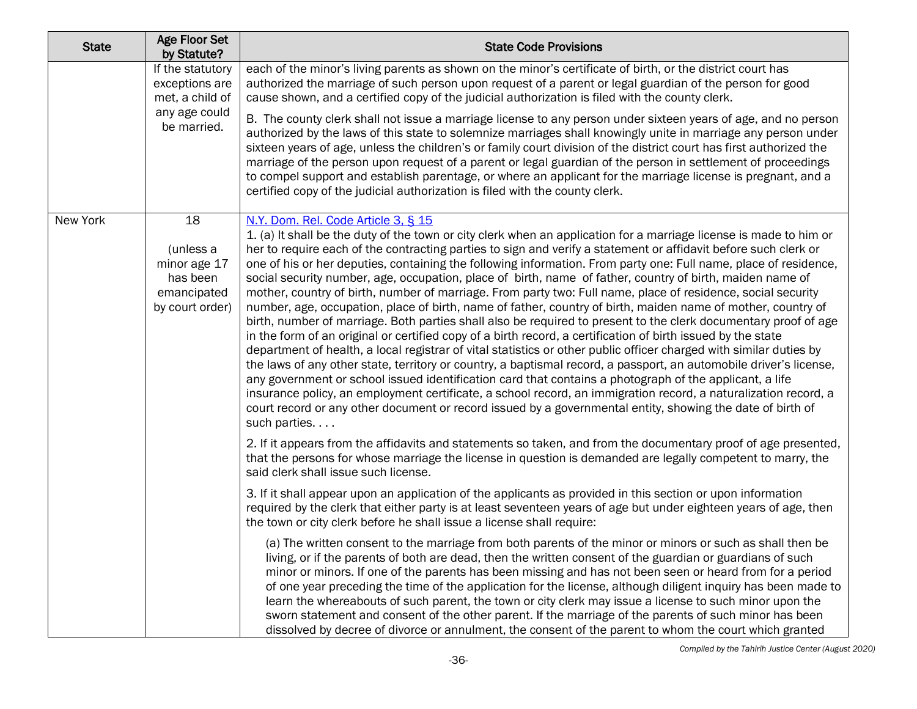| State | Age Floor Set by Statute? | State Code Provisions |
|---|---|---|
| | If the statutory exceptions are met, a child of any age could be married. | each of the minor's living parents as shown on the minor's certificate of birth, or the district court has authorized the marriage of such person upon request of a parent or legal guardian of the person for good cause shown, and a certified copy of the judicial authorization is filed with the county clerk.<br><br>B. The county clerk shall not issue a marriage license to any person under sixteen years of age, and no person authorized by the laws of this state to solemnize marriages shall knowingly unite in marriage any person under sixteen years of age, unless the children's or family court division of the district court has first authorized the marriage of the person upon request of a parent or legal guardian of the person in settlement of proceedings to compel support and establish parentage, or where an applicant for the marriage license is pregnant, and a certified copy of the judicial authorization is filed with the county clerk. |
| New York | 18<br><br>(unless a minor age 17 has been emancipated by court order) | N.Y. Dom. Rel. Code Article 3, § 15<br>1. (a) It shall be the duty of the town or city clerk when an application for a marriage license is made to him or her to require each of the contracting parties to sign and verify a statement or affidavit before such clerk or one of his or her deputies, containing the following information. From party one: Full name, place of residence, social security number, age, occupation, place of birth, name of father, country of birth, maiden name of mother, country of birth, number of marriage. From party two: Full name, place of residence, social security number, age, occupation, place of birth, name of father, country of birth, maiden name of mother, country of birth, number of marriage. Both parties shall also be required to present to the clerk documentary proof of age in the form of an original or certified copy of a birth record, a certification of birth issued by the state department of health, a local registrar of vital statistics or other public officer charged with similar duties by the laws of any other state, territory or country, a baptismal record, a passport, an automobile driver's license, any government or school issued identification card that contains a photograph of the applicant, a life insurance policy, an employment certificate, a school record, an immigration record, a naturalization record, a court record or any other document or record issued by a governmental entity, showing the date of birth of such parties. . . .<br><br>2. If it appears from the affidavits and statements so taken, and from the documentary proof of age presented, that the persons for whose marriage the license in question is demanded are legally competent to marry, the said clerk shall issue such license.<br><br>3. If it shall appear upon an application of the applicants as provided in this section or upon information required by the clerk that either party is at least seventeen years of age but under eighteen years of age, then the town or city clerk before he shall issue a license shall require:<br><br>(a) The written consent to the marriage from both parents of the minor or minors or such as shall then be living, or if the parents of both are dead, then the written consent of the guardian or guardians of such minor or minors. If one of the parents has been missing and has not been seen or heard from for a period of one year preceding the time of the application for the license, although diligent inquiry has been made to learn the whereabouts of such parent, the town or city clerk may issue a license to such minor upon the sworn statement and consent of the other parent. If the marriage of the parents of such minor has been dissolved by decree of divorce or annulment, the consent of the parent to whom the court which granted |

*Compiled by the Tahirih Justice Center (August 2020)*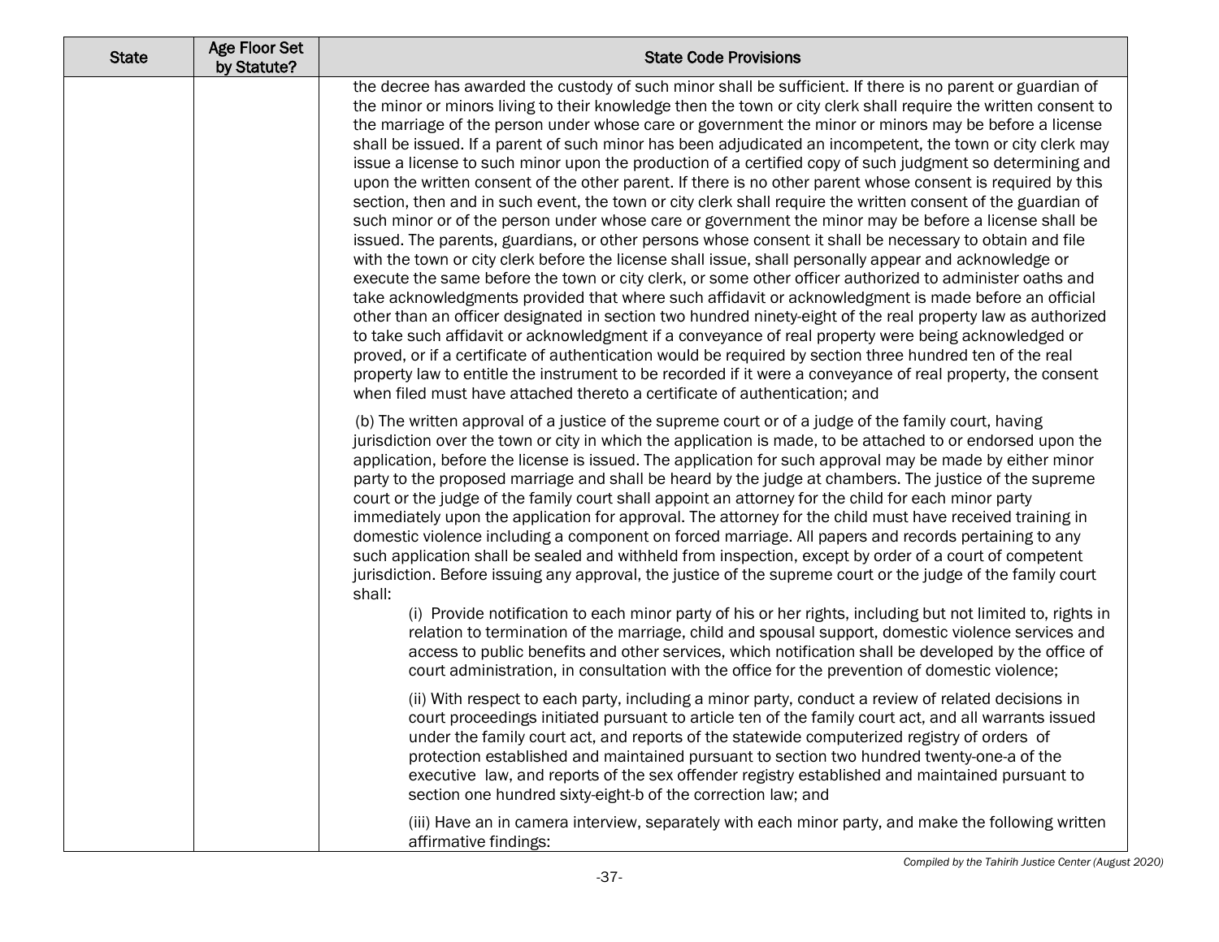| State | Age Floor Set by Statute? | State Code Provisions |
| --- | --- | --- |
| | | the decree has awarded the custody of such minor shall be sufficient. If there is no parent or guardian of the minor or minors living to their knowledge then the town or city clerk shall require the written consent to the marriage of the person under whose care or government the minor or minors may be before a license shall be issued. If a parent of such minor has been adjudicated an incompetent, the town or city clerk may issue a license to such minor upon the production of a certified copy of such judgment so determining and upon the written consent of the other parent. If there is no other parent whose consent is required by this section, then and in such event, the town or city clerk shall require the written consent of the guardian of such minor or of the person under whose care or government the minor may be before a license shall be issued. The parents, guardians, or other persons whose consent it shall be necessary to obtain and file with the town or city clerk before the license shall issue, shall personally appear and acknowledge or execute the same before the town or city clerk, or some other officer authorized to administer oaths and take acknowledgments provided that where such affidavit or acknowledgment is made before an official other than an officer designated in section two hundred ninety-eight of the real property law as authorized to take such affidavit or acknowledgment if a conveyance of real property were being acknowledged or proved, or if a certificate of authentication would be required by section three hundred ten of the real property law to entitle the instrument to be recorded if it were a conveyance of real property, the consent when filed must have attached thereto a certificate of authentication; and<br><br>(b) The written approval of a justice of the supreme court or of a judge of the family court, having jurisdiction over the town or city in which the application is made, to be attached to or endorsed upon the application, before the license is issued. The application for such approval may be made by either minor party to the proposed marriage and shall be heard by the judge at chambers. The justice of the supreme court or the judge of the family court shall appoint an attorney for the child for each minor party immediately upon the application for approval. The attorney for the child must have received training in domestic violence including a component on forced marriage. All papers and records pertaining to any such application shall be sealed and withheld from inspection, except by order of a court of competent jurisdiction. Before issuing any approval, the justice of the supreme court or the judge of the family court shall:<br><br>(i) Provide notification to each minor party of his or her rights, including but not limited to, rights in relation to termination of the marriage, child and spousal support, domestic violence services and access to public benefits and other services, which notification shall be developed by the office of court administration, in consultation with the office for the prevention of domestic violence;<br><br>(ii) With respect to each party, including a minor party, conduct a review of related decisions in court proceedings initiated pursuant to article ten of the family court act, and all warrants issued under the family court act, and reports of the statewide computerized registry of orders of protection established and maintained pursuant to section two hundred twenty-one-a of the executive law, and reports of the sex offender registry established and maintained pursuant to section one hundred sixty-eight-b of the correction law; and<br><br>(iii) Have an in camera interview, separately with each minor party, and make the following written affirmative findings: |

*Compiled by the Tahirih Justice Center (August 2020)*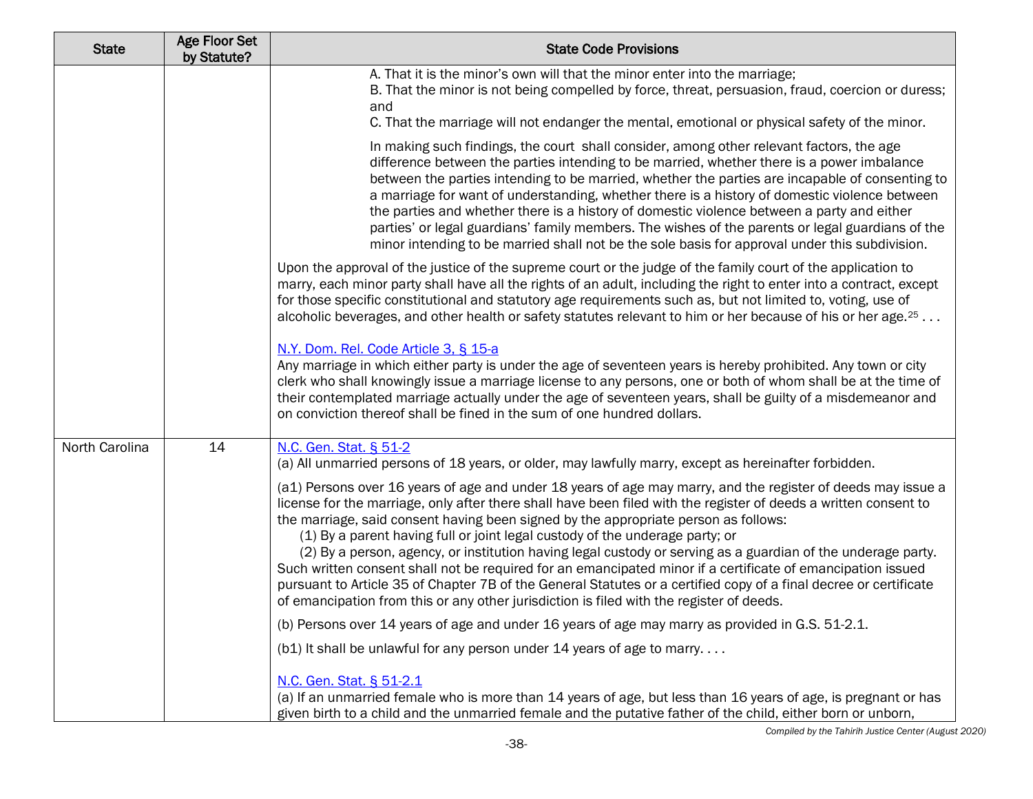| State | Age Floor Set by Statute? | State Code Provisions |
|---|---|---|
| | | A. That it is the minor's own will that the minor enter into the marriage;<br>B. That the minor is not being compelled by force, threat, persuasion, fraud, coercion or duress; and<br>C. That the marriage will not endanger the mental, emotional or physical safety of the minor.<br><br>In making such findings, the court shall consider, among other relevant factors, the age difference between the parties intending to be married, whether there is a power imbalance between the parties intending to be married, whether the parties are incapable of consenting to a marriage for want of understanding, whether there is a history of domestic violence between the parties and whether there is a history of domestic violence between a party and either parties' or legal guardians' family members. The wishes of the parents or legal guardians of the minor intending to be married shall not be the sole basis for approval under this subdivision.<br><br>Upon the approval of the justice of the supreme court or the judge of the family court of the application to marry, each minor party shall have all the rights of an adult, including the right to enter into a contract, except for those specific constitutional and statutory age requirements such as, but not limited to, voting, use of alcoholic beverages, and other health or safety statutes relevant to him or her because of his or her age.[25] . . .<br><br>N.Y. Dom. Rel. Code Article 3, § 15-a<br>Any marriage in which either party is under the age of seventeen years is hereby prohibited. Any town or city clerk who shall knowingly issue a marriage license to any persons, one or both of whom shall be at the time of their contemplated marriage actually under the age of seventeen years, shall be guilty of a misdemeanor and on conviction thereof shall be fined in the sum of one hundred dollars. |
| North Carolina | 14 | N.C. Gen. Stat. § 51-2<br>(a) All unmarried persons of 18 years, or older, may lawfully marry, except as hereinafter forbidden.<br><br>(a1) Persons over 16 years of age and under 18 years of age may marry, and the register of deeds may issue a license for the marriage, only after there shall have been filed with the register of deeds a written consent to the marriage, said consent having been signed by the appropriate person as follows:<br>(1) By a parent having full or joint legal custody of the underage party; or<br>(2) By a person, agency, or institution having legal custody or serving as a guardian of the underage party.<br>Such written consent shall not be required for an emancipated minor if a certificate of emancipation issued pursuant to Article 35 of Chapter 7B of the General Statutes or a certified copy of a final decree or certificate of emancipation from this or any other jurisdiction is filed with the register of deeds.<br><br>(b) Persons over 14 years of age and under 16 years of age may marry as provided in G.S. 51-2.1.<br><br>(b1) It shall be unlawful for any person under 14 years of age to marry. . . .<br><br>N.C. Gen. Stat. § 51-2.1<br>(a) If an unmarried female who is more than 14 years of age, but less than 16 years of age, is pregnant or has given birth to a child and the unmarried female and the putative father of the child, either born or unborn, |

*Compiled by the Tahirih Justice Center (August 2020)*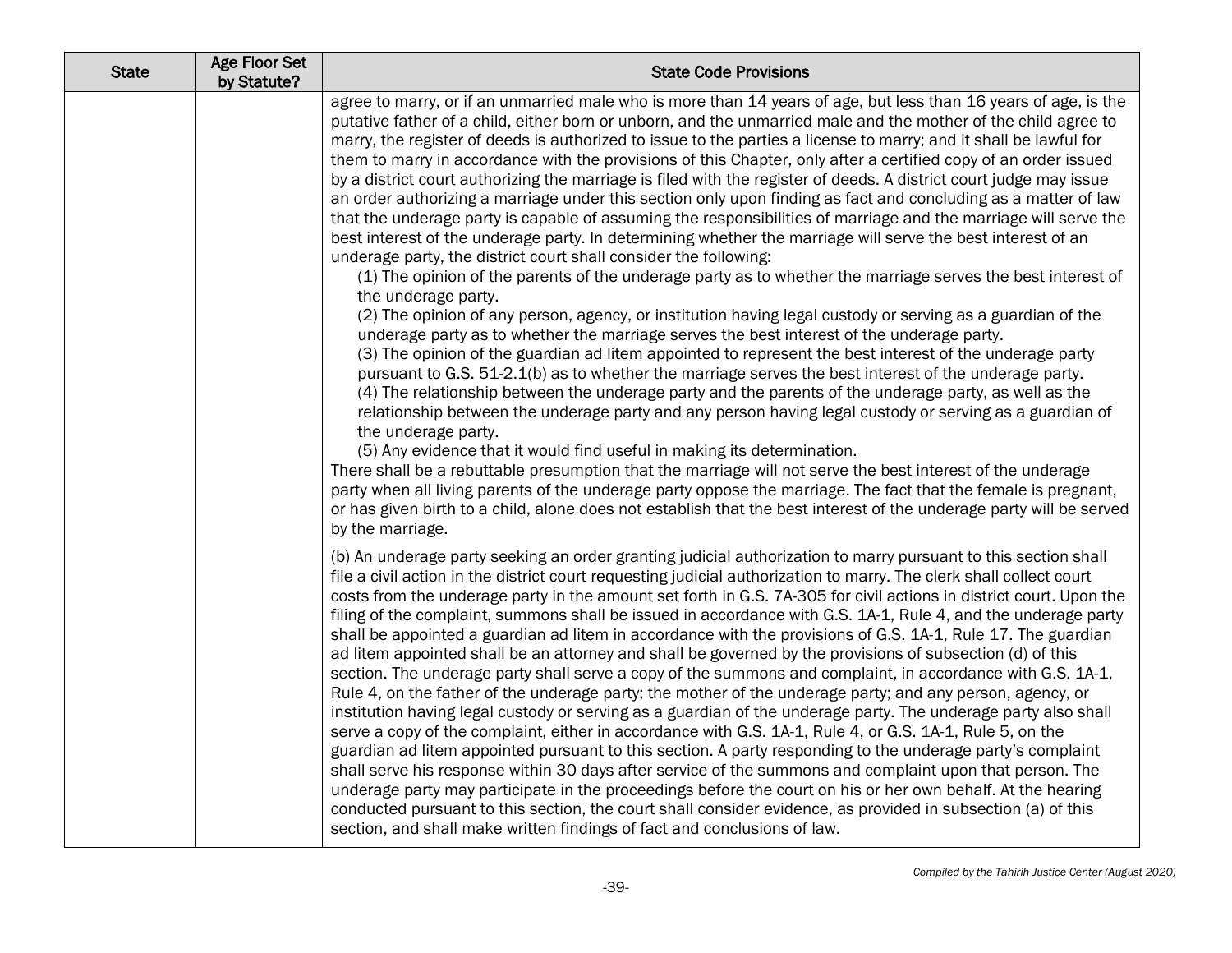| State | Age Floor Set by Statute? | State Code Provisions |
|---|---|---|
| | | agree to marry, or if an unmarried male who is more than 14 years of age, but less than 16 years of age, is the putative father of a child, either born or unborn, and the unmarried male and the mother of the child agree to marry, the register of deeds is authorized to issue to the parties a license to marry; and it shall be lawful for them to marry in accordance with the provisions of this Chapter, only after a certified copy of an order issued by a district court authorizing the marriage is filed with the register of deeds. A district court judge may issue an order authorizing a marriage under this section only upon finding as fact and concluding as a matter of law that the underage party is capable of assuming the responsibilities of marriage and the marriage will serve the best interest of the underage party. In determining whether the marriage will serve the best interest of an underage party, the district court shall consider the following:<br>(1) The opinion of the parents of the underage party as to whether the marriage serves the best interest of the underage party.<br>(2) The opinion of any person, agency, or institution having legal custody or serving as a guardian of the underage party as to whether the marriage serves the best interest of the underage party.<br>(3) The opinion of the guardian ad litem appointed to represent the best interest of the underage party pursuant to G.S. 51-2.1(b) as to whether the marriage serves the best interest of the underage party.<br>(4) The relationship between the underage party and the parents of the underage party, as well as the relationship between the underage party and any person having legal custody or serving as a guardian of the underage party.<br>(5) Any evidence that it would find useful in making its determination.<br>There shall be a rebuttable presumption that the marriage will not serve the best interest of the underage party when all living parents of the underage party oppose the marriage. The fact that the female is pregnant, or has given birth to a child, alone does not establish that the best interest of the underage party will be served by the marriage.<br><br>(b) An underage party seeking an order granting judicial authorization to marry pursuant to this section shall file a civil action in the district court requesting judicial authorization to marry. The clerk shall collect court costs from the underage party in the amount set forth in G.S. 7A-305 for civil actions in district court. Upon the filing of the complaint, summons shall be issued in accordance with G.S. 1A-1, Rule 4, and the underage party shall be appointed a guardian ad litem in accordance with the provisions of G.S. 1A-1, Rule 17. The guardian ad litem appointed shall be an attorney and shall be governed by the provisions of subsection (d) of this section. The underage party shall serve a copy of the summons and complaint, in accordance with G.S. 1A-1, Rule 4, on the father of the underage party; the mother of the underage party; and any person, agency, or institution having legal custody or serving as a guardian of the underage party. The underage party also shall serve a copy of the complaint, either in accordance with G.S. 1A-1, Rule 4, or G.S. 1A-1, Rule 5, on the guardian ad litem appointed pursuant to this section. A party responding to the underage party's complaint shall serve his response within 30 days after service of the summons and complaint upon that person. The underage party may participate in the proceedings before the court on his or her own behalf. At the hearing conducted pursuant to this section, the court shall consider evidence, as provided in subsection (a) of this section, and shall make written findings of fact and conclusions of law. |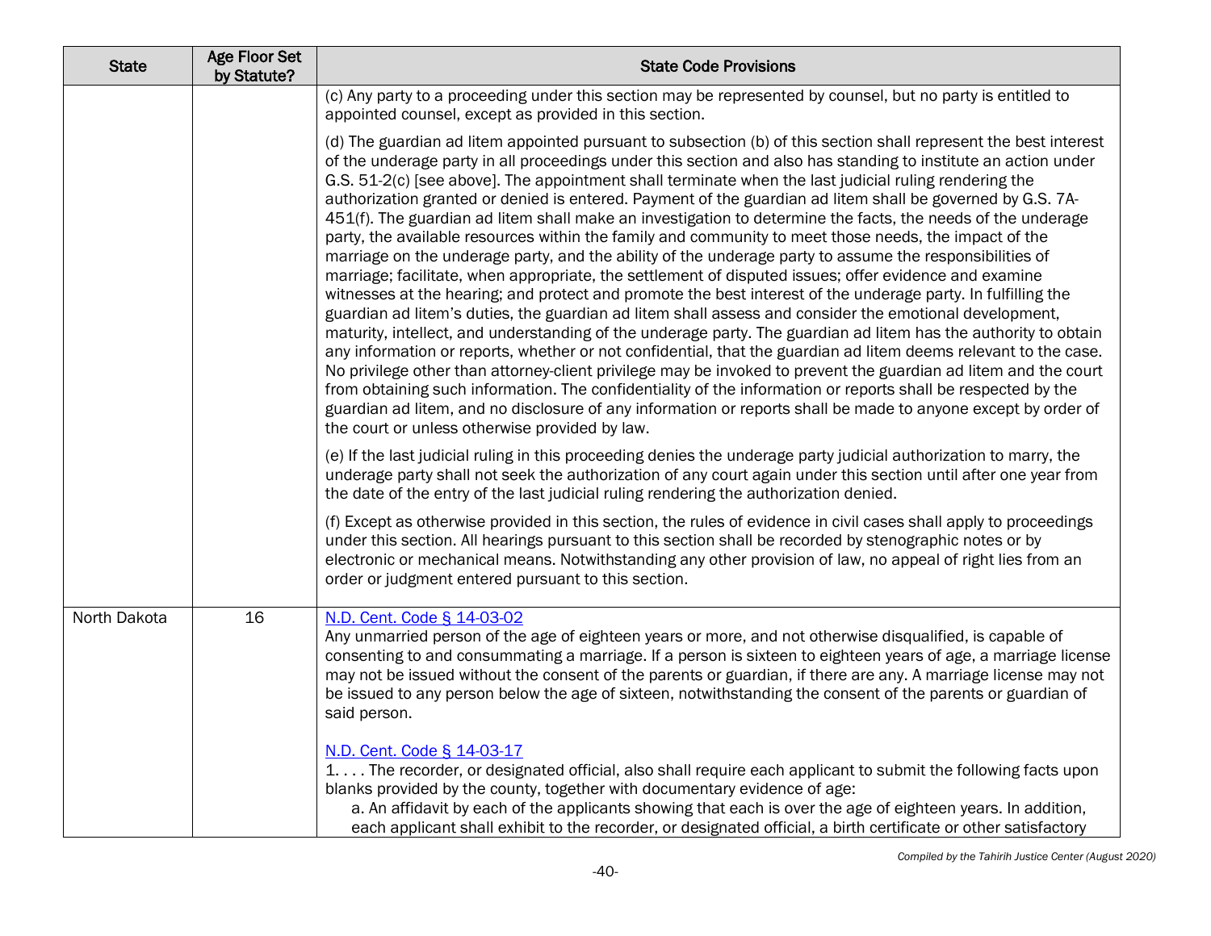| State | Age Floor Set by Statute? | State Code Provisions |
|---|---|---|
| | | (c) Any party to a proceeding under this section may be represented by counsel, but no party is entitled to appointed counsel, except as provided in this section.<br><br>(d) The guardian ad litem appointed pursuant to subsection (b) of this section shall represent the best interest of the underage party in all proceedings under this section and also has standing to institute an action under G.S. 51-2(c) [see above]. The appointment shall terminate when the last judicial ruling rendering the authorization granted or denied is entered. Payment of the guardian ad litem shall be governed by G.S. 7A-451(f). The guardian ad litem shall make an investigation to determine the facts, the needs of the underage party, the available resources within the family and community to meet those needs, the impact of the marriage on the underage party, and the ability of the underage party to assume the responsibilities of marriage; facilitate, when appropriate, the settlement of disputed issues; offer evidence and examine witnesses at the hearing; and protect and promote the best interest of the underage party. In fulfilling the guardian ad litem's duties, the guardian ad litem shall assess and consider the emotional development, maturity, intellect, and understanding of the underage party. The guardian ad litem has the authority to obtain any information or reports, whether or not confidential, that the guardian ad litem deems relevant to the case. No privilege other than attorney-client privilege may be invoked to prevent the guardian ad litem and the court from obtaining such information. The confidentiality of the information or reports shall be respected by the guardian ad litem, and no disclosure of any information or reports shall be made to anyone except by order of the court or unless otherwise provided by law.<br><br>(e) If the last judicial ruling in this proceeding denies the underage party judicial authorization to marry, the underage party shall not seek the authorization of any court again under this section until after one year from the date of the entry of the last judicial ruling rendering the authorization denied.<br><br>(f) Except as otherwise provided in this section, the rules of evidence in civil cases shall apply to proceedings under this section. All hearings pursuant to this section shall be recorded by stenographic notes or by electronic or mechanical means. Notwithstanding any other provision of law, no appeal of right lies from an order or judgment entered pursuant to this section. |
| North Dakota | 16 | N.D. Cent. Code § 14-03-02<br>Any unmarried person of the age of eighteen years or more, and not otherwise disqualified, is capable of consenting to and consummating a marriage. If a person is sixteen to eighteen years of age, a marriage license may not be issued without the consent of the parents or guardian, if there are any. A marriage license may not be issued to any person below the age of sixteen, notwithstanding the consent of the parents or guardian of said person.<br><br>N.D. Cent. Code § 14-03-17<br>1. . . . The recorder, or designated official, also shall require each applicant to submit the following facts upon blanks provided by the county, together with documentary evidence of age:<br>a. An affidavit by each of the applicants showing that each is over the age of eighteen years. In addition, each applicant shall exhibit to the recorder, or designated official, a birth certificate or other satisfactory |

*Compiled by the Tahirih Justice Center (August 2020)*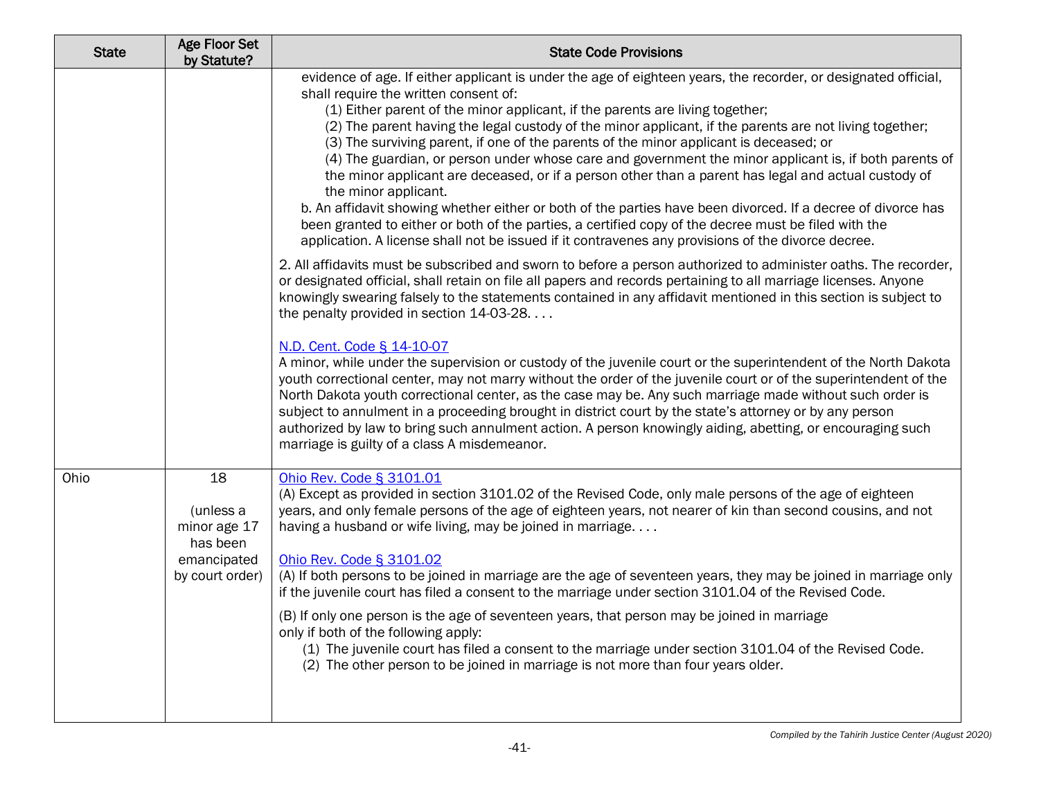| State | Age Floor Set by Statute? | State Code Provisions |
|---|---|---|
| | | evidence of age. If either applicant is under the age of eighteen years, the recorder, or designated official, shall require the written consent of:<br>(1) Either parent of the minor applicant, if the parents are living together;<br>(2) The parent having the legal custody of the minor applicant, if the parents are not living together;<br>(3) The surviving parent, if one of the parents of the minor applicant is deceased; or<br>(4) The guardian, or person under whose care and government the minor applicant is, if both parents of the minor applicant are deceased, or if a person other than a parent has legal and actual custody of the minor applicant.<br>b. An affidavit showing whether either or both of the parties have been divorced. If a decree of divorce has been granted to either or both of the parties, a certified copy of the decree must be filed with the application. A license shall not be issued if it contravenes any provisions of the divorce decree.<br><br>2. All affidavits must be subscribed and sworn to before a person authorized to administer oaths. The recorder, or designated official, shall retain on file all papers and records pertaining to all marriage licenses. Anyone knowingly swearing falsely to the statements contained in any affidavit mentioned in this section is subject to the penalty provided in section 14-03-28. . . .<br><br>N.D. Cent. Code § 14-10-07<br>A minor, while under the supervision or custody of the juvenile court or the superintendent of the North Dakota youth correctional center, may not marry without the order of the juvenile court or of the superintendent of the North Dakota youth correctional center, as the case may be. Any such marriage made without such order is subject to annulment in a proceeding brought in district court by the state's attorney or by any person authorized by law to bring such annulment action. A person knowingly aiding, abetting, or encouraging such marriage is guilty of a class A misdemeanor. |
| Ohio | 18<br><br>(unless a minor age 17 has been emancipated by court order) | Ohio Rev. Code § 3101.01<br>(A) Except as provided in section 3101.02 of the Revised Code, only male persons of the age of eighteen years, and only female persons of the age of eighteen years, not nearer of kin than second cousins, and not having a husband or wife living, may be joined in marriage. . . .<br><br>Ohio Rev. Code § 3101.02<br>(A) If both persons to be joined in marriage are the age of seventeen years, they may be joined in marriage only if the juvenile court has filed a consent to the marriage under section 3101.04 of the Revised Code.<br><br>(B) If only one person is the age of seventeen years, that person may be joined in marriage only if both of the following apply:<br>(1) The juvenile court has filed a consent to the marriage under section 3101.04 of the Revised Code.<br>(2) The other person to be joined in marriage is not more than four years older. |

*Compiled by the Tahirih Justice Center (August 2020)*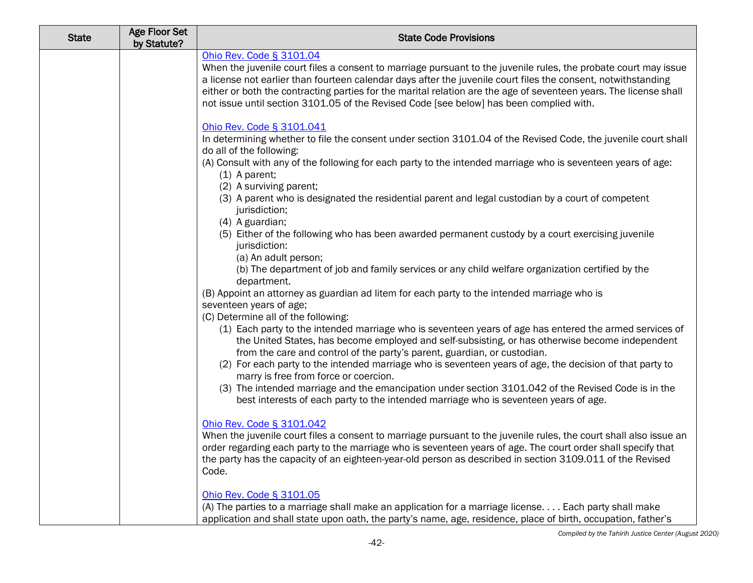| State | Age Floor Set by Statute? | State Code Provisions |
| --- | --- | --- |
| | | [Ohio Rev. Code § 3101.04](#)<br>When the juvenile court files a consent to marriage pursuant to the juvenile rules, the probate court may issue a license not earlier than fourteen calendar days after the juvenile court files the consent, notwithstanding either or both the contracting parties for the marital relation are the age of seventeen years. The license shall not issue until section 3101.05 of the Revised Code [see below] has been complied with.<br><br>[Ohio Rev. Code § 3101.041](#)<br>In determining whether to file the consent under section 3101.04 of the Revised Code, the juvenile court shall do all of the following:<br>(A) Consult with any of the following for each party to the intended marriage who is seventeen years of age:<br>(1) A parent;<br>(2) A surviving parent;<br>(3) A parent who is designated the residential parent and legal custodian by a court of competent jurisdiction;<br>(4) A guardian;<br>(5) Either of the following who has been awarded permanent custody by a court exercising juvenile jurisdiction:<br>(a) An adult person;<br>(b) The department of job and family services or any child welfare organization certified by the department.<br>(B) Appoint an attorney as guardian ad litem for each party to the intended marriage who is seventeen years of age;<br>(C) Determine all of the following:<br>(1) Each party to the intended marriage who is seventeen years of age has entered the armed services of the United States, has become employed and self-subsisting, or has otherwise become independent from the care and control of the party's parent, guardian, or custodian.<br>(2) For each party to the intended marriage who is seventeen years of age, the decision of that party to marry is free from force or coercion.<br>(3) The intended marriage and the emancipation under section 3101.042 of the Revised Code is in the best interests of each party to the intended marriage who is seventeen years of age.<br><br>[Ohio Rev. Code § 3101.042](#)<br>When the juvenile court files a consent to marriage pursuant to the juvenile rules, the court shall also issue an order regarding each party to the marriage who is seventeen years of age. The court order shall specify that the party has the capacity of an eighteen-year-old person as described in section 3109.011 of the Revised Code.<br><br>[Ohio Rev. Code § 3101.05](#)<br>(A) The parties to a marriage shall make an application for a marriage license. . . . Each party shall make application and shall state upon oath, the party's name, age, residence, place of birth, occupation, father's |

*Compiled by the Tahirih Justice Center (August 2020)*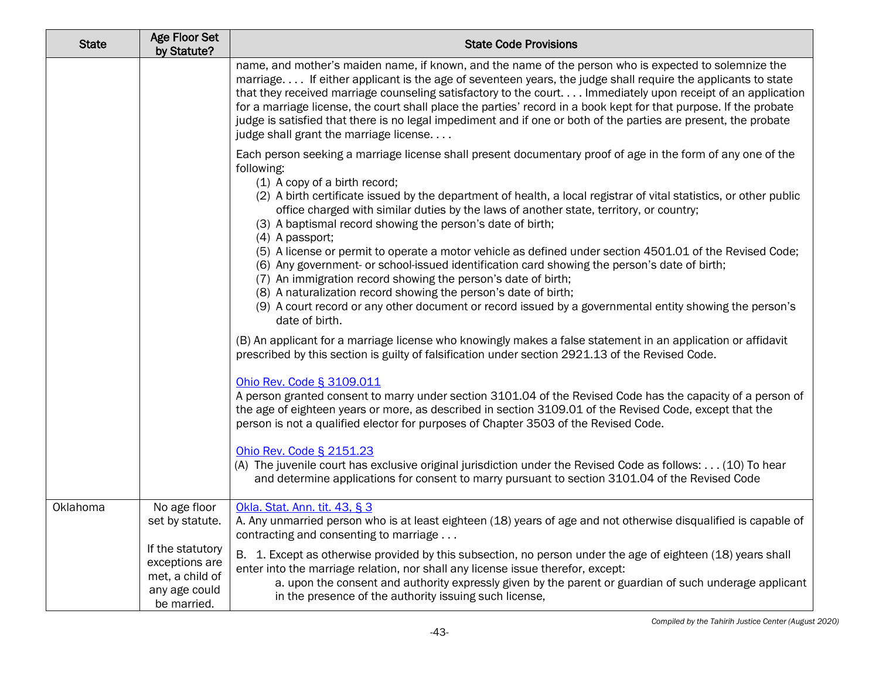| State | Age Floor Set by Statute? | State Code Provisions |
|---|---|---|
| | | name, and mother's maiden name, if known, and the name of the person who is expected to solemnize the marriage. . . . If either applicant is the age of seventeen years, the judge shall require the applicants to state that they received marriage counseling satisfactory to the court. . . . Immediately upon receipt of an application for a marriage license, the court shall place the parties' record in a book kept for that purpose. If the probate judge is satisfied that there is no legal impediment and if one or both of the parties are present, the probate judge shall grant the marriage license. . . .<br><br>Each person seeking a marriage license shall present documentary proof of age in the form of any one of the following:<br>(1) A copy of a birth record;<br>(2) A birth certificate issued by the department of health, a local registrar of vital statistics, or other public office charged with similar duties by the laws of another state, territory, or country;<br>(3) A baptismal record showing the person's date of birth;<br>(4) A passport;<br>(5) A license or permit to operate a motor vehicle as defined under section 4501.01 of the Revised Code;<br>(6) Any government- or school-issued identification card showing the person's date of birth;<br>(7) An immigration record showing the person's date of birth;<br>(8) A naturalization record showing the person's date of birth;<br>(9) A court record or any other document or record issued by a governmental entity showing the person's date of birth.<br><br>(B) An applicant for a marriage license who knowingly makes a false statement in an application or affidavit prescribed by this section is guilty of falsification under section 2921.13 of the Revised Code.<br><br>Ohio Rev. Code § 3109.011<br>A person granted consent to marry under section 3101.04 of the Revised Code has the capacity of a person of the age of eighteen years or more, as described in section 3109.01 of the Revised Code, except that the person is not a qualified elector for purposes of Chapter 3503 of the Revised Code.<br><br>Ohio Rev. Code § 2151.23<br>(A) The juvenile court has exclusive original jurisdiction under the Revised Code as follows: . . . (10) To hear and determine applications for consent to marry pursuant to section 3101.04 of the Revised Code |
| Oklahoma | No age floor set by statute.<br><br>If the statutory exceptions are met, a child of any age could be married. | Okla. Stat. Ann. tit. 43, § 3<br>A. Any unmarried person who is at least eighteen (18) years of age and not otherwise disqualified is capable of contracting and consenting to marriage . . .<br><br>B. 1. Except as otherwise provided by this subsection, no person under the age of eighteen (18) years shall enter into the marriage relation, nor shall any license issue therefor, except:<br>a. upon the consent and authority expressly given by the parent or guardian of such underage applicant in the presence of the authority issuing such license, |

*Compiled by the Tahirih Justice Center (August 2020)*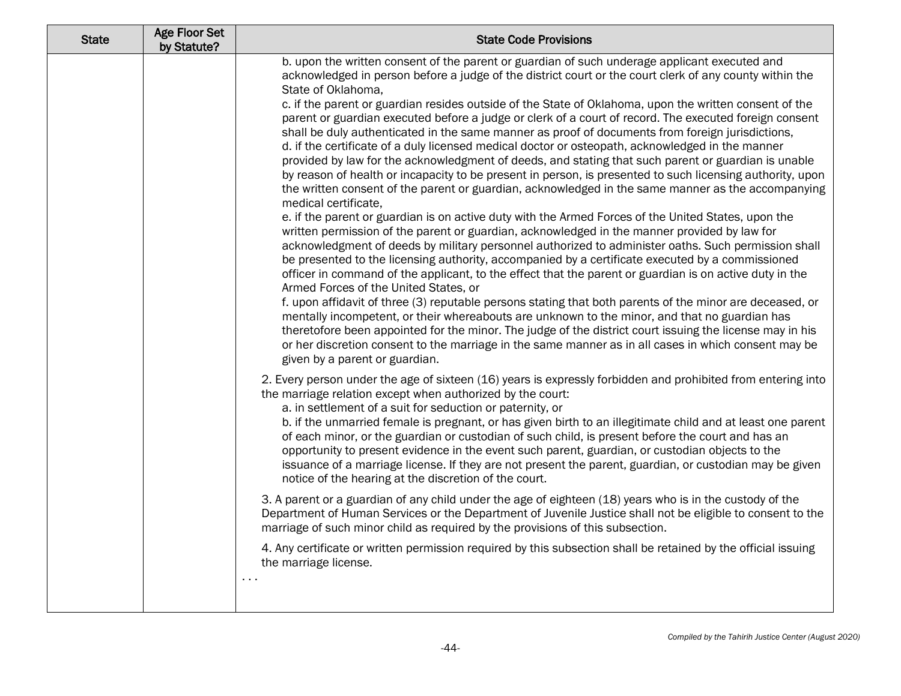| State | Age Floor Set by Statute? | State Code Provisions |
|---|---|---|
| | | b. upon the written consent of the parent or guardian of such underage applicant executed and acknowledged in person before a judge of the district court or the court clerk of any county within the State of Oklahoma,<br>c. if the parent or guardian resides outside of the State of Oklahoma, upon the written consent of the parent or guardian executed before a judge or clerk of a court of record. The executed foreign consent shall be duly authenticated in the same manner as proof of documents from foreign jurisdictions,<br>d. if the certificate of a duly licensed medical doctor or osteopath, acknowledged in the manner provided by law for the acknowledgment of deeds, and stating that such parent or guardian is unable by reason of health or incapacity to be present in person, is presented to such licensing authority, upon the written consent of the parent or guardian, acknowledged in the same manner as the accompanying medical certificate,<br>e. if the parent or guardian is on active duty with the Armed Forces of the United States, upon the written permission of the parent or guardian, acknowledged in the manner provided by law for acknowledgment of deeds by military personnel authorized to administer oaths. Such permission shall be presented to the licensing authority, accompanied by a certificate executed by a commissioned officer in command of the applicant, to the effect that the parent or guardian is on active duty in the Armed Forces of the United States, or<br>f. upon affidavit of three (3) reputable persons stating that both parents of the minor are deceased, or mentally incompetent, or their whereabouts are unknown to the minor, and that no guardian has theretofore been appointed for the minor. The judge of the district court issuing the license may in his or her discretion consent to the marriage in the same manner as in all cases in which consent may be given by a parent or guardian.<br><br>2. Every person under the age of sixteen (16) years is expressly forbidden and prohibited from entering into the marriage relation except when authorized by the court:<br>a. in settlement of a suit for seduction or paternity, or<br>b. if the unmarried female is pregnant, or has given birth to an illegitimate child and at least one parent of each minor, or the guardian or custodian of such child, is present before the court and has an opportunity to present evidence in the event such parent, guardian, or custodian objects to the issuance of a marriage license. If they are not present the parent, guardian, or custodian may be given notice of the hearing at the discretion of the court.<br><br>3. A parent or a guardian of any child under the age of eighteen (18) years who is in the custody of the Department of Human Services or the Department of Juvenile Justice shall not be eligible to consent to the marriage of such minor child as required by the provisions of this subsection.<br><br>4. Any certificate or written permission required by this subsection shall be retained by the official issuing the marriage license.<br>. . . |

*Compiled by the Tahirih Justice Center (August 2020)*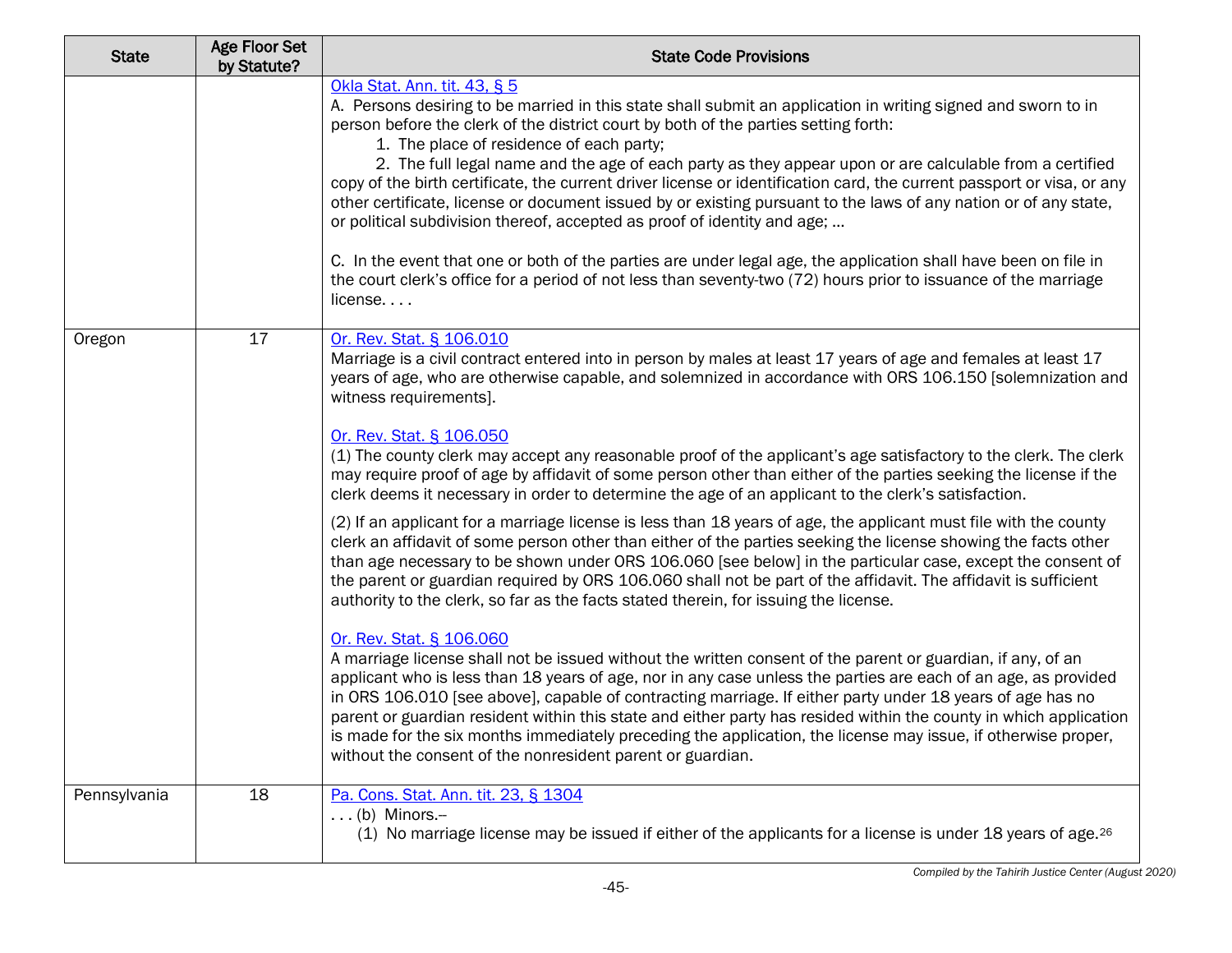| State | Age Floor Set by Statute? | State Code Provisions |
| --- | --- | --- |
| | | Okla Stat. Ann. tit. 43, § 5<br>A. Persons desiring to be married in this state shall submit an application in writing signed and sworn to in person before the clerk of the district court by both of the parties setting forth:<br>1. The place of residence of each party;<br>2. The full legal name and the age of each party as they appear upon or are calculable from a certified copy of the birth certificate, the current driver license or identification card, the current passport or visa, or any other certificate, license or document issued by or existing pursuant to the laws of any nation or of any state, or political subdivision thereof, accepted as proof of identity and age; …<br><br>C. In the event that one or both of the parties are under legal age, the application shall have been on file in the court clerk's office for a period of not less than seventy-two (72) hours prior to issuance of the marriage license. . . . |
| Oregon | 17 | Or. Rev. Stat. § 106.010<br>Marriage is a civil contract entered into in person by males at least 17 years of age and females at least 17 years of age, who are otherwise capable, and solemnized in accordance with ORS 106.150 [solemnization and witness requirements].<br><br>Or. Rev. Stat. § 106.050<br>(1) The county clerk may accept any reasonable proof of the applicant's age satisfactory to the clerk. The clerk may require proof of age by affidavit of some person other than either of the parties seeking the license if the clerk deems it necessary in order to determine the age of an applicant to the clerk's satisfaction.<br><br>(2) If an applicant for a marriage license is less than 18 years of age, the applicant must file with the county clerk an affidavit of some person other than either of the parties seeking the license showing the facts other than age necessary to be shown under ORS 106.060 [see below] in the particular case, except the consent of the parent or guardian required by ORS 106.060 shall not be part of the affidavit. The affidavit is sufficient authority to the clerk, so far as the facts stated therein, for issuing the license.<br><br>Or. Rev. Stat. § 106.060<br>A marriage license shall not be issued without the written consent of the parent or guardian, if any, of an applicant who is less than 18 years of age, nor in any case unless the parties are each of an age, as provided in ORS 106.010 [see above], capable of contracting marriage. If either party under 18 years of age has no parent or guardian resident within this state and either party has resided within the county in which application is made for the six months immediately preceding the application, the license may issue, if otherwise proper, without the consent of the nonresident parent or guardian. |
| Pennsylvania | 18 | Pa. Cons. Stat. Ann. tit. 23, § 1304<br>. . . (b) Minors.–<br>(1) No marriage license may be issued if either of the applicants for a license is under 18 years of age.[26] |

*Compiled by the Tahirih Justice Center (August 2020)*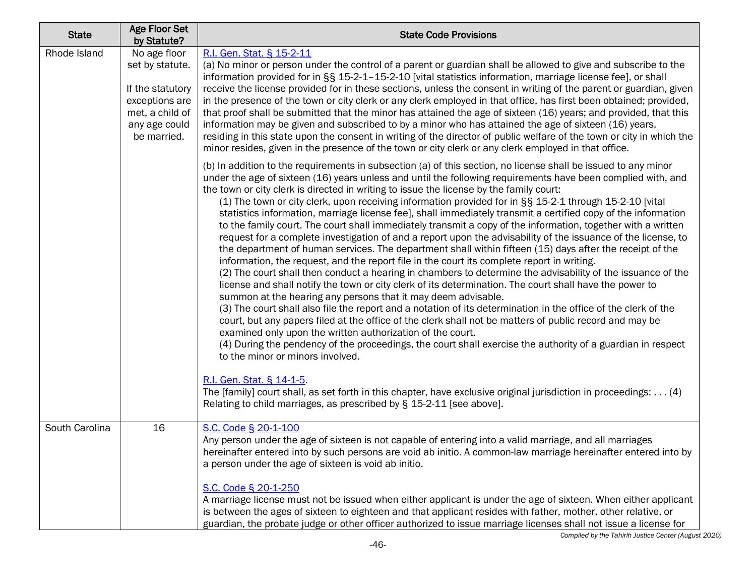| State | Age Floor Set by Statute? | State Code Provisions |
|---|---|---|
| Rhode Island | No age floor set by statute.<br><br>If the statutory exceptions are met, a child of any age could be married. | R.I. Gen. Stat. § 15-2-11<br>(a) No minor or person under the control of a parent or guardian shall be allowed to give and subscribe to the information provided for in §§ 15-2-1–15-2-10 [vital statistics information, marriage license fee], or shall receive the license provided for in these sections, unless the consent in writing of the parent or guardian, given in the presence of the town or city clerk or any clerk employed in that office, has first been obtained; provided, that proof shall be submitted that the minor has attained the age of sixteen (16) years; and provided, that this information may be given and subscribed to by a minor who has attained the age of sixteen (16) years, residing in this state upon the consent in writing of the director of public welfare of the town or city in which the minor resides, given in the presence of the town or city clerk or any clerk employed in that office.<br><br>(b) In addition to the requirements in subsection (a) of this section, no license shall be issued to any minor under the age of sixteen (16) years unless and until the following requirements have been complied with, and the town or city clerk is directed in writing to issue the license by the family court:<br>(1) The town or city clerk, upon receiving information provided for in §§ 15-2-1 through 15-2-10 [vital statistics information, marriage license fee], shall immediately transmit a certified copy of the information to the family court. The court shall immediately transmit a copy of the information, together with a written request for a complete investigation of and a report upon the advisability of the issuance of the license, to the department of human services. The department shall within fifteen (15) days after the receipt of the information, the request, and the report file in the court its complete report in writing.<br>(2) The court shall then conduct a hearing in chambers to determine the advisability of the issuance of the license and shall notify the town or city clerk of its determination. The court shall have the power to summon at the hearing any persons that it may deem advisable.<br>(3) The court shall also file the report and a notation of its determination in the office of the clerk of the court, but any papers filed at the office of the clerk shall not be matters of public record and may be examined only upon the written authorization of the court.<br>(4) During the pendency of the proceedings, the court shall exercise the authority of a guardian in respect to the minor or minors involved.<br><br>R.I. Gen. Stat. § 14-1-5.<br>The [family] court shall, as set forth in this chapter, have exclusive original jurisdiction in proceedings: . . . (4) Relating to child marriages, as prescribed by § 15-2-11 [see above]. |
| South Carolina | 16 | S.C. Code § 20-1-100<br>Any person under the age of sixteen is not capable of entering into a valid marriage, and all marriages hereinafter entered into by such persons are void ab initio. A common-law marriage hereinafter entered into by a person under the age of sixteen is void ab initio.<br><br>S.C. Code § 20-1-250<br>A marriage license must not be issued when either applicant is under the age of sixteen. When either applicant is between the ages of sixteen to eighteen and that applicant resides with father, mother, other relative, or guardian, the probate judge or other officer authorized to issue marriage licenses shall not issue a license for |

*Compiled by the Tahirih Justice Center (August 2020)*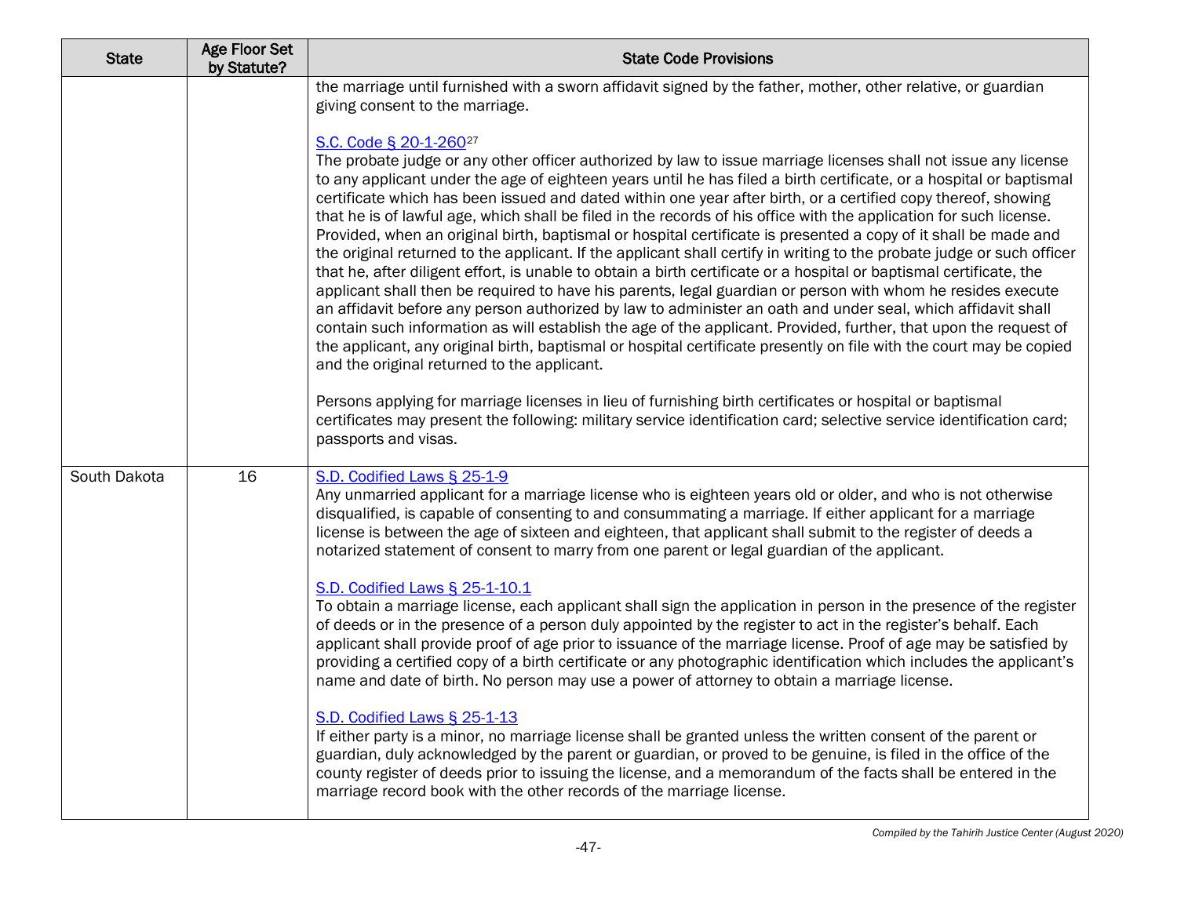| State | Age Floor Set by Statute? | State Code Provisions |
|---|---|---|
| | | the marriage until furnished with a sworn affidavit signed by the father, mother, other relative, or guardian giving consent to the marriage.<br><br>S.C. Code § 20-1-260[27]<br>The probate judge or any other officer authorized by law to issue marriage licenses shall not issue any license to any applicant under the age of eighteen years until he has filed a birth certificate, or a hospital or baptismal certificate which has been issued and dated within one year after birth, or a certified copy thereof, showing that he is of lawful age, which shall be filed in the records of his office with the application for such license. Provided, when an original birth, baptismal or hospital certificate is presented a copy of it shall be made and the original returned to the applicant. If the applicant shall certify in writing to the probate judge or such officer that he, after diligent effort, is unable to obtain a birth certificate or a hospital or baptismal certificate, the applicant shall then be required to have his parents, legal guardian or person with whom he resides execute an affidavit before any person authorized by law to administer an oath and under seal, which affidavit shall contain such information as will establish the age of the applicant. Provided, further, that upon the request of the applicant, any original birth, baptismal or hospital certificate presently on file with the court may be copied and the original returned to the applicant.<br><br>Persons applying for marriage licenses in lieu of furnishing birth certificates or hospital or baptismal certificates may present the following: military service identification card; selective service identification card; passports and visas. |
| South Dakota | 16 | S.D. Codified Laws § 25-1-9<br>Any unmarried applicant for a marriage license who is eighteen years old or older, and who is not otherwise disqualified, is capable of consenting to and consummating a marriage. If either applicant for a marriage license is between the age of sixteen and eighteen, that applicant shall submit to the register of deeds a notarized statement of consent to marry from one parent or legal guardian of the applicant.<br><br>S.D. Codified Laws § 25-1-10.1<br>To obtain a marriage license, each applicant shall sign the application in person in the presence of the register of deeds or in the presence of a person duly appointed by the register to act in the register's behalf. Each applicant shall provide proof of age prior to issuance of the marriage license. Proof of age may be satisfied by providing a certified copy of a birth certificate or any photographic identification which includes the applicant's name and date of birth. No person may use a power of attorney to obtain a marriage license.<br><br>S.D. Codified Laws § 25-1-13<br>If either party is a minor, no marriage license shall be granted unless the written consent of the parent or guardian, duly acknowledged by the parent or guardian, or proved to be genuine, is filed in the office of the county register of deeds prior to issuing the license, and a memorandum of the facts shall be entered in the marriage record book with the other records of the marriage license. |

*Compiled by the Tahirih Justice Center (August 2020)*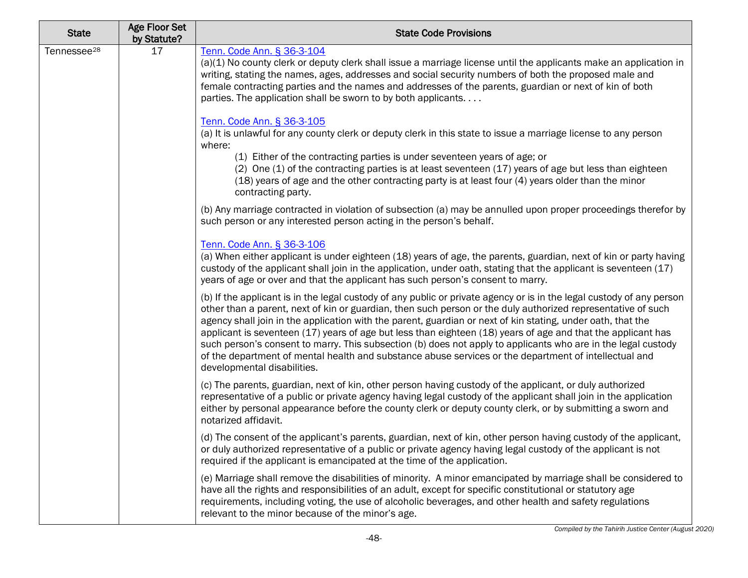| State | Age Floor Set by Statute? | State Code Provisions |
|---|---|---|
| Tennessee[28] | 17 | [Tenn. Code Ann. § 36-3-104](#)<br>(a)(1) No county clerk or deputy clerk shall issue a marriage license until the applicants make an application in writing, stating the names, ages, addresses and social security numbers of both the proposed male and female contracting parties and the names and addresses of the parents, guardian or next of kin of both parties. The application shall be sworn to by both applicants. . . .<br><br>[Tenn. Code Ann. § 36-3-105](#)<br>(a) It is unlawful for any county clerk or deputy clerk in this state to issue a marriage license to any person where:<br>(1) Either of the contracting parties is under seventeen years of age; or<br>(2) One (1) of the contracting parties is at least seventeen (17) years of age but less than eighteen (18) years of age and the other contracting party is at least four (4) years older than the minor contracting party.<br><br>(b) Any marriage contracted in violation of subsection (a) may be annulled upon proper proceedings therefor by such person or any interested person acting in the person's behalf.<br><br>[Tenn. Code Ann. § 36-3-106](#)<br>(a) When either applicant is under eighteen (18) years of age, the parents, guardian, next of kin or party having custody of the applicant shall join in the application, under oath, stating that the applicant is seventeen (17) years of age or over and that the applicant has such person's consent to marry.<br><br>(b) If the applicant is in the legal custody of any public or private agency or is in the legal custody of any person other than a parent, next of kin or guardian, then such person or the duly authorized representative of such agency shall join in the application with the parent, guardian or next of kin stating, under oath, that the applicant is seventeen (17) years of age but less than eighteen (18) years of age and that the applicant has such person's consent to marry. This subsection (b) does not apply to applicants who are in the legal custody of the department of mental health and substance abuse services or the department of intellectual and developmental disabilities.<br><br>(c) The parents, guardian, next of kin, other person having custody of the applicant, or duly authorized representative of a public or private agency having legal custody of the applicant shall join in the application either by personal appearance before the county clerk or deputy county clerk, or by submitting a sworn and notarized affidavit.<br><br>(d) The consent of the applicant's parents, guardian, next of kin, other person having custody of the applicant, or duly authorized representative of a public or private agency having legal custody of the applicant is not required if the applicant is emancipated at the time of the application.<br><br>(e) Marriage shall remove the disabilities of minority. A minor emancipated by marriage shall be considered to have all the rights and responsibilities of an adult, except for specific constitutional or statutory age requirements, including voting, the use of alcoholic beverages, and other health and safety regulations relevant to the minor because of the minor's age. |

*Compiled by the Tahirih Justice Center (August 2020)*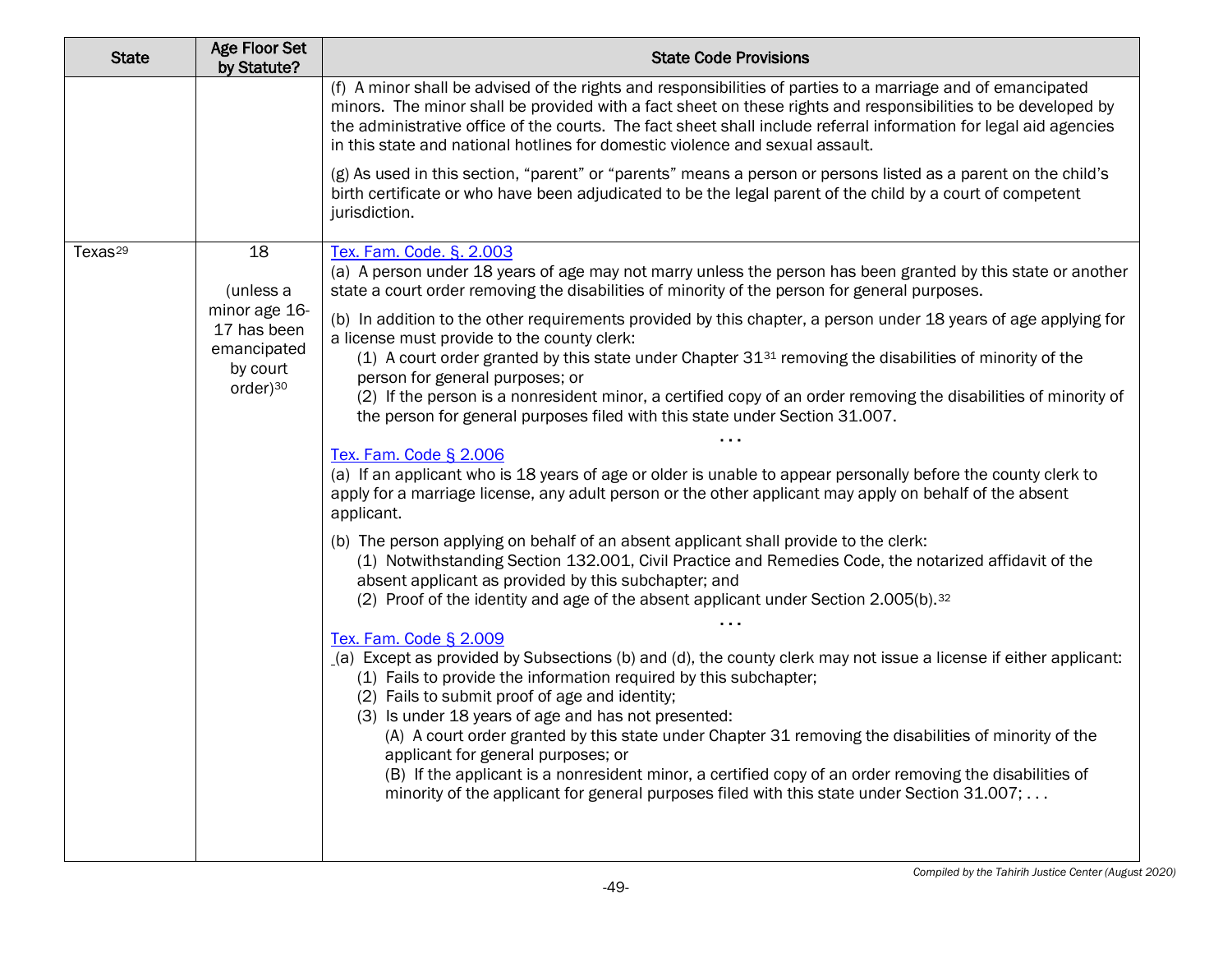| State | Age Floor Set by Statute? | State Code Provisions |
|---|---|---|
| | | (f) A minor shall be advised of the rights and responsibilities of parties to a marriage and of emancipated minors. The minor shall be provided with a fact sheet on these rights and responsibilities to be developed by the administrative office of the courts. The fact sheet shall include referral information for legal aid agencies in this state and national hotlines for domestic violence and sexual assault.<br><br>(g) As used in this section, "parent" or "parents" means a person or persons listed as a parent on the child's birth certificate or who have been adjudicated to be the legal parent of the child by a court of competent jurisdiction. |
| Texas[29] | 18<br><br>(unless a minor age 16-17 has been emancipated by court order)[30] | Tex. Fam. Code. §. 2.003<br>(a) A person under 18 years of age may not marry unless the person has been granted by this state or another state a court order removing the disabilities of minority of the person for general purposes.<br><br>(b) In addition to the other requirements provided by this chapter, a person under 18 years of age applying for a license must provide to the county clerk:<br>(1) A court order granted by this state under Chapter 31[31] removing the disabilities of minority of the person for general purposes; or<br>(2) If the person is a nonresident minor, a certified copy of an order removing the disabilities of minority of the person for general purposes filed with this state under Section 31.007.<br>. . .<br>Tex. Fam. Code § 2.006<br>(a) If an applicant who is 18 years of age or older is unable to appear personally before the county clerk to apply for a marriage license, any adult person or the other applicant may apply on behalf of the absent applicant.<br><br>(b) The person applying on behalf of an absent applicant shall provide to the clerk:<br>(1) Notwithstanding Section 132.001, Civil Practice and Remedies Code, the notarized affidavit of the absent applicant as provided by this subchapter; and<br>(2) Proof of the identity and age of the absent applicant under Section 2.005(b).[32]<br>. . .<br>Tex. Fam. Code § 2.009<br>(a) Except as provided by Subsections (b) and (d), the county clerk may not issue a license if either applicant:<br>(1) Fails to provide the information required by this subchapter;<br>(2) Fails to submit proof of age and identity;<br>(3) Is under 18 years of age and has not presented:<br>(A) A court order granted by this state under Chapter 31 removing the disabilities of minority of the applicant for general purposes; or<br>(B) If the applicant is a nonresident minor, a certified copy of an order removing the disabilities of minority of the applicant for general purposes filed with this state under Section 31.007; . . . |

*Compiled by the Tahirih Justice Center (August 2020)*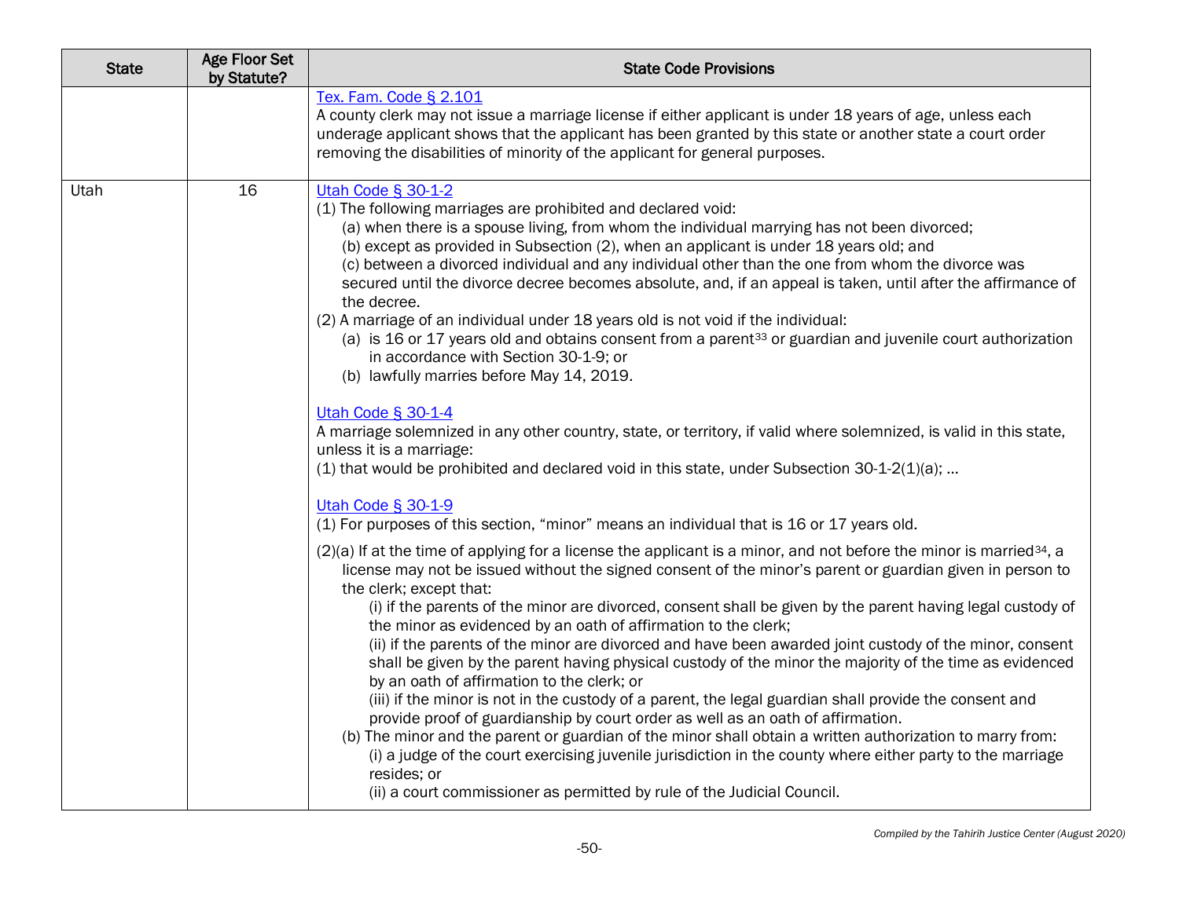| State | Age Floor Set by Statute? | State Code Provisions |
|---|---|---|
| | | Tex. Fam. Code § 2.101<br>A county clerk may not issue a marriage license if either applicant is under 18 years of age, unless each underage applicant shows that the applicant has been granted by this state or another state a court order removing the disabilities of minority of the applicant for general purposes. |
| Utah | 16 | Utah Code § 30-1-2<br>(1) The following marriages are prohibited and declared void:<br>(a) when there is a spouse living, from whom the individual marrying has not been divorced;<br>(b) except as provided in Subsection (2), when an applicant is under 18 years old; and<br>(c) between a divorced individual and any individual other than the one from whom the divorce was secured until the divorce decree becomes absolute, and, if an appeal is taken, until after the affirmance of the decree.<br>(2) A marriage of an individual under 18 years old is not void if the individual:<br>(a) is 16 or 17 years old and obtains consent from a parent[33] or guardian and juvenile court authorization in accordance with Section 30-1-9; or<br>(b) lawfully marries before May 14, 2019.<br><br>Utah Code § 30-1-4<br>A marriage solemnized in any other country, state, or territory, if valid where solemnized, is valid in this state, unless it is a marriage:<br>(1) that would be prohibited and declared void in this state, under Subsection 30-1-2(1)(a); …<br><br>Utah Code § 30-1-9<br>(1) For purposes of this section, "minor" means an individual that is 16 or 17 years old.<br>(2)(a) If at the time of applying for a license the applicant is a minor, and not before the minor is married[34], a license may not be issued without the signed consent of the minor's parent or guardian given in person to the clerk; except that:<br>(i) if the parents of the minor are divorced, consent shall be given by the parent having legal custody of the minor as evidenced by an oath of affirmation to the clerk;<br>(ii) if the parents of the minor are divorced and have been awarded joint custody of the minor, consent shall be given by the parent having physical custody of the minor the majority of the time as evidenced by an oath of affirmation to the clerk; or<br>(iii) if the minor is not in the custody of a parent, the legal guardian shall provide the consent and provide proof of guardianship by court order as well as an oath of affirmation.<br>(b) The minor and the parent or guardian of the minor shall obtain a written authorization to marry from:<br>(i) a judge of the court exercising juvenile jurisdiction in the county where either party to the marriage resides; or<br>(ii) a court commissioner as permitted by rule of the Judicial Council. |

*Compiled by the Tahirih Justice Center (August 2020)*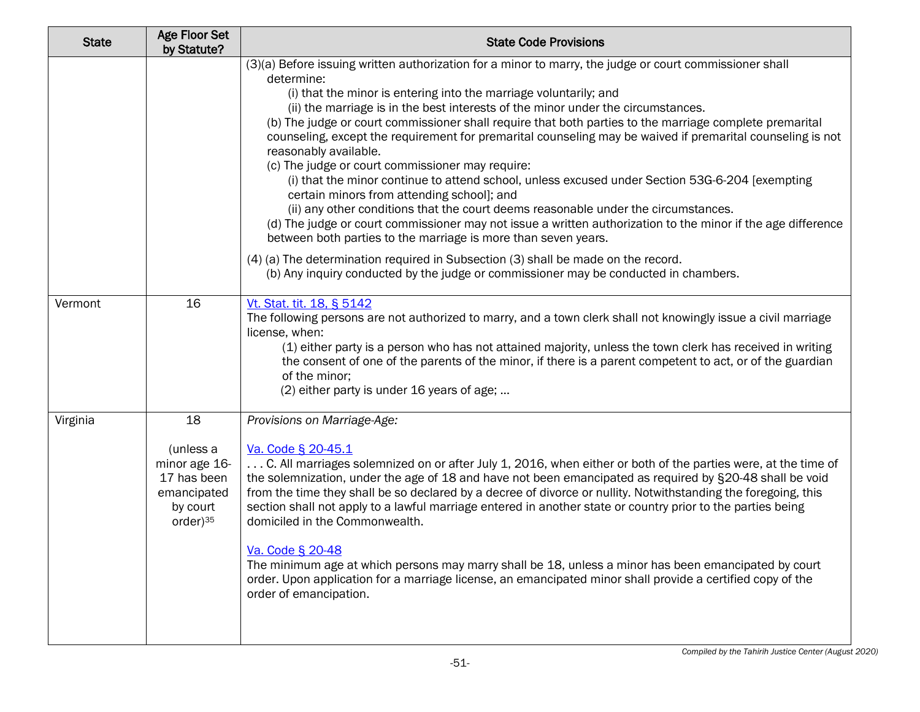| State | Age Floor Set by Statute? | State Code Provisions |
| --- | --- | --- |
| | | (3)(a) Before issuing written authorization for a minor to marry, the judge or court commissioner shall determine:<br>(i) that the minor is entering into the marriage voluntarily; and<br>(ii) the marriage is in the best interests of the minor under the circumstances.<br>(b) The judge or court commissioner shall require that both parties to the marriage complete premarital counseling, except the requirement for premarital counseling may be waived if premarital counseling is not reasonably available.<br>(c) The judge or court commissioner may require:<br>(i) that the minor continue to attend school, unless excused under Section 53G-6-204 [exempting certain minors from attending school]; and<br>(ii) any other conditions that the court deems reasonable under the circumstances.<br>(d) The judge or court commissioner may not issue a written authorization to the minor if the age difference between both parties to the marriage is more than seven years.<br><br>(4) (a) The determination required in Subsection (3) shall be made on the record.<br>(b) Any inquiry conducted by the judge or commissioner may be conducted in chambers. |
| Vermont | 16 | Vt. Stat. tit. 18, § 5142<br>The following persons are not authorized to marry, and a town clerk shall not knowingly issue a civil marriage license, when:<br>(1) either party is a person who has not attained majority, unless the town clerk has received in writing the consent of one of the parents of the minor, if there is a parent competent to act, or of the guardian of the minor;<br>(2) either party is under 16 years of age; … |
| Virginia | 18<br><br>(unless a minor age 16-17 has been emancipated by court order)[35] | *Provisions on Marriage-Age:*<br><br>Va. Code § 20-45.1<br>. . . C. All marriages solemnized on or after July 1, 2016, when either or both of the parties were, at the time of the solemnization, under the age of 18 and have not been emancipated as required by §20-48 shall be void from the time they shall be so declared by a decree of divorce or nullity. Notwithstanding the foregoing, this section shall not apply to a lawful marriage entered in another state or country prior to the parties being domiciled in the Commonwealth.<br><br>Va. Code § 20-48<br>The minimum age at which persons may marry shall be 18, unless a minor has been emancipated by court order. Upon application for a marriage license, an emancipated minor shall provide a certified copy of the order of emancipation. |

*Compiled by the Tahirih Justice Center (August 2020)*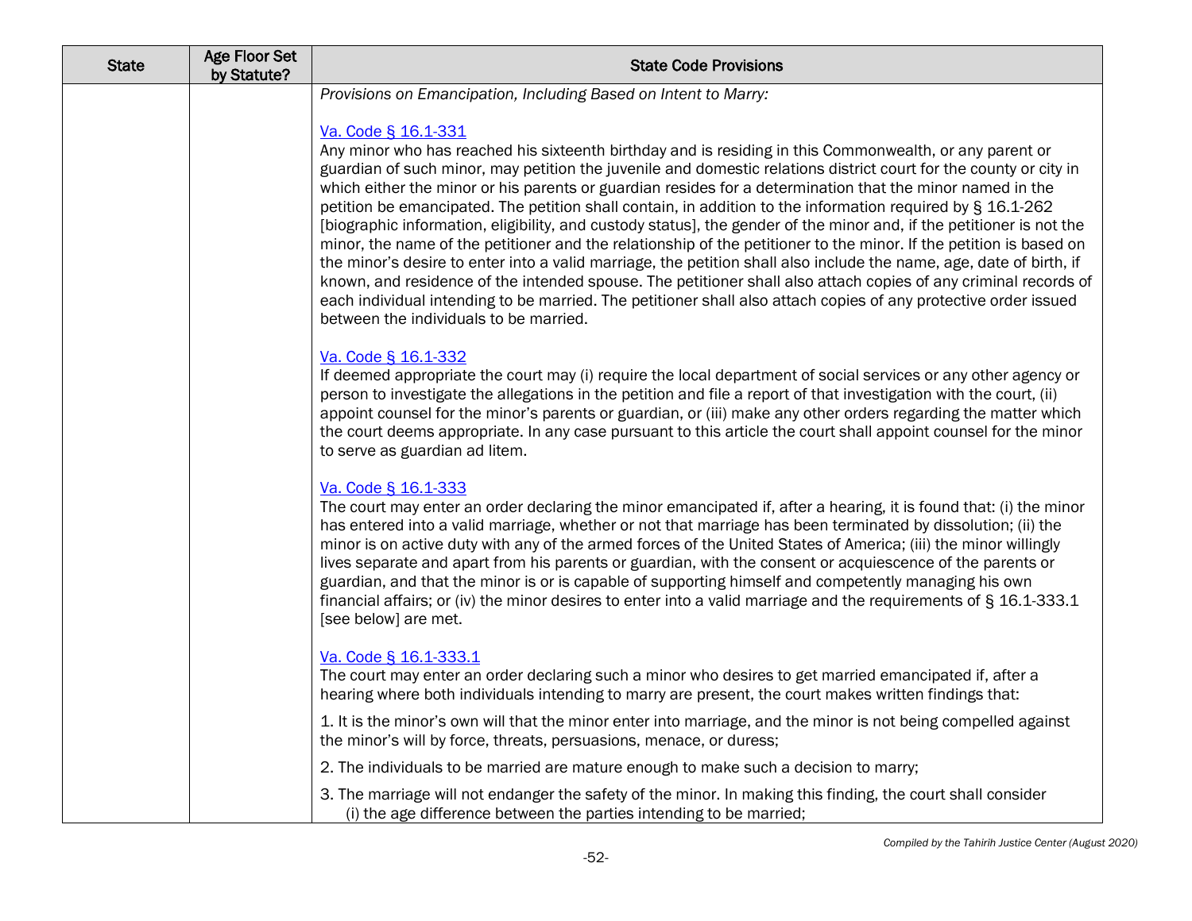| State | Age Floor Set by Statute? | State Code Provisions |
|---|---|---|
| | | *Provisions on Emancipation, Including Based on Intent to Marry:*<br><br>Va. Code § 16.1-331<br>Any minor who has reached his sixteenth birthday and is residing in this Commonwealth, or any parent or guardian of such minor, may petition the juvenile and domestic relations district court for the county or city in which either the minor or his parents or guardian resides for a determination that the minor named in the petition be emancipated. The petition shall contain, in addition to the information required by § 16.1-262 [biographic information, eligibility, and custody status], the gender of the minor and, if the petitioner is not the minor, the name of the petitioner and the relationship of the petitioner to the minor. If the petition is based on the minor's desire to enter into a valid marriage, the petition shall also include the name, age, date of birth, if known, and residence of the intended spouse. The petitioner shall also attach copies of any criminal records of each individual intending to be married. The petitioner shall also attach copies of any protective order issued between the individuals to be married.<br><br>Va. Code § 16.1-332<br>If deemed appropriate the court may (i) require the local department of social services or any other agency or person to investigate the allegations in the petition and file a report of that investigation with the court, (ii) appoint counsel for the minor's parents or guardian, or (iii) make any other orders regarding the matter which the court deems appropriate. In any case pursuant to this article the court shall appoint counsel for the minor to serve as guardian ad litem.<br><br>Va. Code § 16.1-333<br>The court may enter an order declaring the minor emancipated if, after a hearing, it is found that: (i) the minor has entered into a valid marriage, whether or not that marriage has been terminated by dissolution; (ii) the minor is on active duty with any of the armed forces of the United States of America; (iii) the minor willingly lives separate and apart from his parents or guardian, with the consent or acquiescence of the parents or guardian, and that the minor is or is capable of supporting himself and competently managing his own financial affairs; or (iv) the minor desires to enter into a valid marriage and the requirements of § 16.1-333.1 [see below] are met.<br><br>Va. Code § 16.1-333.1<br>The court may enter an order declaring such a minor who desires to get married emancipated if, after a hearing where both individuals intending to marry are present, the court makes written findings that:<br><br>1. It is the minor's own will that the minor enter into marriage, and the minor is not being compelled against the minor's will by force, threats, persuasions, menace, or duress;<br><br>2. The individuals to be married are mature enough to make such a decision to marry;<br><br>3. The marriage will not endanger the safety of the minor. In making this finding, the court shall consider<br>(i) the age difference between the parties intending to be married; |

*Compiled by the Tahirih Justice Center (August 2020)*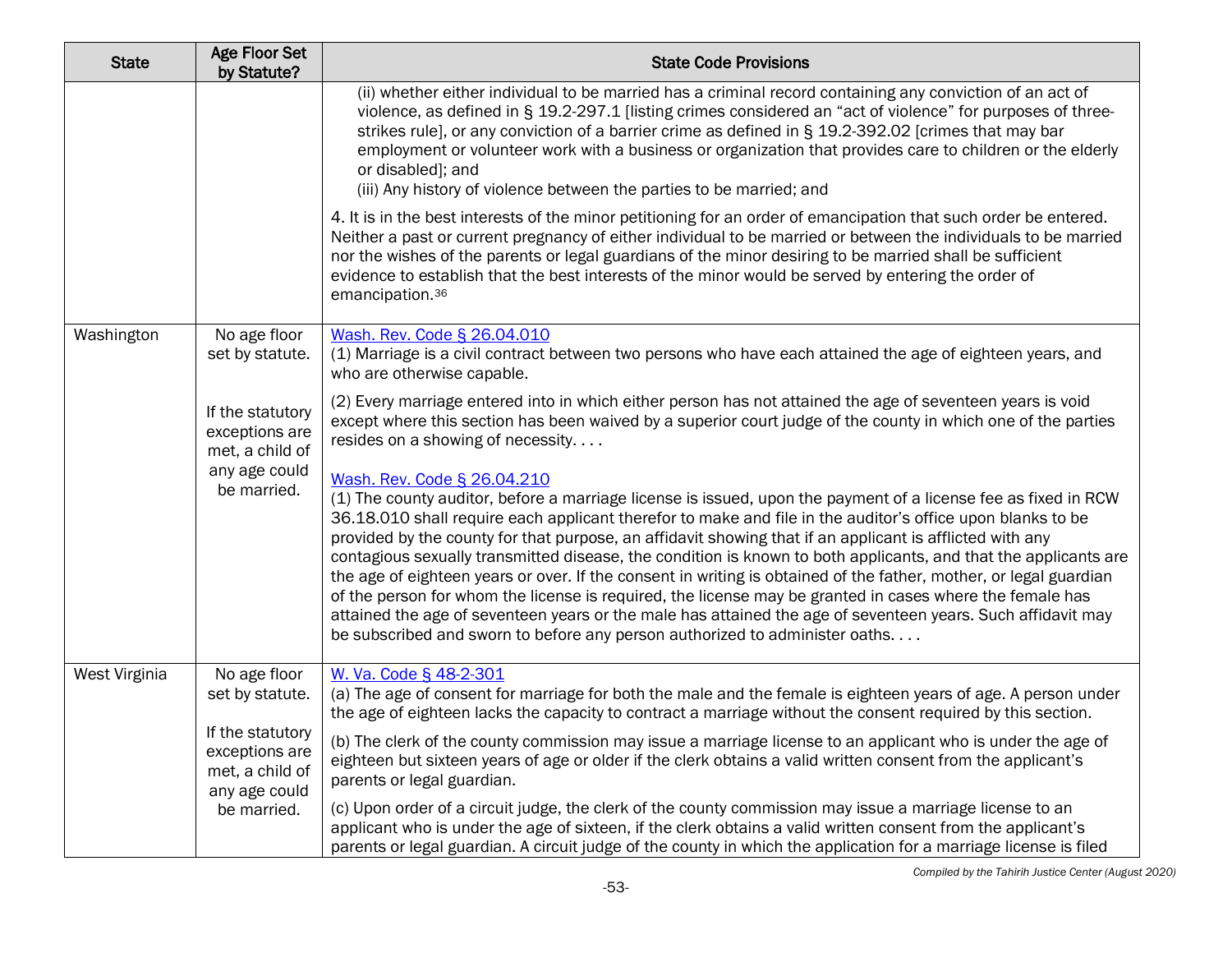| State | Age Floor Set by Statute? | State Code Provisions |
|---|---|---|
| | | (ii) whether either individual to be married has a criminal record containing any conviction of an act of violence, as defined in § 19.2-297.1 [listing crimes considered an "act of violence" for purposes of three-strikes rule], or any conviction of a barrier crime as defined in § 19.2-392.02 [crimes that may bar employment or volunteer work with a business or organization that provides care to children or the elderly or disabled]; and<br>(iii) Any history of violence between the parties to be married; and<br><br>4. It is in the best interests of the minor petitioning for an order of emancipation that such order be entered. Neither a past or current pregnancy of either individual to be married or between the individuals to be married nor the wishes of the parents or legal guardians of the minor desiring to be married shall be sufficient evidence to establish that the best interests of the minor would be served by entering the order of emancipation.[36] |
| Washington | No age floor set by statute.<br><br>If the statutory exceptions are met, a child of any age could be married. | Wash. Rev. Code § 26.04.010<br>(1) Marriage is a civil contract between two persons who have each attained the age of eighteen years, and who are otherwise capable.<br><br>(2) Every marriage entered into in which either person has not attained the age of seventeen years is void except where this section has been waived by a superior court judge of the county in which one of the parties resides on a showing of necessity. . . .<br><br>Wash. Rev. Code § 26.04.210<br>(1) The county auditor, before a marriage license is issued, upon the payment of a license fee as fixed in RCW 36.18.010 shall require each applicant therefor to make and file in the auditor's office upon blanks to be provided by the county for that purpose, an affidavit showing that if an applicant is afflicted with any contagious sexually transmitted disease, the condition is known to both applicants, and that the applicants are the age of eighteen years or over. If the consent in writing is obtained of the father, mother, or legal guardian of the person for whom the license is required, the license may be granted in cases where the female has attained the age of seventeen years or the male has attained the age of seventeen years. Such affidavit may be subscribed and sworn to before any person authorized to administer oaths. . . . |
| West Virginia | No age floor set by statute.<br><br>If the statutory exceptions are met, a child of any age could be married. | W. Va. Code § 48-2-301<br>(a) The age of consent for marriage for both the male and the female is eighteen years of age. A person under the age of eighteen lacks the capacity to contract a marriage without the consent required by this section.<br><br>(b) The clerk of the county commission may issue a marriage license to an applicant who is under the age of eighteen but sixteen years of age or older if the clerk obtains a valid written consent from the applicant's parents or legal guardian.<br><br>(c) Upon order of a circuit judge, the clerk of the county commission may issue a marriage license to an applicant who is under the age of sixteen, if the clerk obtains a valid written consent from the applicant's parents or legal guardian. A circuit judge of the county in which the application for a marriage license is filed |

*Compiled by the Tahirih Justice Center (August 2020)*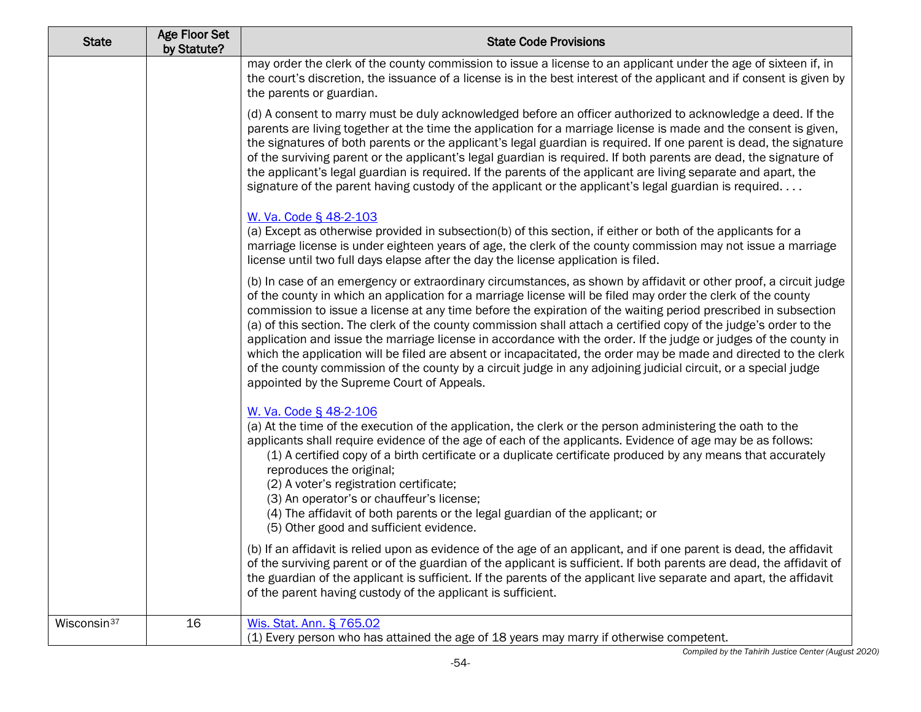| State | Age Floor Set by Statute? | State Code Provisions |
|---|---|---|
| | | may order the clerk of the county commission to issue a license to an applicant under the age of sixteen if, in the court's discretion, the issuance of a license is in the best interest of the applicant and if consent is given by the parents or guardian.<br><br>(d) A consent to marry must be duly acknowledged before an officer authorized to acknowledge a deed. If the parents are living together at the time the application for a marriage license is made and the consent is given, the signatures of both parents or the applicant's legal guardian is required. If one parent is dead, the signature of the surviving parent or the applicant's legal guardian is required. If both parents are dead, the signature of the applicant's legal guardian is required. If the parents of the applicant are living separate and apart, the signature of the parent having custody of the applicant or the applicant's legal guardian is required. . . .<br><br>W. Va. Code § 48-2-103<br>(a) Except as otherwise provided in subsection(b) of this section, if either or both of the applicants for a marriage license is under eighteen years of age, the clerk of the county commission may not issue a marriage license until two full days elapse after the day the license application is filed.<br><br>(b) In case of an emergency or extraordinary circumstances, as shown by affidavit or other proof, a circuit judge of the county in which an application for a marriage license will be filed may order the clerk of the county commission to issue a license at any time before the expiration of the waiting period prescribed in subsection (a) of this section. The clerk of the county commission shall attach a certified copy of the judge's order to the application and issue the marriage license in accordance with the order. If the judge or judges of the county in which the application will be filed are absent or incapacitated, the order may be made and directed to the clerk of the county commission of the county by a circuit judge in any adjoining judicial circuit, or a special judge appointed by the Supreme Court of Appeals.<br><br>W. Va. Code § 48-2-106<br>(a) At the time of the execution of the application, the clerk or the person administering the oath to the applicants shall require evidence of the age of each of the applicants. Evidence of age may be as follows:<br>(1) A certified copy of a birth certificate or a duplicate certificate produced by any means that accurately reproduces the original;<br>(2) A voter's registration certificate;<br>(3) An operator's or chauffeur's license;<br>(4) The affidavit of both parents or the legal guardian of the applicant; or<br>(5) Other good and sufficient evidence.<br><br>(b) If an affidavit is relied upon as evidence of the age of an applicant, and if one parent is dead, the affidavit of the surviving parent or of the guardian of the applicant is sufficient. If both parents are dead, the affidavit of the guardian of the applicant is sufficient. If the parents of the applicant live separate and apart, the affidavit of the parent having custody of the applicant is sufficient. |
| Wisconsin[37] | 16 | Wis. Stat. Ann. § 765.02<br>(1) Every person who has attained the age of 18 years may marry if otherwise competent. |

*Compiled by the Tahirih Justice Center (August 2020)*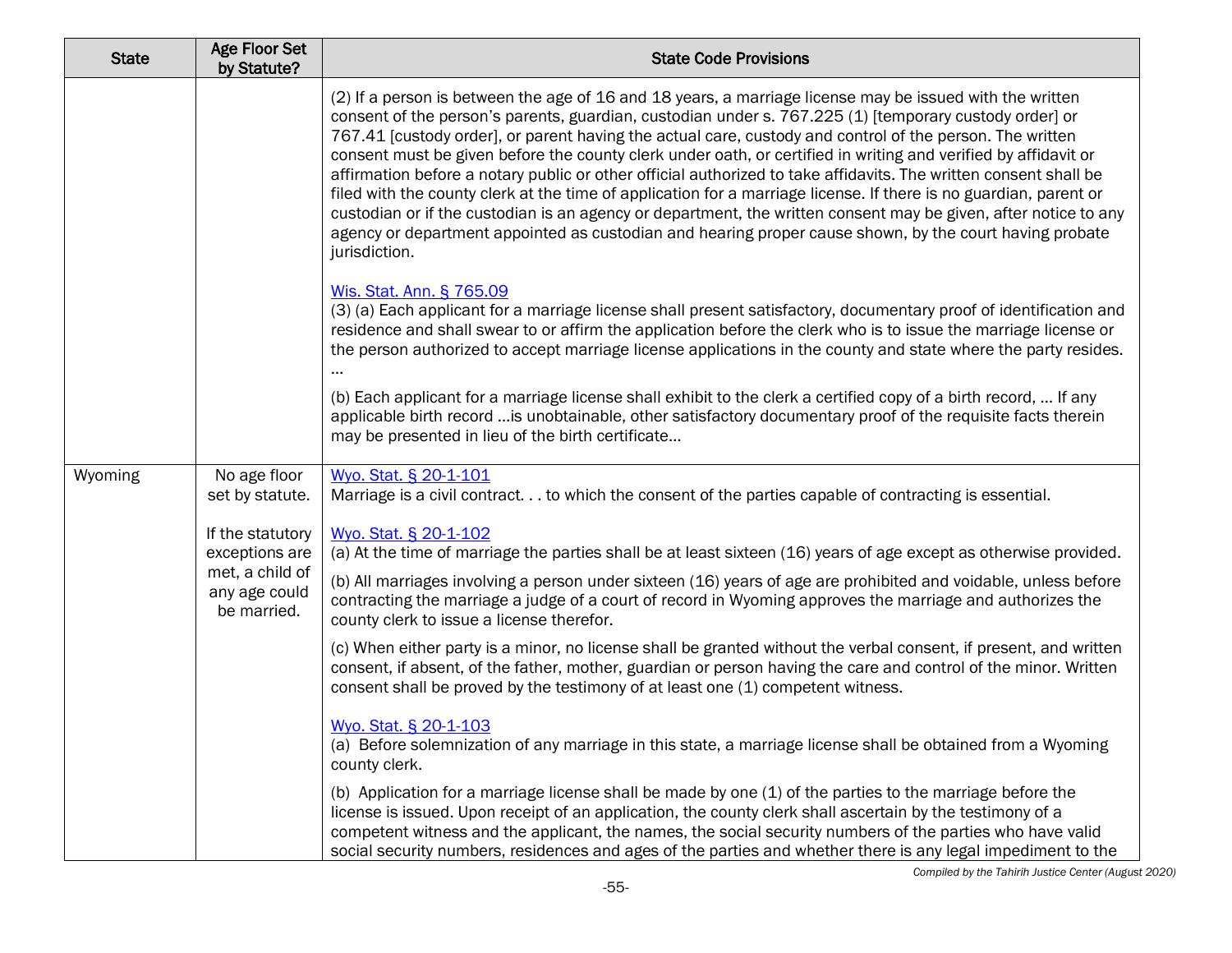| State | Age Floor Set by Statute? | State Code Provisions |
|---|---|---|
| | | (2) If a person is between the age of 16 and 18 years, a marriage license may be issued with the written consent of the person's parents, guardian, custodian under s. 767.225 (1) [temporary custody order] or 767.41 [custody order], or parent having the actual care, custody and control of the person. The written consent must be given before the county clerk under oath, or certified in writing and verified by affidavit or affirmation before a notary public or other official authorized to take affidavits. The written consent shall be filed with the county clerk at the time of application for a marriage license. If there is no guardian, parent or custodian or if the custodian is an agency or department, the written consent may be given, after notice to any agency or department appointed as custodian and hearing proper cause shown, by the court having probate jurisdiction.<br><br>Wis. Stat. Ann. § 765.09<br>(3) (a) Each applicant for a marriage license shall present satisfactory, documentary proof of identification and residence and shall swear to or affirm the application before the clerk who is to issue the marriage license or the person authorized to accept marriage license applications in the county and state where the party resides. …<br><br>(b) Each applicant for a marriage license shall exhibit to the clerk a certified copy of a birth record, … If any applicable birth record …is unobtainable, other satisfactory documentary proof of the requisite facts therein may be presented in lieu of the birth certificate… |
| Wyoming | No age floor set by statute.<br><br>If the statutory exceptions are met, a child of any age could be married. | Wyo. Stat. § 20-1-101<br>Marriage is a civil contract. . . to which the consent of the parties capable of contracting is essential.<br><br>Wyo. Stat. § 20-1-102<br>(a) At the time of marriage the parties shall be at least sixteen (16) years of age except as otherwise provided.<br><br>(b) All marriages involving a person under sixteen (16) years of age are prohibited and voidable, unless before contracting the marriage a judge of a court of record in Wyoming approves the marriage and authorizes the county clerk to issue a license therefor.<br><br>(c) When either party is a minor, no license shall be granted without the verbal consent, if present, and written consent, if absent, of the father, mother, guardian or person having the care and control of the minor. Written consent shall be proved by the testimony of at least one (1) competent witness.<br><br>Wyo. Stat. § 20-1-103<br>(a) Before solemnization of any marriage in this state, a marriage license shall be obtained from a Wyoming county clerk.<br><br>(b) Application for a marriage license shall be made by one (1) of the parties to the marriage before the license is issued. Upon receipt of an application, the county clerk shall ascertain by the testimony of a competent witness and the applicant, the names, the social security numbers of the parties who have valid social security numbers, residences and ages of the parties and whether there is any legal impediment to the |

*Compiled by the Tahirih Justice Center (August 2020)*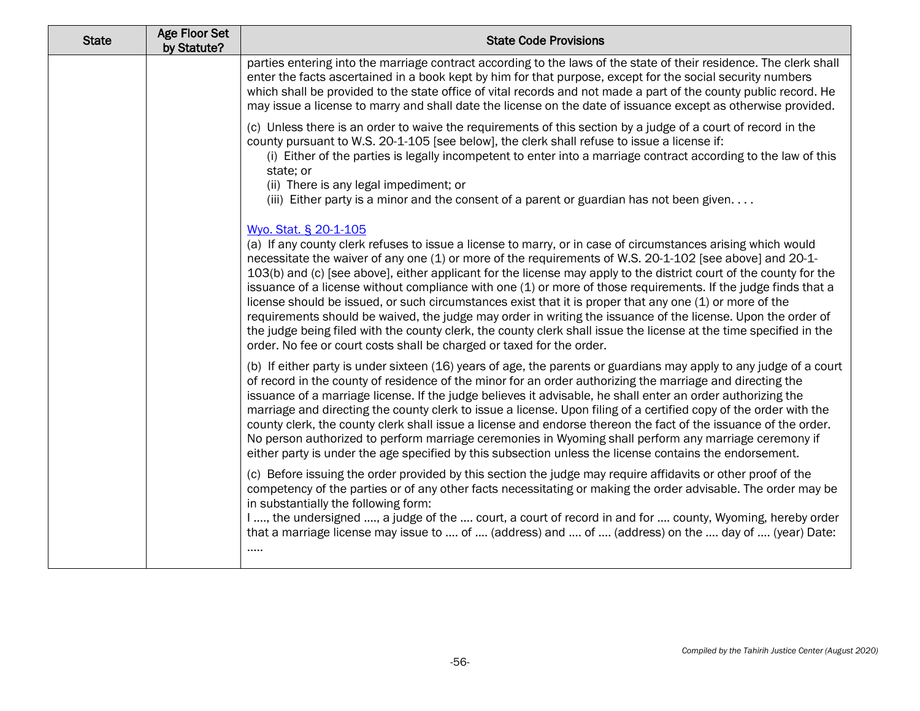| State | Age Floor Set by Statute? | State Code Provisions |
|---|---|---|
| | | parties entering into the marriage contract according to the laws of the state of their residence. The clerk shall enter the facts ascertained in a book kept by him for that purpose, except for the social security numbers which shall be provided to the state office of vital records and not made a part of the county public record. He may issue a license to marry and shall date the license on the date of issuance except as otherwise provided.<br><br>(c) Unless there is an order to waive the requirements of this section by a judge of a court of record in the county pursuant to W.S. 20-1-105 [see below], the clerk shall refuse to issue a license if:<br>(i) Either of the parties is legally incompetent to enter into a marriage contract according to the law of this state; or<br>(ii) There is any legal impediment; or<br>(iii) Either party is a minor and the consent of a parent or guardian has not been given. . . .<br><br>Wyo. Stat. § 20-1-105<br>(a) If any county clerk refuses to issue a license to marry, or in case of circumstances arising which would necessitate the waiver of any one (1) or more of the requirements of W.S. 20-1-102 [see above] and 20-1-103(b) and (c) [see above], either applicant for the license may apply to the district court of the county for the issuance of a license without compliance with one (1) or more of those requirements. If the judge finds that a license should be issued, or such circumstances exist that it is proper that any one (1) or more of the requirements should be waived, the judge may order in writing the issuance of the license. Upon the order of the judge being filed with the county clerk, the county clerk shall issue the license at the time specified in the order. No fee or court costs shall be charged or taxed for the order.<br><br>(b) If either party is under sixteen (16) years of age, the parents or guardians may apply to any judge of a court of record in the county of residence of the minor for an order authorizing the marriage and directing the issuance of a marriage license. If the judge believes it advisable, he shall enter an order authorizing the marriage and directing the county clerk to issue a license. Upon filing of a certified copy of the order with the county clerk, the county clerk shall issue a license and endorse thereon the fact of the issuance of the order. No person authorized to perform marriage ceremonies in Wyoming shall perform any marriage ceremony if either party is under the age specified by this subsection unless the license contains the endorsement.<br><br>(c) Before issuing the order provided by this section the judge may require affidavits or other proof of the competency of the parties or of any other facts necessitating or making the order advisable. The order may be in substantially the following form:<br>I ...., the undersigned ...., a judge of the .... court, a court of record in and for .... county, Wyoming, hereby order that a marriage license may issue to .... of .... (address) and .... of .... (address) on the .... day of .... (year) Date: ..... |

*Compiled by the Tahirih Justice Center (August 2020)*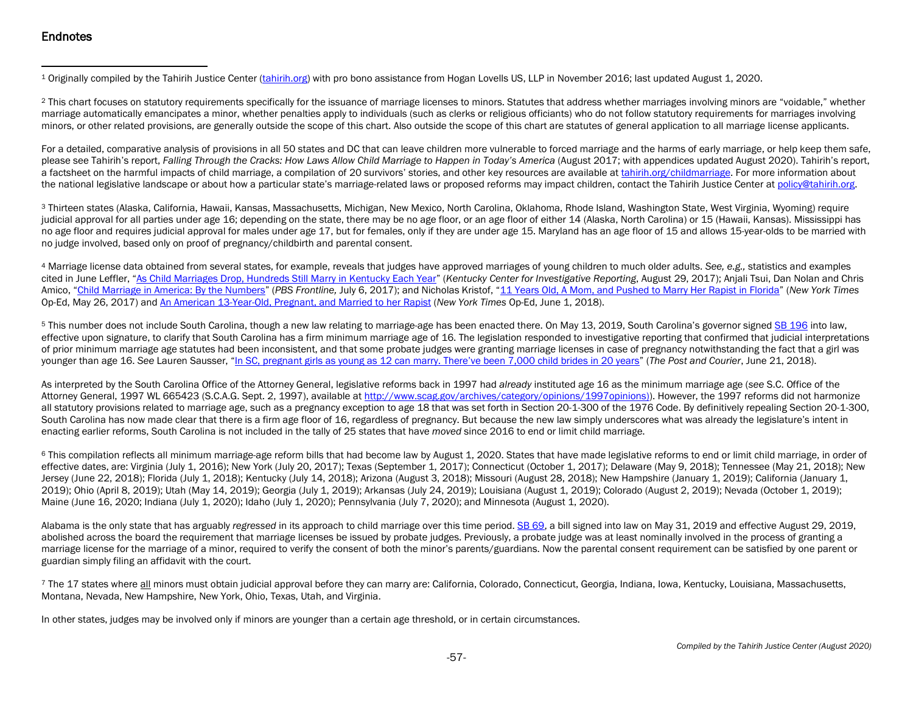## Endnotes

[1] Originally compiled by the Tahirih Justice Center (tahirih.org) with pro bono assistance from Hogan Lovells US, LLP in November 2016; last updated August 1, 2020.

[2] This chart focuses on statutory requirements specifically for the issuance of marriage licenses to minors. Statutes that address whether marriages involving minors are "voidable," whether marriage automatically emancipates a minor, whether penalties apply to individuals (such as clerks or religious officiants) who do not follow statutory requirements for marriages involving minors, or other related provisions, are generally outside the scope of this chart. Also outside the scope of this chart are statutes of general application to all marriage license applicants.

For a detailed, comparative analysis of provisions in all 50 states and DC that can leave children more vulnerable to forced marriage and the harms of early marriage, or help keep them safe, please see Tahirih's report, *Falling Through the Cracks: How Laws Allow Child Marriage to Happen in Today's America* (August 2017; with appendices updated August 2020). Tahirih's report, a factsheet on the harmful impacts of child marriage, a compilation of 20 survivors' stories, and other key resources are available at tahirih.org/childmarriage. For more information about the national legislative landscape or about how a particular state's marriage-related laws or proposed reforms may impact children, contact the Tahirih Justice Center at policy@tahirih.org.

[3] Thirteen states (Alaska, California, Hawaii, Kansas, Massachusetts, Michigan, New Mexico, North Carolina, Oklahoma, Rhode Island, Washington State, West Virginia, Wyoming) require judicial approval for all parties under age 16; depending on the state, there may be no age floor, or an age floor of either 14 (Alaska, North Carolina) or 15 (Hawaii, Kansas). Mississippi has no age floor and requires judicial approval for males under age 17, but for females, only if they are under age 15. Maryland has an age floor of 15 and allows 15-year-olds to be married with no judge involved, based only on proof of pregnancy/childbirth and parental consent.

[4] Marriage license data obtained from several states, for example, reveals that judges have approved marriages of young children to much older adults. *See, e.g.,* statistics and examples cited in June Leffler, "As Child Marriages Drop, Hundreds Still Marry in Kentucky Each Year" (*Kentucky Center for Investigative Reporting*, August 29, 2017); Anjali Tsui, Dan Nolan and Chris Amico, "Child Marriage in America: By the Numbers" (*PBS Frontline,* July 6, 2017); and Nicholas Kristof, "11 Years Old, A Mom, and Pushed to Marry Her Rapist in Florida" (*New York Times* Op-Ed, May 26, 2017) and An American 13-Year-Old, Pregnant, and Married to her Rapist (*New York Times* Op-Ed, June 1, 2018).

[5] This number does not include South Carolina, though a new law relating to marriage-age has been enacted there. On May 13, 2019, South Carolina's governor signed SB 196 into law, effective upon signature, to clarify that South Carolina has a firm minimum marriage age of 16. The legislation responded to investigative reporting that confirmed that judicial interpretations of prior minimum marriage age statutes had been inconsistent, and that some probate judges were granting marriage licenses in case of pregnancy notwithstanding the fact that a girl was younger than age 16. *See* Lauren Sausser, "In SC, pregnant girls as young as 12 can marry. There've been 7,000 child brides in 20 years" (*The Post and Courier*, June 21, 2018).

As interpreted by the South Carolina Office of the Attorney General, legislative reforms back in 1997 had *already* instituted age 16 as the minimum marriage age (*see* S.C. Office of the Attorney General, 1997 WL 665423 (S.C.A.G. Sept. 2, 1997), available at http://www.scag.gov/archives/category/opinions/1997opinions)). However, the 1997 reforms did not harmonize all statutory provisions related to marriage age, such as a pregnancy exception to age 18 that was set forth in Section 20-1-300 of the 1976 Code. By definitively repealing Section 20-1-300, South Carolina has now made clear that there is a firm age floor of 16, regardless of pregnancy. But because the new law simply underscores what was already the legislature's intent in enacting earlier reforms, South Carolina is not included in the tally of 25 states that have *moved* since 2016 to end or limit child marriage.

[6] This compilation reflects all minimum marriage-age reform bills that had become law by August 1, 2020. States that have made legislative reforms to end or limit child marriage, in order of effective dates, are: Virginia (July 1, 2016); New York (July 20, 2017); Texas (September 1, 2017); Connecticut (October 1, 2017); Delaware (May 9, 2018); Tennessee (May 21, 2018); New Jersey (June 22, 2018); Florida (July 1, 2018); Kentucky (July 14, 2018); Arizona (August 3, 2018); Missouri (August 28, 2018); New Hampshire (January 1, 2019); California (January 1, 2019); Ohio (April 8, 2019); Utah (May 14, 2019); Georgia (July 1, 2019); Arkansas (July 24, 2019); Louisiana (August 1, 2019); Colorado (August 2, 2019); Nevada (October 1, 2019); Maine (June 16, 2020; Indiana (July 1, 2020); Idaho (July 1, 2020); Pennsylvania (July 7, 2020); and Minnesota (August 1, 2020).

Alabama is the only state that has arguably *regressed* in its approach to child marriage over this time period. SB 69, a bill signed into law on May 31, 2019 and effective August 29, 2019, abolished across the board the requirement that marriage licenses be issued by probate judges. Previously, a probate judge was at least nominally involved in the process of granting a marriage license for the marriage of a minor, required to verify the consent of both the minor's parents/guardians. Now the parental consent requirement can be satisfied by one parent or guardian simply filing an affidavit with the court.

[7] The 17 states where all minors must obtain judicial approval before they can marry are: California, Colorado, Connecticut, Georgia, Indiana, Iowa, Kentucky, Louisiana, Massachusetts, Montana, Nevada, New Hampshire, New York, Ohio, Texas, Utah, and Virginia.

In other states, judges may be involved only if minors are younger than a certain age threshold, or in certain circumstances.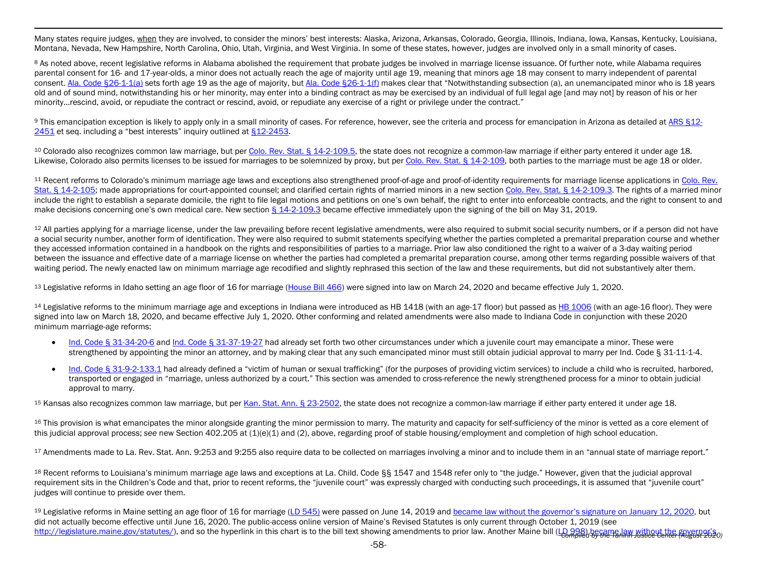Many states require judges, when they are involved, to consider the minors' best interests: Alaska, Arizona, Arkansas, Colorado, Georgia, Illinois, Indiana, Iowa, Kansas, Kentucky, Louisiana, Montana, Nevada, New Hampshire, North Carolina, Ohio, Utah, Virginia, and West Virginia. In some of these states, however, judges are involved only in a small minority of cases.

[8] As noted above, recent legislative reforms in Alabama abolished the requirement that probate judges be involved in marriage license issuance. Of further note, while Alabama requires parental consent for 16- and 17-year-olds, a minor does not actually reach the age of majority until age 19, meaning that minors age 18 may consent to marry independent of parental consent. Ala. Code §26-1-1(a) sets forth age 19 as the age of majority, but Ala. Code §26-1-1(f) makes clear that "Notwithstanding subsection (a), an unemancipated minor who is 18 years old and of sound mind, notwithstanding his or her minority, may enter into a binding contract as may be exercised by an individual of full legal age [and may not] by reason of his or her minority…rescind, avoid, or repudiate the contract or rescind, avoid, or repudiate any exercise of a right or privilege under the contract."

[9] This emancipation exception is likely to apply only in a small minority of cases. For reference, however, see the criteria and process for emancipation in Arizona as detailed at ARS §12-2451 et seq. including a "best interests" inquiry outlined at §12-2453.

[10] Colorado also recognizes common law marriage, but per Colo. Rev. Stat. § 14-2-109.5, the state does not recognize a common-law marriage if either party entered it under age 18. Likewise, Colorado also permits licenses to be issued for marriages to be solemnized by proxy, but per Colo. Rev. Stat. § 14-2-109, both parties to the marriage must be age 18 or older.

[11] Recent reforms to Colorado's minimum marriage age laws and exceptions also strengthened proof-of-age and proof-of-identity requirements for marriage license applications in Colo. Rev. Stat. § 14-2-105; made appropriations for court-appointed counsel; and clarified certain rights of married minors in a new section Colo. Rev. Stat. § 14-2-109.3. The rights of a married minor include the right to establish a separate domicile, the right to file legal motions and petitions on one's own behalf, the right to enter into enforceable contracts, and the right to consent to and make decisions concerning one's own medical care. New section § 14-2-109.3 became effective immediately upon the signing of the bill on May 31, 2019.

[12] All parties applying for a marriage license, under the law prevailing before recent legislative amendments, were also required to submit social security numbers, or if a person did not have a social security number, another form of identification. They were also required to submit statements specifying whether the parties completed a premarital preparation course and whether they accessed information contained in a handbook on the rights and responsibilities of parties to a marriage. Prior law also conditioned the right to a waiver of a 3-day waiting period between the issuance and effective date of a marriage license on whether the parties had completed a premarital preparation course, among other terms regarding possible waivers of that waiting period. The newly enacted law on minimum marriage age recodified and slightly rephrased this section of the law and these requirements, but did not substantively alter them.

[13] Legislative reforms in Idaho setting an age floor of 16 for marriage (House Bill 466) were signed into law on March 24, 2020 and became effective July 1, 2020.

[14] Legislative reforms to the minimum marriage age and exceptions in Indiana were introduced as HB 1418 (with an age-17 floor) but passed as HB 1006 (with an age-16 floor). They were signed into law on March 18, 2020, and became effective July 1, 2020. Other conforming and related amendments were also made to Indiana Code in conjunction with these 2020 minimum marriage-age reforms:

- Ind. Code § 31-34-20-6 and Ind. Code § 31-37-19-27 had already set forth two other circumstances under which a juvenile court may emancipate a minor. These were strengthened by appointing the minor an attorney, and by making clear that any such emancipated minor must still obtain judicial approval to marry per Ind. Code § 31-11-1-4.
- Ind. Code § 31-9-2-133.1 had already defined a "victim of human or sexual trafficking" (for the purposes of providing victim services) to include a child who is recruited, harbored, transported or engaged in "marriage, unless authorized by a court." This section was amended to cross-reference the newly strengthened process for a minor to obtain judicial approval to marry.

[15] Kansas also recognizes common law marriage, but per Kan. Stat. Ann. § 23-2502, the state does not recognize a common-law marriage if either party entered it under age 18.

[16] This provision is what emancipates the minor alongside granting the minor permission to marry. The maturity and capacity for self-sufficiency of the minor is vetted as a core element of this judicial approval process; see new Section 402.205 at (1)(e)(1) and (2), above, regarding proof of stable housing/employment and completion of high school education.

[17] Amendments made to La. Rev. Stat. Ann. 9:253 and 9:255 also require data to be collected on marriages involving a minor and to include them in an "annual state of marriage report."

[18] Recent reforms to Louisiana's minimum marriage age laws and exceptions at La. Child. Code §§ 1547 and 1548 refer only to "the judge." However, given that the judicial approval requirement sits in the Children's Code and that, prior to recent reforms, the "juvenile court" was expressly charged with conducting such proceedings, it is assumed that "juvenile court" judges will continue to preside over them.

[19] Legislative reforms in Maine setting an age floor of 16 for marriage (LD 545) were passed on June 14, 2019 and became law without the governor's signature on January 12, 2020, but did not actually become effective until June 16, 2020. The public-access online version of Maine's Revised Statutes is only current through October 1, 2019 (see http://legislature.maine.gov/statutes/), and so the hyperlink in this chart is to the bill text showing amendments to prior law. Another Maine bill (LD 998) became law without the governor's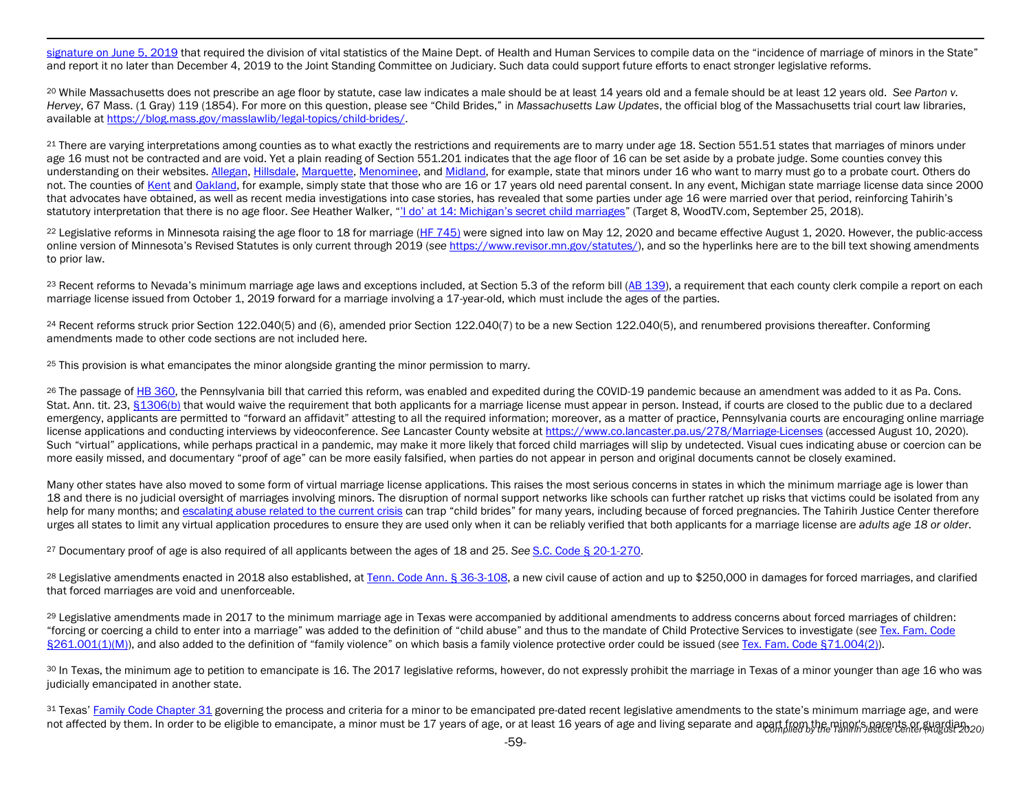signature on June 5, 2019 that required the division of vital statistics of the Maine Dept. of Health and Human Services to compile data on the "incidence of marriage of minors in the State" and report it no later than December 4, 2019 to the Joint Standing Committee on Judiciary. Such data could support future efforts to enact stronger legislative reforms.

[20] While Massachusetts does not prescribe an age floor by statute, case law indicates a male should be at least 14 years old and a female should be at least 12 years old. *See Parton v. Hervey*, 67 Mass. (1 Gray) 119 (1854). For more on this question, please see "Child Brides," in *Massachusetts Law Updates*, the official blog of the Massachusetts trial court law libraries, available at https://blog.mass.gov/masslawlib/legal-topics/child-brides/.

[21] There are varying interpretations among counties as to what exactly the restrictions and requirements are to marry under age 18. Section 551.51 states that marriages of minors under age 16 must not be contracted and are void. Yet a plain reading of Section 551.201 indicates that the age floor of 16 can be set aside by a probate judge. Some counties convey this understanding on their websites. Allegan, Hillsdale, Marquette, Menominee, and Midland, for example, state that minors under 16 who want to marry must go to a probate court. Others do not. The counties of Kent and Oakland, for example, simply state that those who are 16 or 17 years old need parental consent. In any event, Michigan state marriage license data since 2000 that advocates have obtained, as well as recent media investigations into case stories, has revealed that some parties under age 16 were married over that period, reinforcing Tahirih's statutory interpretation that there is no age floor. *See* Heather Walker, "'I do' at 14: Michigan's secret child marriages" (Target 8, WoodTV.com, September 25, 2018).

[22] Legislative reforms in Minnesota raising the age floor to 18 for marriage (HF 745) were signed into law on May 12, 2020 and became effective August 1, 2020. However, the public-access online version of Minnesota's Revised Statutes is only current through 2019 (*see* https://www.revisor.mn.gov/statutes/), and so the hyperlinks here are to the bill text showing amendments to prior law.

[23] Recent reforms to Nevada's minimum marriage age laws and exceptions included, at Section 5.3 of the reform bill (AB 139), a requirement that each county clerk compile a report on each marriage license issued from October 1, 2019 forward for a marriage involving a 17-year-old, which must include the ages of the parties.

[24] Recent reforms struck prior Section 122.040(5) and (6), amended prior Section 122.040(7) to be a new Section 122.040(5), and renumbered provisions thereafter. Conforming amendments made to other code sections are not included here.

[25] This provision is what emancipates the minor alongside granting the minor permission to marry.

[26] The passage of HB 360, the Pennsylvania bill that carried this reform, was enabled and expedited during the COVID-19 pandemic because an amendment was added to it as Pa. Cons. Stat. Ann. tit. 23, §1306(b) that would waive the requirement that both applicants for a marriage license must appear in person. Instead, if courts are closed to the public due to a declared emergency, applicants are permitted to "forward an affidavit" attesting to all the required information; moreover, as a matter of practice, Pennsylvania courts are encouraging online marriage license applications and conducting interviews by videoconference. *See* Lancaster County website at https://www.co.lancaster.pa.us/278/Marriage-Licenses (accessed August 10, 2020). Such "virtual" applications, while perhaps practical in a pandemic, may make it more likely that forced child marriages will slip by undetected. Visual cues indicating abuse or coercion can be more easily missed, and documentary "proof of age" can be more easily falsified, when parties do not appear in person and original documents cannot be closely examined.

Many other states have also moved to some form of virtual marriage license applications. This raises the most serious concerns in states in which the minimum marriage age is lower than 18 and there is no judicial oversight of marriages involving minors. The disruption of normal support networks like schools can further ratchet up risks that victims could be isolated from any help for many months; and escalating abuse related to the current crisis can trap "child brides" for many years, including because of forced pregnancies. The Tahirih Justice Center therefore urges all states to limit any virtual application procedures to ensure they are used only when it can be reliably verified that both applicants for a marriage license are *adults age 18 or older*.

[27] Documentary proof of age is also required of all applicants between the ages of 18 and 25. *See* S.C. Code § 20-1-270.

[28] Legislative amendments enacted in 2018 also established, at Tenn. Code Ann. § 36-3-108, a new civil cause of action and up to $250,000 in damages for forced marriages, and clarified that forced marriages are void and unenforceable.

[29] Legislative amendments made in 2017 to the minimum marriage age in Texas were accompanied by additional amendments to address concerns about forced marriages of children: "forcing or coercing a child to enter into a marriage" was added to the definition of "child abuse" and thus to the mandate of Child Protective Services to investigate (*see* Tex. Fam. Code §261.001(1)(M)), and also added to the definition of "family violence" on which basis a family violence protective order could be issued (*see* Tex. Fam. Code §71.004(2)).

[30] In Texas, the minimum age to petition to emancipate is 16. The 2017 legislative reforms, however, do not expressly prohibit the marriage in Texas of a minor younger than age 16 who was judicially emancipated in another state.

[31] Texas' Family Code Chapter 31 governing the process and criteria for a minor to be emancipated pre-dated recent legislative amendments to the state's minimum marriage age, and were not affected by them. In order to be eligible to emancipate, a minor must be 17 years of age, or at least 16 years of age and living separate and apart from the minor's parents or guardian.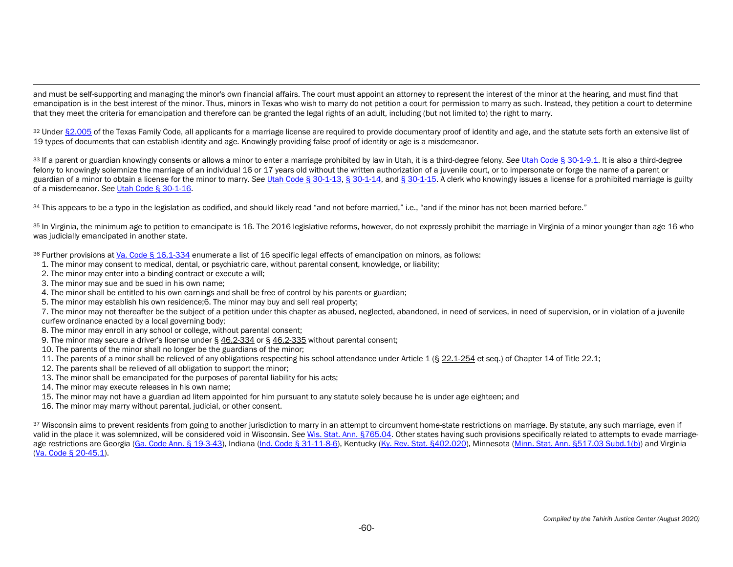and must be self-supporting and managing the minor's own financial affairs. The court must appoint an attorney to represent the interest of the minor at the hearing, and must find that emancipation is in the best interest of the minor. Thus, minors in Texas who wish to marry do not petition a court for permission to marry as such. Instead, they petition a court to determine that they meet the criteria for emancipation and therefore can be granted the legal rights of an adult, including (but not limited to) the right to marry.

[32] Under §2.005 of the Texas Family Code, all applicants for a marriage license are required to provide documentary proof of identity and age, and the statute sets forth an extensive list of 19 types of documents that can establish identity and age. Knowingly providing false proof of identity or age is a misdemeanor.

[33] If a parent or guardian knowingly consents or allows a minor to enter a marriage prohibited by law in Utah, it is a third-degree felony. *See* Utah Code § 30-1-9.1. It is also a third-degree felony to knowingly solemnize the marriage of an individual 16 or 17 years old without the written authorization of a juvenile court, or to impersonate or forge the name of a parent or guardian of a minor to obtain a license for the minor to marry. *See* Utah Code § 30-1-13, § 30-1-14, and § 30-1-15. A clerk who knowingly issues a license for a prohibited marriage is guilty of a misdemeanor. *See* Utah Code § 30-1-16.

[34] This appears to be a typo in the legislation as codified, and should likely read "and not before married," i.e., "and if the minor has not been married before."

[35] In Virginia, the minimum age to petition to emancipate is 16. The 2016 legislative reforms, however, do not expressly prohibit the marriage in Virginia of a minor younger than age 16 who was judicially emancipated in another state.

[36] Further provisions at Va. Code § 16.1-334 enumerate a list of 16 specific legal effects of emancipation on minors, as follows:

1. The minor may consent to medical, dental, or psychiatric care, without parental consent, knowledge, or liability;
2. The minor may enter into a binding contract or execute a will;
3. The minor may sue and be sued in his own name;
4. The minor shall be entitled to his own earnings and shall be free of control by his parents or guardian;
5. The minor may establish his own residence;6. The minor may buy and sell real property;
7. The minor may not thereafter be the subject of a petition under this chapter as abused, neglected, abandoned, in need of services, in need of supervision, or in violation of a juvenile curfew ordinance enacted by a local governing body;
8. The minor may enroll in any school or college, without parental consent;
9. The minor may secure a driver's license under § 46.2-334 or § 46.2-335 without parental consent;
10. The parents of the minor shall no longer be the guardians of the minor;
11. The parents of a minor shall be relieved of any obligations respecting his school attendance under Article 1 (§ 22.1-254 et seq.) of Chapter 14 of Title 22.1;
12. The parents shall be relieved of all obligation to support the minor;
13. The minor shall be emancipated for the purposes of parental liability for his acts;
14. The minor may execute releases in his own name;
15. The minor may not have a guardian ad litem appointed for him pursuant to any statute solely because he is under age eighteen; and
16. The minor may marry without parental, judicial, or other consent.

[37] Wisconsin aims to prevent residents from going to another jurisdiction to marry in an attempt to circumvent home-state restrictions on marriage. By statute, any such marriage, even if valid in the place it was solemnized, will be considered void in Wisconsin. *See* Wis. Stat. Ann. §765.04. Other states having such provisions specifically related to attempts to evade marriage-age restrictions are Georgia (Ga. Code Ann. § 19-3-43), Indiana (Ind. Code § 31-11-8-6), Kentucky (Ky. Rev. Stat. §402.020), Minnesota (Minn. Stat. Ann. §517.03 Subd.1(b)) and Virginia (Va. Code § 20-45.1).

*Compiled by the Tahirih Justice Center (August 2020)*